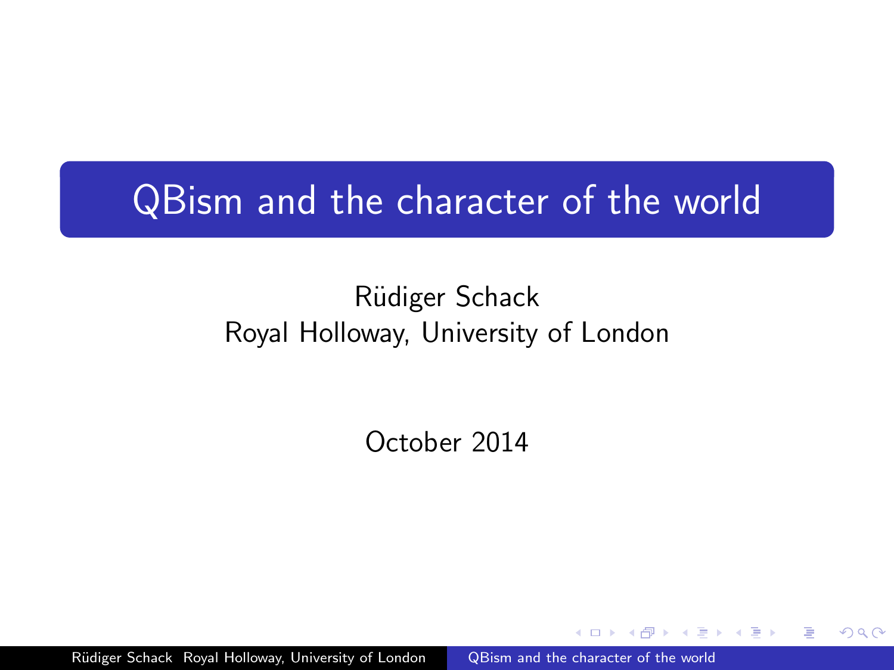# QBism and the character of the world

Rüdiger Schack
Royal Holloway, University of London

October 2014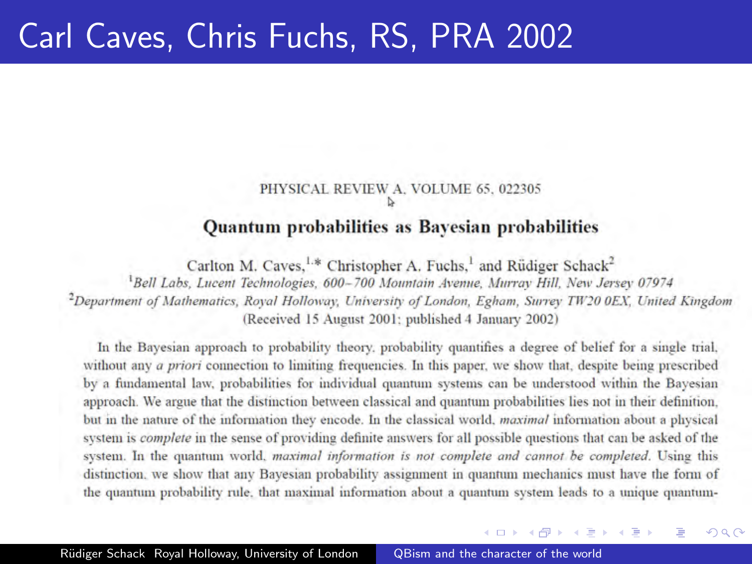# Carl Caves, Chris Fuchs, RS, PRA 2002

PHYSICAL REVIEW A, VOLUME 65, 022305

## Quantum probabilities as Bayesian probabilities

Carlton M. Caves,[1,*] Christopher A. Fuchs,[1] and Rüdiger Schack[2]

[1]*Bell Labs, Lucent Technologies, 600–700 Mountain Avenue, Murray Hill, New Jersey 07974*

[2]*Department of Mathematics, Royal Holloway, University of London, Egham, Surrey TW20 0EX, United Kingdom*

(Received 15 August 2001; published 4 January 2002)

In the Bayesian approach to probability theory, probability quantifies a degree of belief for a single trial, without any *a priori* connection to limiting frequencies. In this paper, we show that, despite being prescribed by a fundamental law, probabilities for individual quantum systems can be understood within the Bayesian approach. We argue that the distinction between classical and quantum probabilities lies not in their definition, but in the nature of the information they encode. In the classical world, *maximal* information about a physical system is *complete* in the sense of providing definite answers for all possible questions that can be asked of the system. In the quantum world, *maximal information is not complete and cannot be completed*. Using this distinction, we show that any Bayesian probability assignment in quantum mechanics must have the form of the quantum probability rule, that maximal information about a quantum system leads to a unique quantum-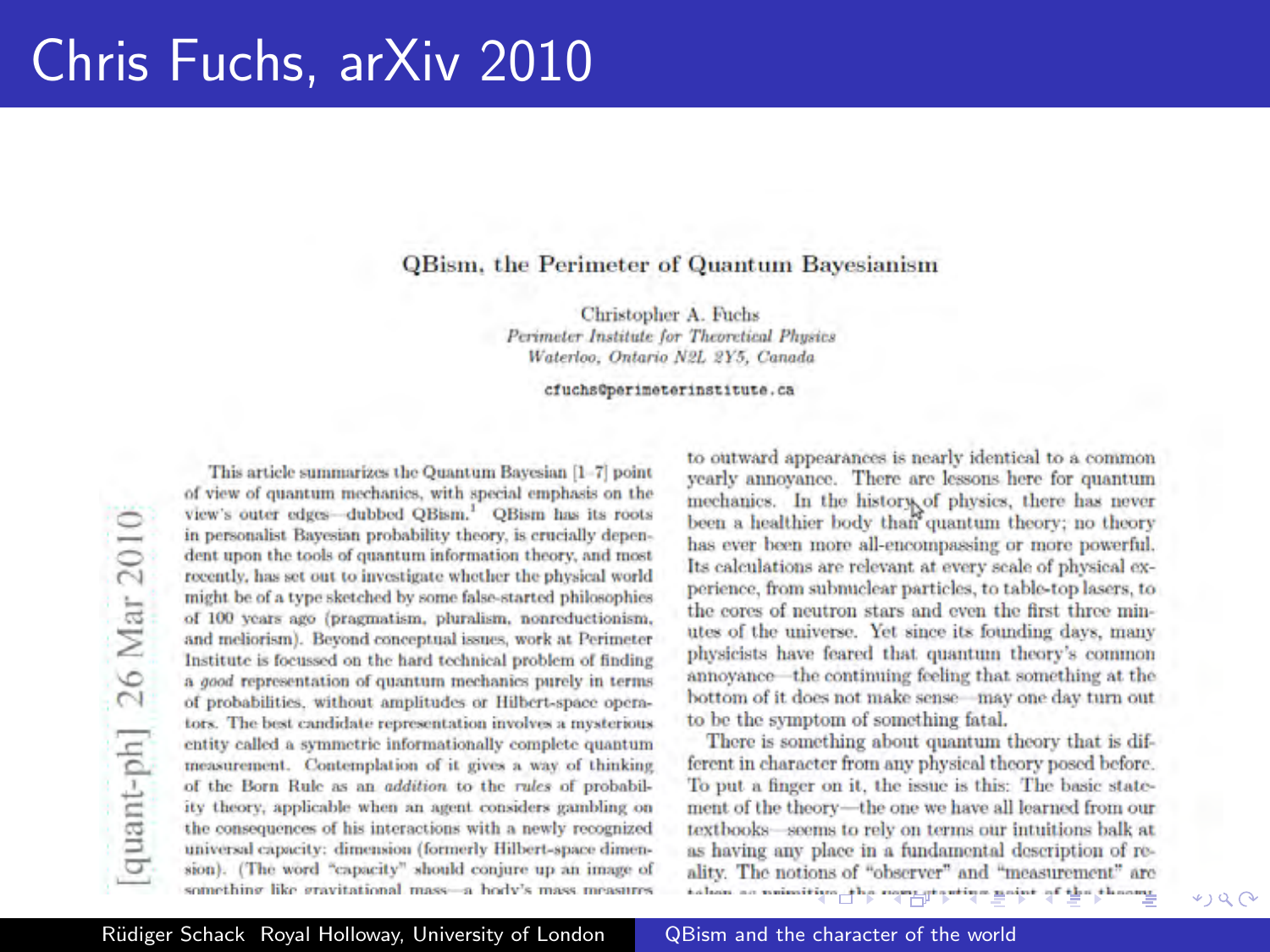# Chris Fuchs, arXiv 2010

**QBism, the Perimeter of Quantum Bayesianism**

Christopher A. Fuchs
*Perimeter Institute for Theoretical Physics*
*Waterloo, Ontario N2L 2Y5, Canada*

cfuchs@perimeterinstitute.ca

[quant-ph] 26 Mar 2010

This article summarizes the Quantum Bayesian [1–7] point of view of quantum mechanics, with special emphasis on the view's outer edges—dubbed QBism.[1] QBism has its roots in personalist Bayesian probability theory, is crucially dependent upon the tools of quantum information theory, and most recently, has set out to investigate whether the physical world might be of a type sketched by some false-started philosophies of 100 years ago (pragmatism, pluralism, nonreductionism, and meliorism). Beyond conceptual issues, work at Perimeter Institute is focussed on the hard technical problem of finding a *good* representation of quantum mechanics purely in terms of probabilities, without amplitudes or Hilbert-space operators. The best candidate representation involves a mysterious entity called a symmetric informationally complete quantum measurement. Contemplation of it gives a way of thinking of the Born Rule as an *addition* to the *rules* of probability theory, applicable when an agent considers gambling on the consequences of his interactions with a newly recognized universal capacity: dimension (formerly Hilbert-space dimension). (The word "capacity" should conjure up an image of something like gravitational mass—a body's mass measures

to outward appearances is nearly identical to a common yearly annoyance. There are lessons here for quantum mechanics. In the history of physics, there has never been a healthier body than quantum theory; no theory has ever been more all-encompassing or more powerful. Its calculations are relevant at every scale of physical experience, from subnuclear particles, to table-top lasers, to the cores of neutron stars and even the first three minutes of the universe. Yet since its founding days, many physicists have feared that quantum theory's common annoyance—the continuing feeling that something at the bottom of it does not make sense—may one day turn out to be the symptom of something fatal.

There is something about quantum theory that is different in character from any physical theory posed before. To put a finger on it, the issue is this: The basic statement of the theory—the one we have all learned from our textbooks—seems to rely on terms our intuitions balk at as having any place in a fundamental description of reality. The notions of "observer" and "measurement" are taken as primitive, the very starting point of the theory.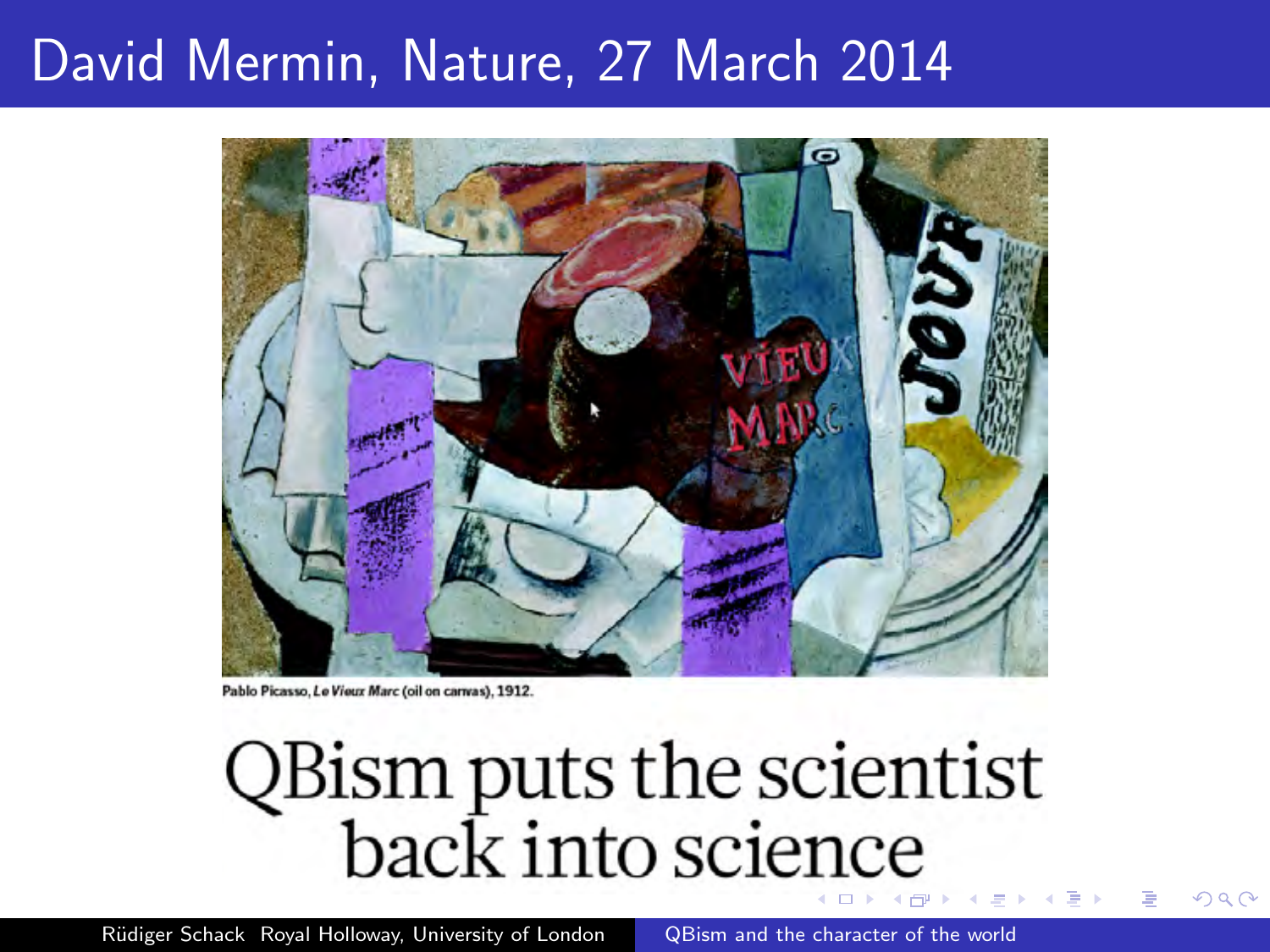# David Mermin, Nature, 27 March 2014

Pablo Picasso, *Le Vieux Marc* (oil on canvas), 1912.

QBism puts the scientist back into science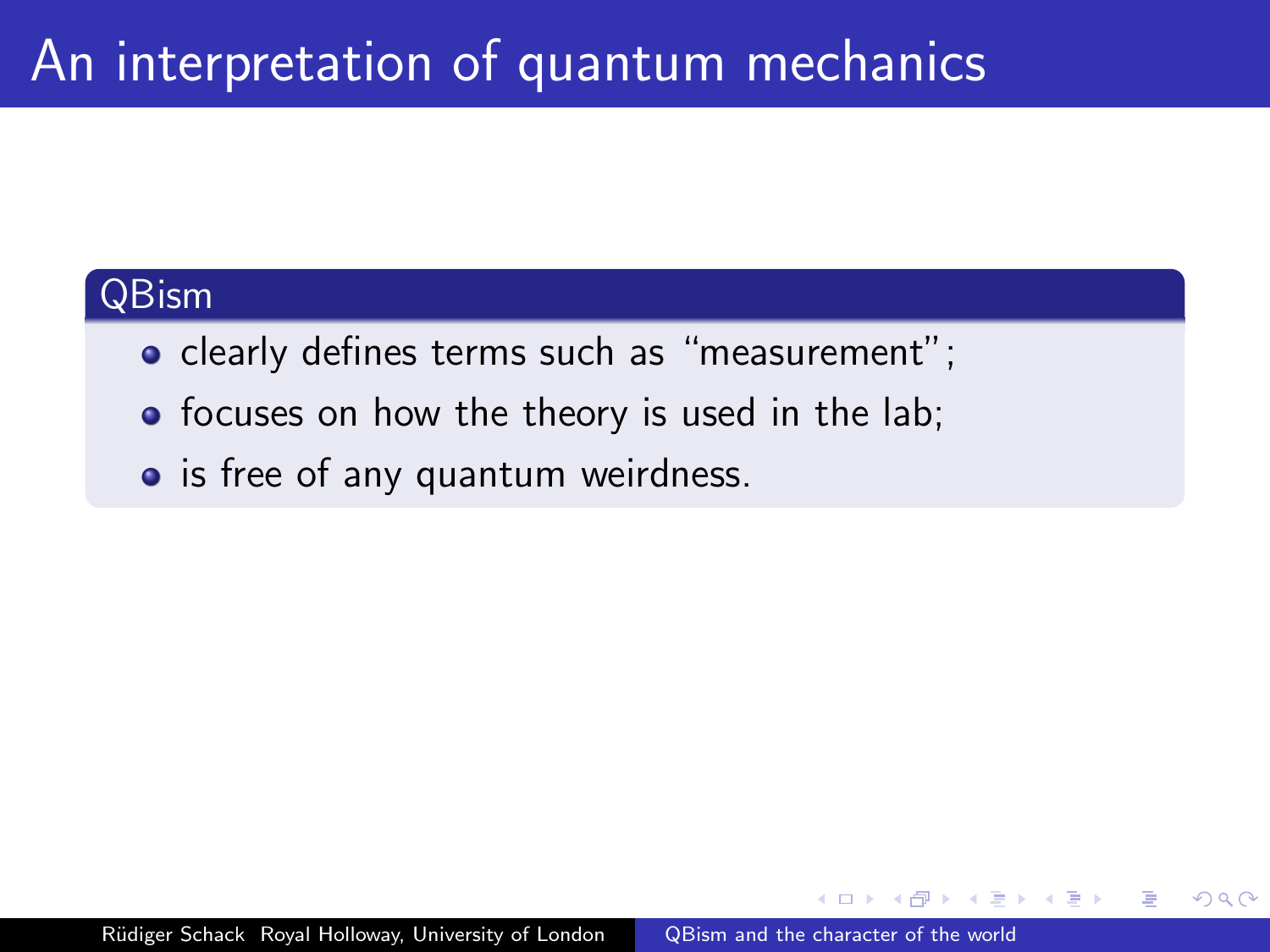# An interpretation of quantum mechanics

## QBism

- clearly defines terms such as "measurement";
- focuses on how the theory is used in the lab;
- is free of any quantum weirdness.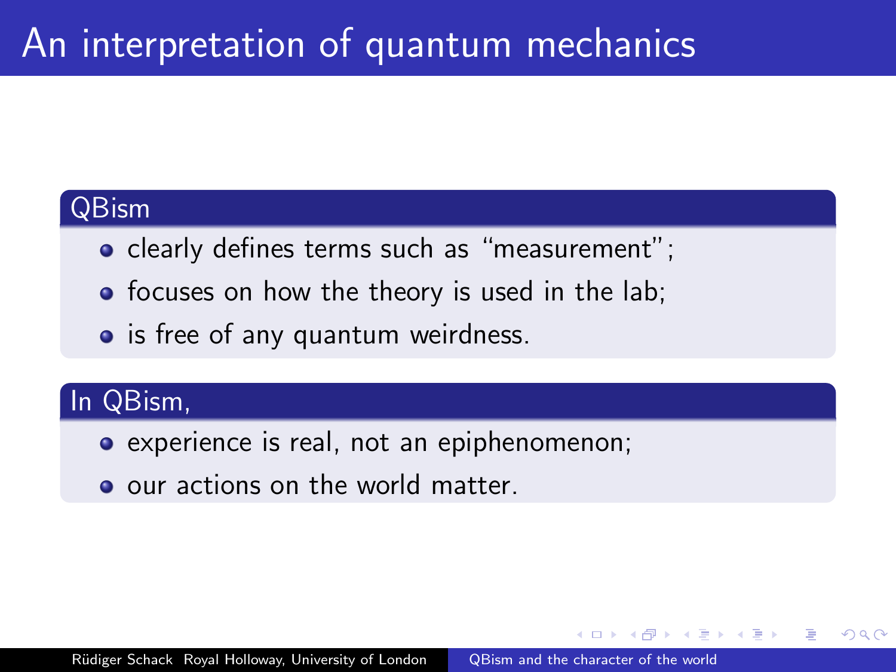# An interpretation of quantum mechanics

## QBism

- clearly defines terms such as "measurement";
- focuses on how the theory is used in the lab;
- is free of any quantum weirdness.

## In QBism,

- experience is real, not an epiphenomenon;
- our actions on the world matter.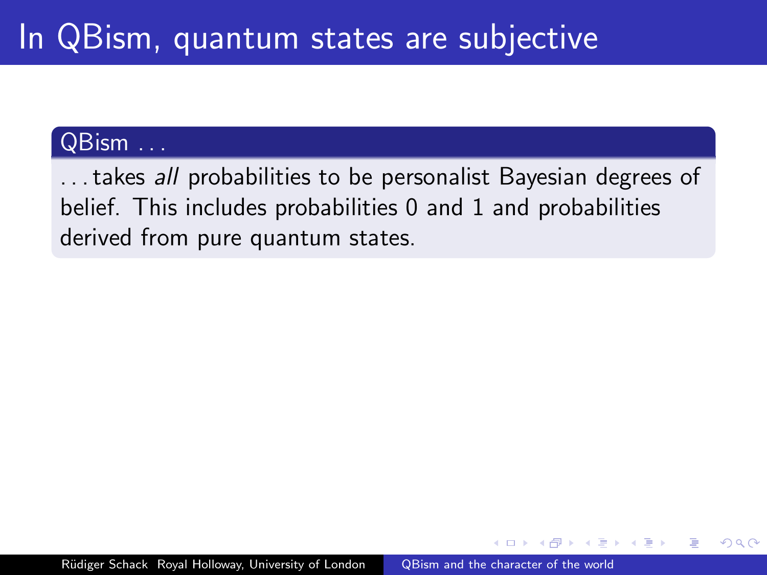# In QBism, quantum states are subjective

### QBism ...

...takes *all* probabilities to be personalist Bayesian degrees of belief. This includes probabilities 0 and 1 and probabilities derived from pure quantum states.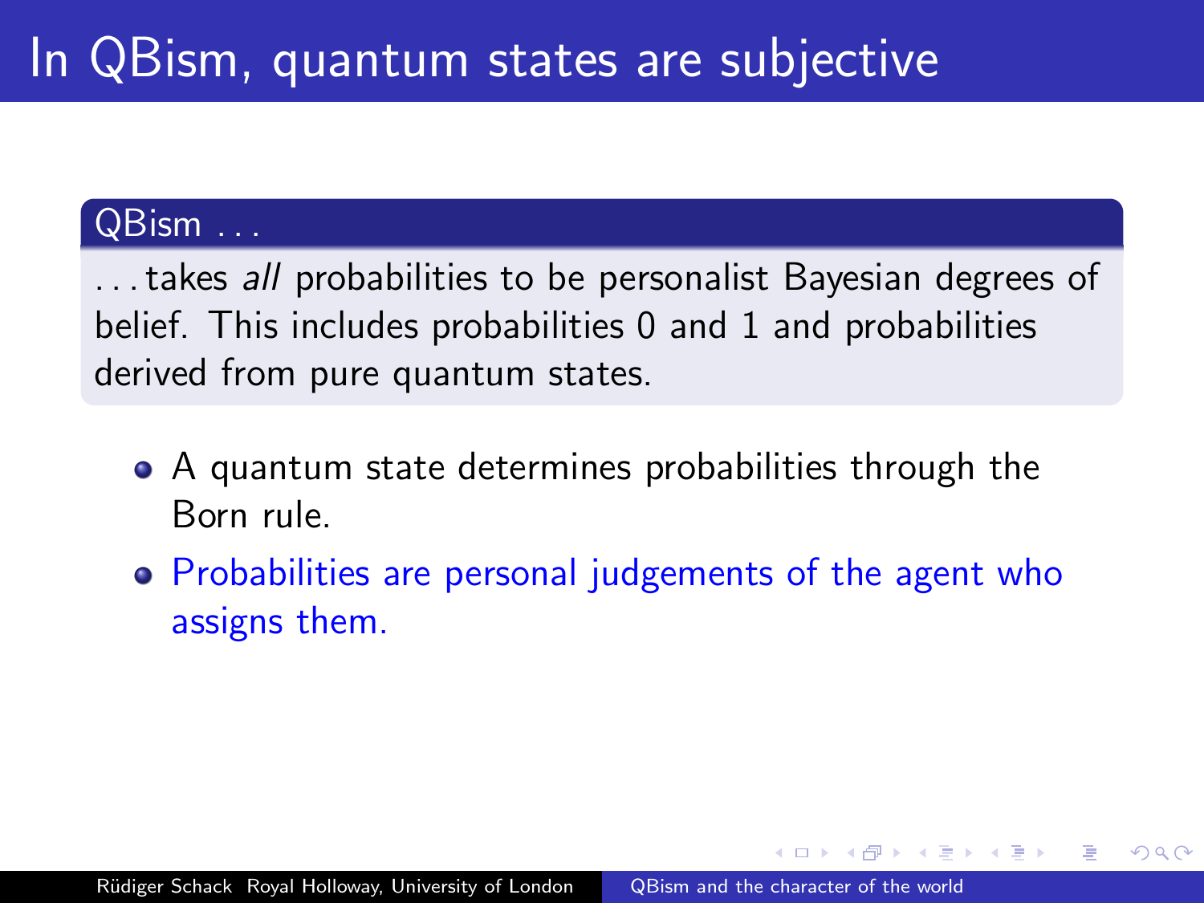# In QBism, quantum states are subjective

**QBism . . .**

. . . takes *all* probabilities to be personalist Bayesian degrees of belief. This includes probabilities 0 and 1 and probabilities derived from pure quantum states.

- A quantum state determines probabilities through the Born rule.
- Probabilities are personal judgements of the agent who assigns them.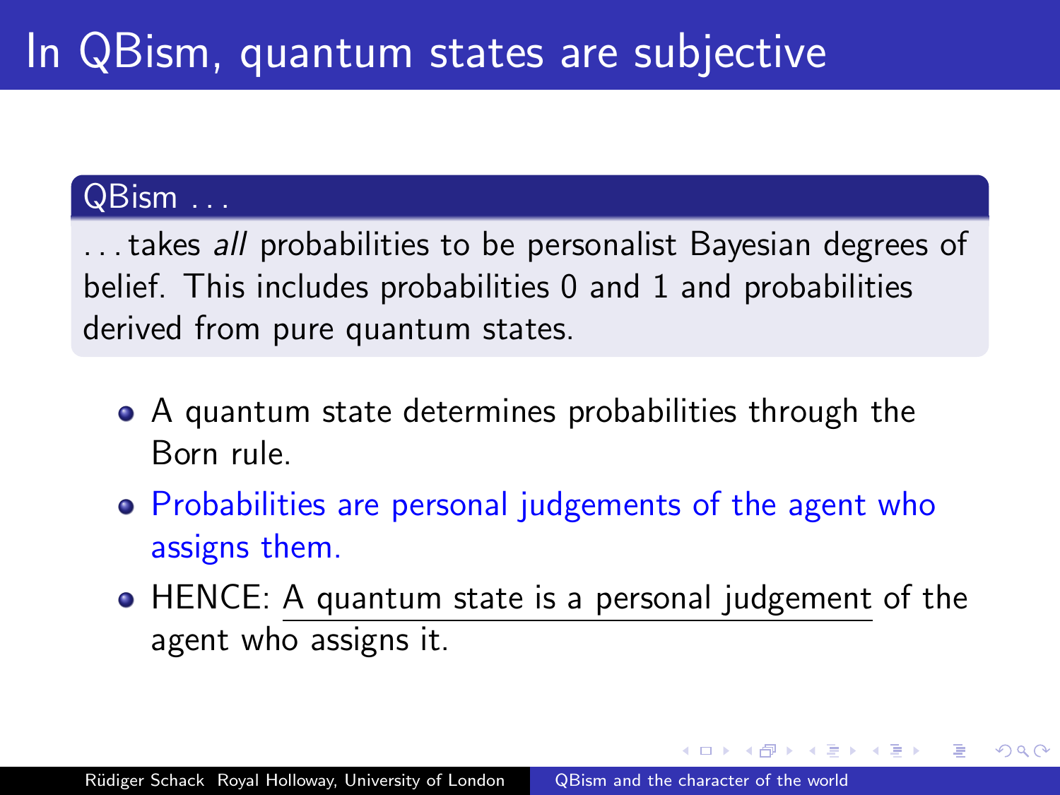# In QBism, quantum states are subjective

**QBism . . .**

. . . takes *all* probabilities to be personalist Bayesian degrees of belief. This includes probabilities 0 and 1 and probabilities derived from pure quantum states.

- A quantum state determines probabilities through the Born rule.
- Probabilities are personal judgements of the agent who assigns them.
- HENCE: A quantum state is a personal judgement of the agent who assigns it.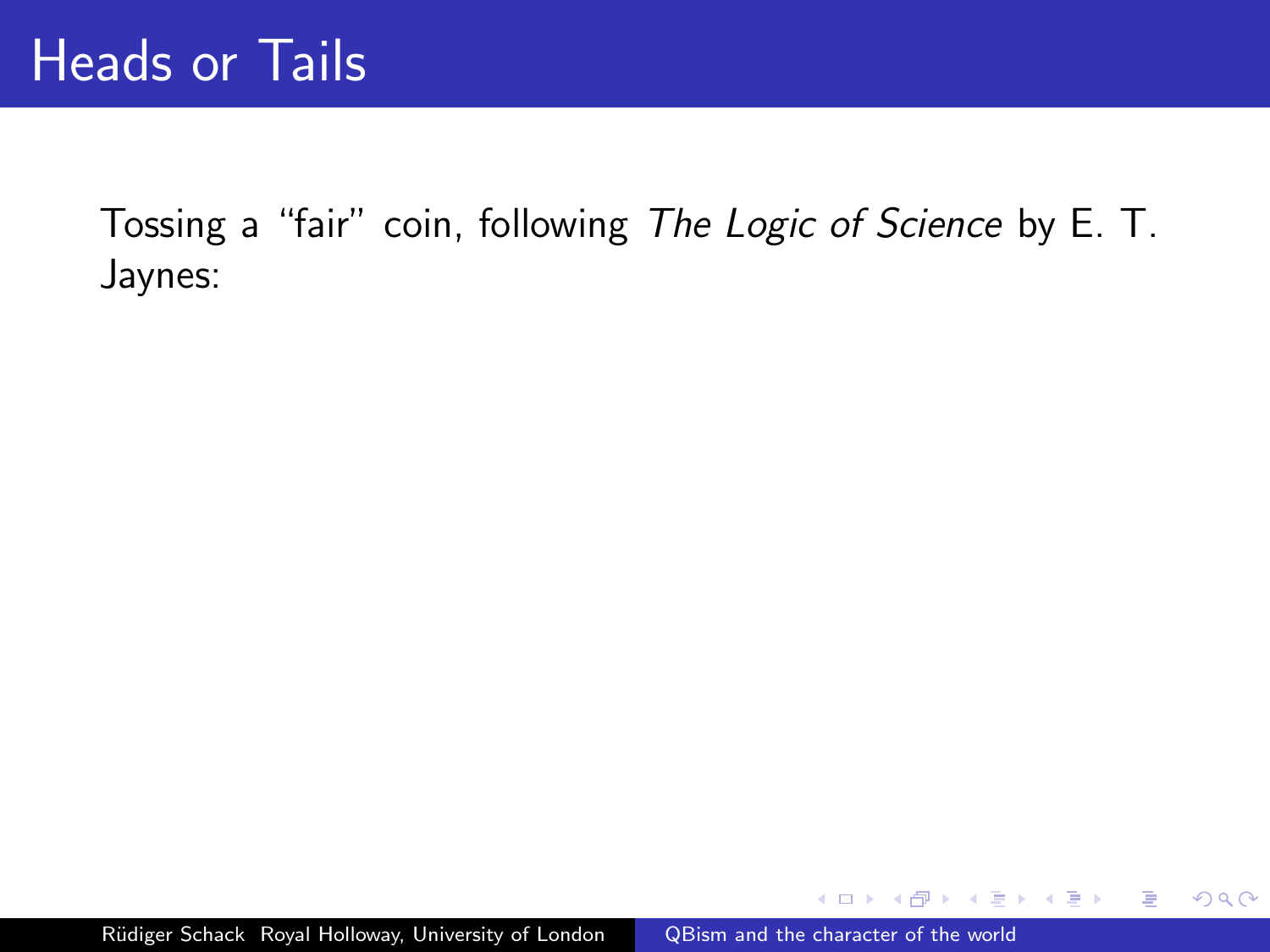# Heads or Tails

Tossing a "fair" coin, following *The Logic of Science* by E. T. Jaynes: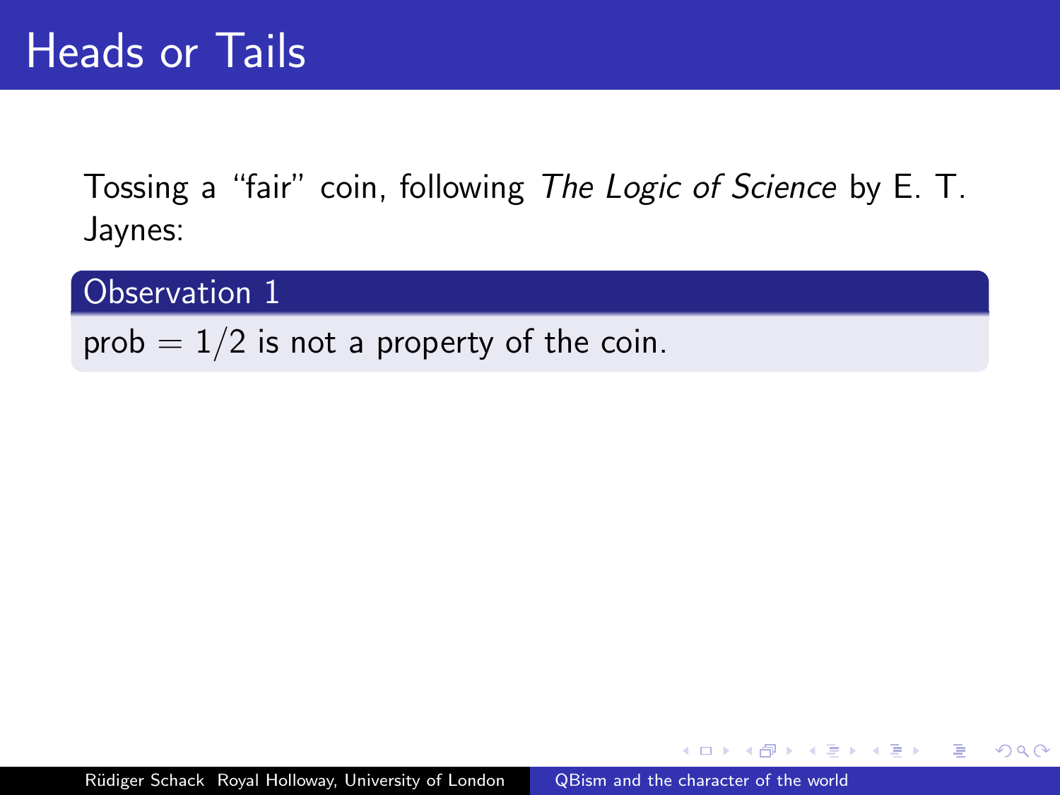# Heads or Tails

Tossing a "fair" coin, following *The Logic of Science* by E. T. Jaynes:

**Observation 1**

prob $= 1/2$ is not a property of the coin.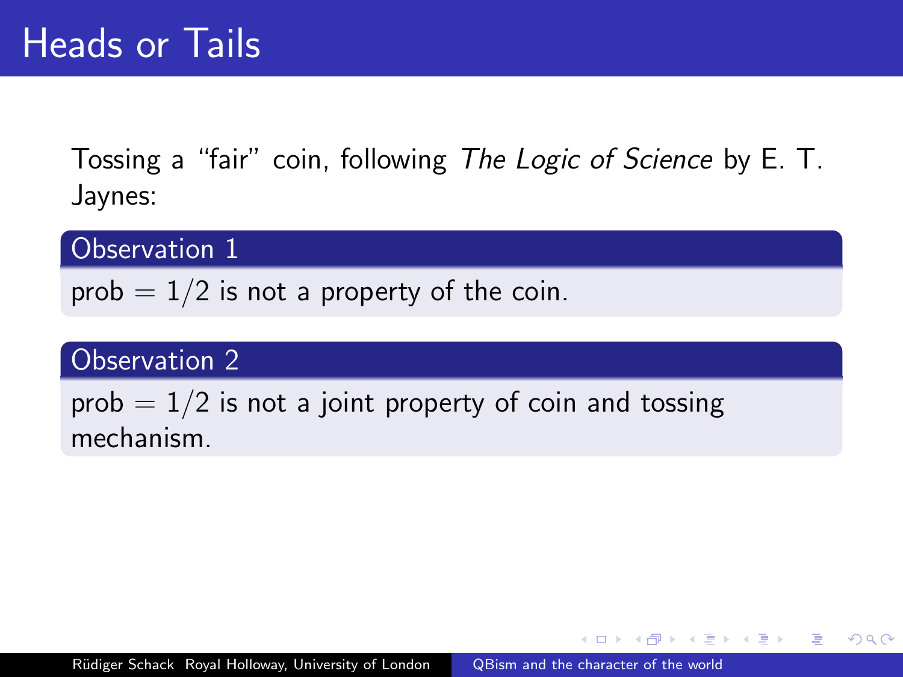# Heads or Tails

Tossing a "fair" coin, following *The Logic of Science* by E. T. Jaynes:

**Observation 1**

prob $= 1/2$ is not a property of the coin.

**Observation 2**

prob $= 1/2$ is not a joint property of coin and tossing mechanism.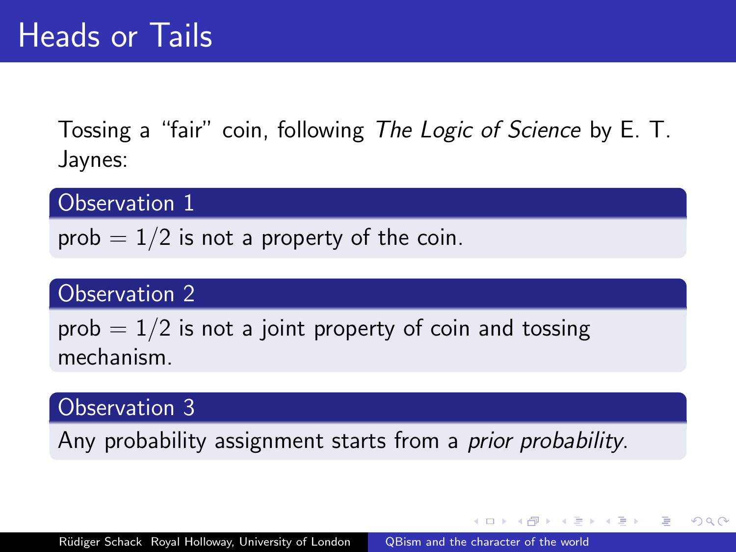# Heads or Tails

Tossing a "fair" coin, following *The Logic of Science* by E. T. Jaynes:

**Observation 1**

prob $= 1/2$ is not a property of the coin.

**Observation 2**

prob $= 1/2$ is not a joint property of coin and tossing mechanism.

**Observation 3**

Any probability assignment starts from a *prior probability*.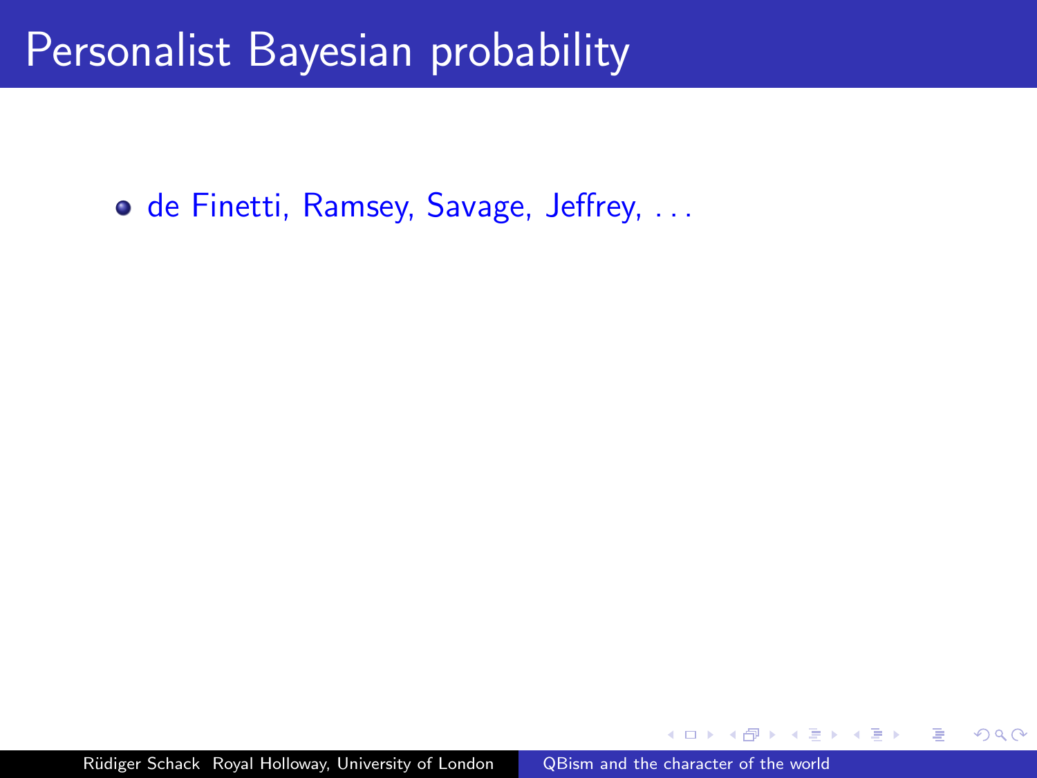# Personalist Bayesian probability

- de Finetti, Ramsey, Savage, Jeffrey, . . .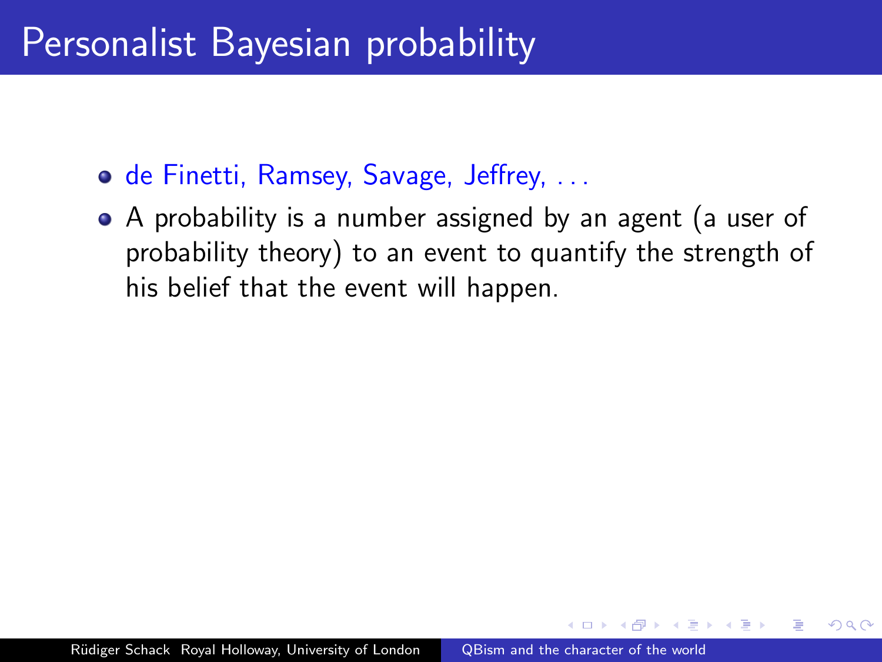# Personalist Bayesian probability

- de Finetti, Ramsey, Savage, Jeffrey, . . .
- A probability is a number assigned by an agent (a user of probability theory) to an event to quantify the strength of his belief that the event will happen.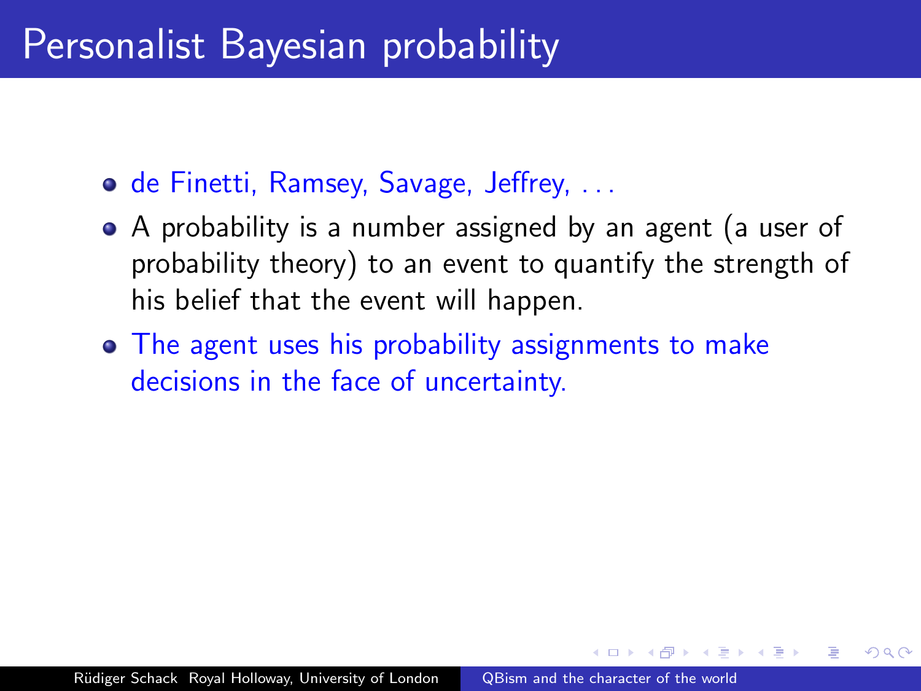# Personalist Bayesian probability

- de Finetti, Ramsey, Savage, Jeffrey, . . .
- A probability is a number assigned by an agent (a user of probability theory) to an event to quantify the strength of his belief that the event will happen.
- The agent uses his probability assignments to make decisions in the face of uncertainty.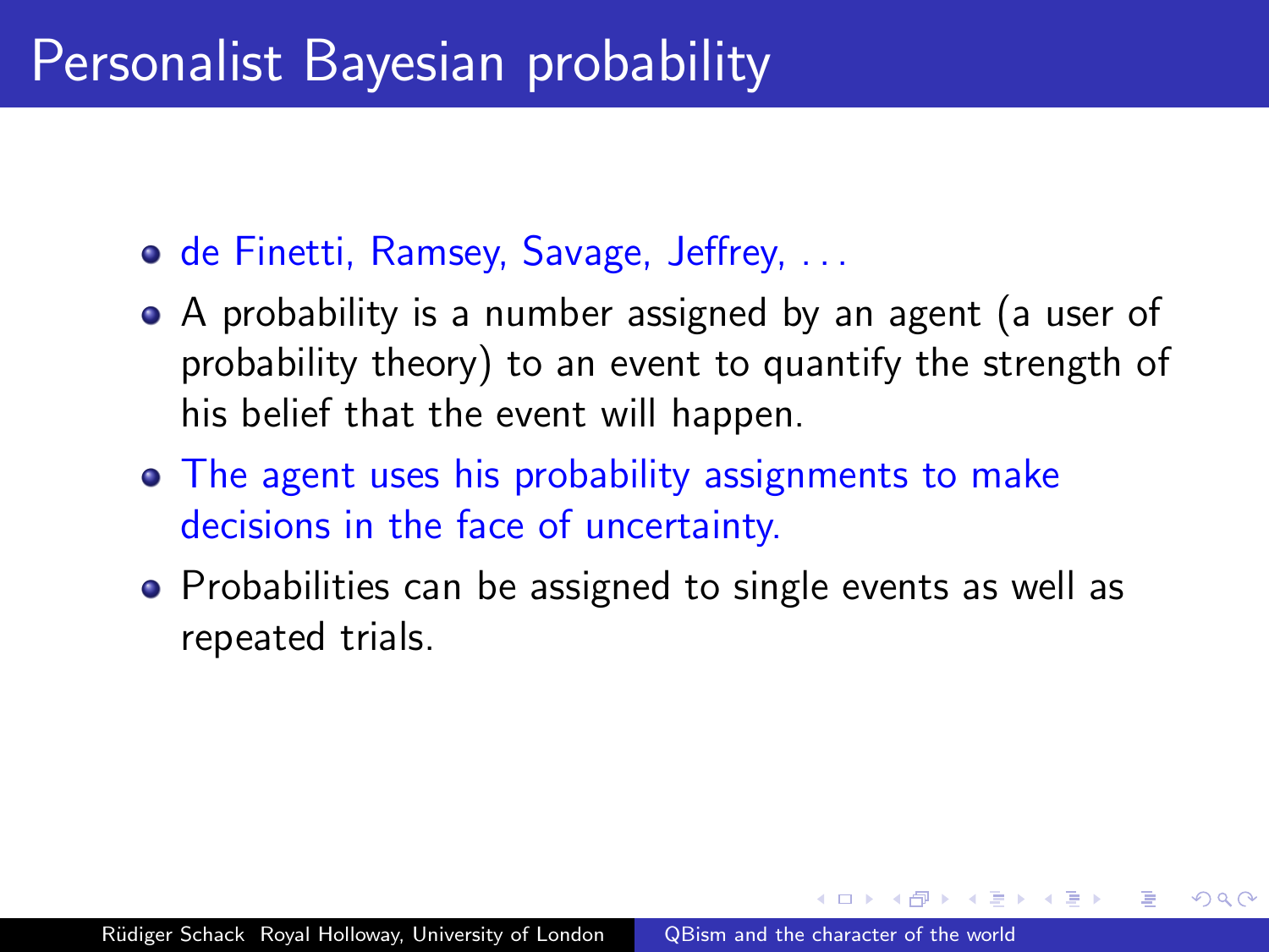# Personalist Bayesian probability

- de Finetti, Ramsey, Savage, Jeffrey, ...
- A probability is a number assigned by an agent (a user of probability theory) to an event to quantify the strength of his belief that the event will happen.
- The agent uses his probability assignments to make decisions in the face of uncertainty.
- Probabilities can be assigned to single events as well as repeated trials.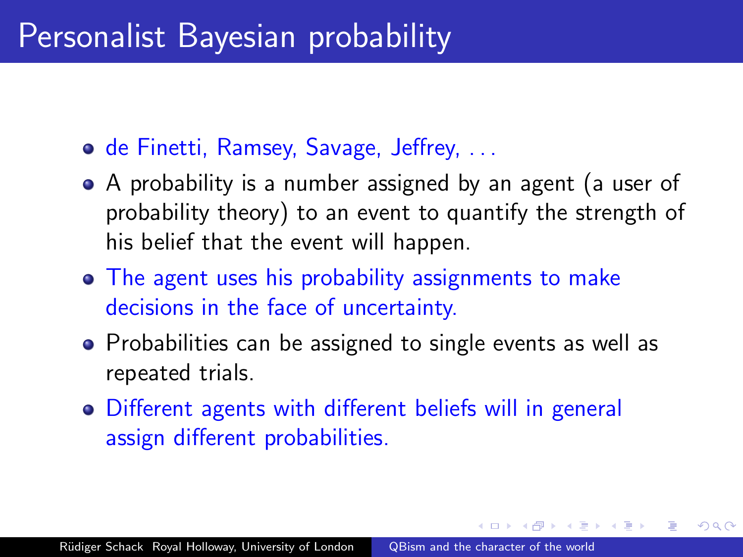# Personalist Bayesian probability

- de Finetti, Ramsey, Savage, Jeffrey, . . .
- A probability is a number assigned by an agent (a user of probability theory) to an event to quantify the strength of his belief that the event will happen.
- The agent uses his probability assignments to make decisions in the face of uncertainty.
- Probabilities can be assigned to single events as well as repeated trials.
- Different agents with different beliefs will in general assign different probabilities.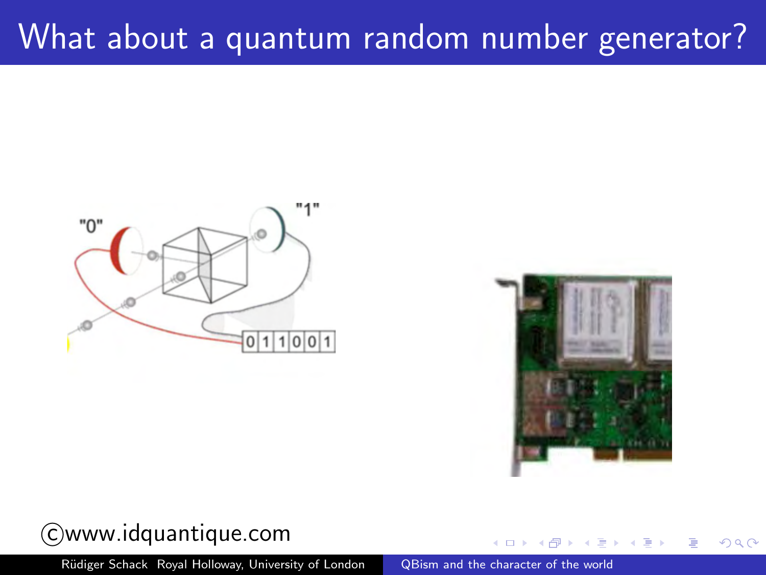# What about a quantum random number generator?

"0" "1"

0 1 1 0 0 1

©www.idquantique.com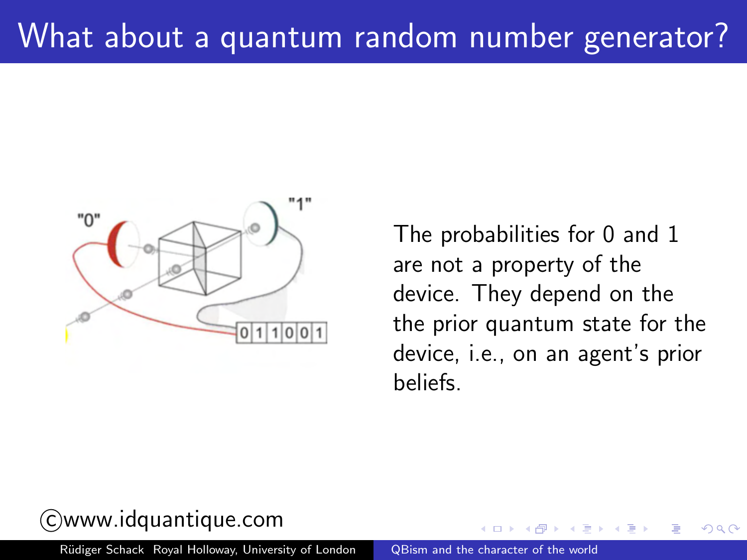# What about a quantum random number generator?

The probabilities for 0 and 1 are not a property of the device. They depend on the the prior quantum state for the device, i.e., on an agent's prior beliefs.

©www.idquantique.com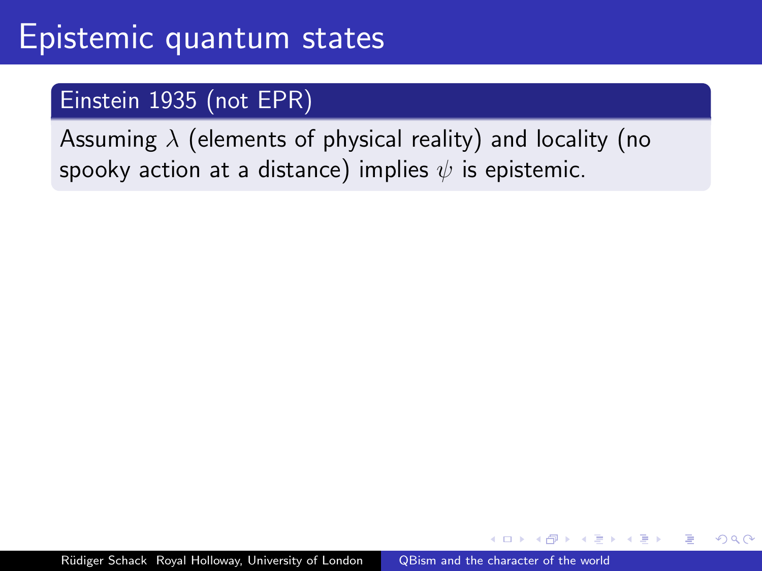# Epistemic quantum states

## Einstein 1935 (not EPR)

Assuming $\lambda$ (elements of physical reality) and locality (no spooky action at a distance) implies $\psi$ is epistemic.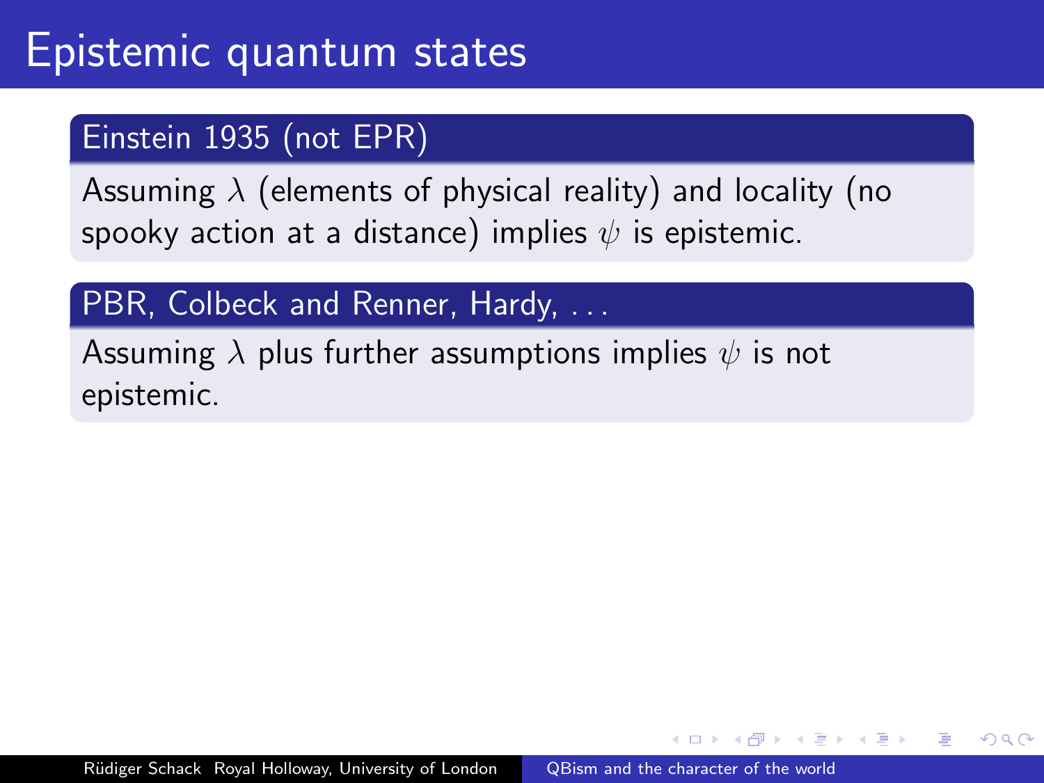# Epistemic quantum states

### Einstein 1935 (not EPR)

Assuming $\lambda$ (elements of physical reality) and locality (no spooky action at a distance) implies $\psi$ is epistemic.

### PBR, Colbeck and Renner, Hardy, . . .

Assuming $\lambda$ plus further assumptions implies $\psi$ is not epistemic.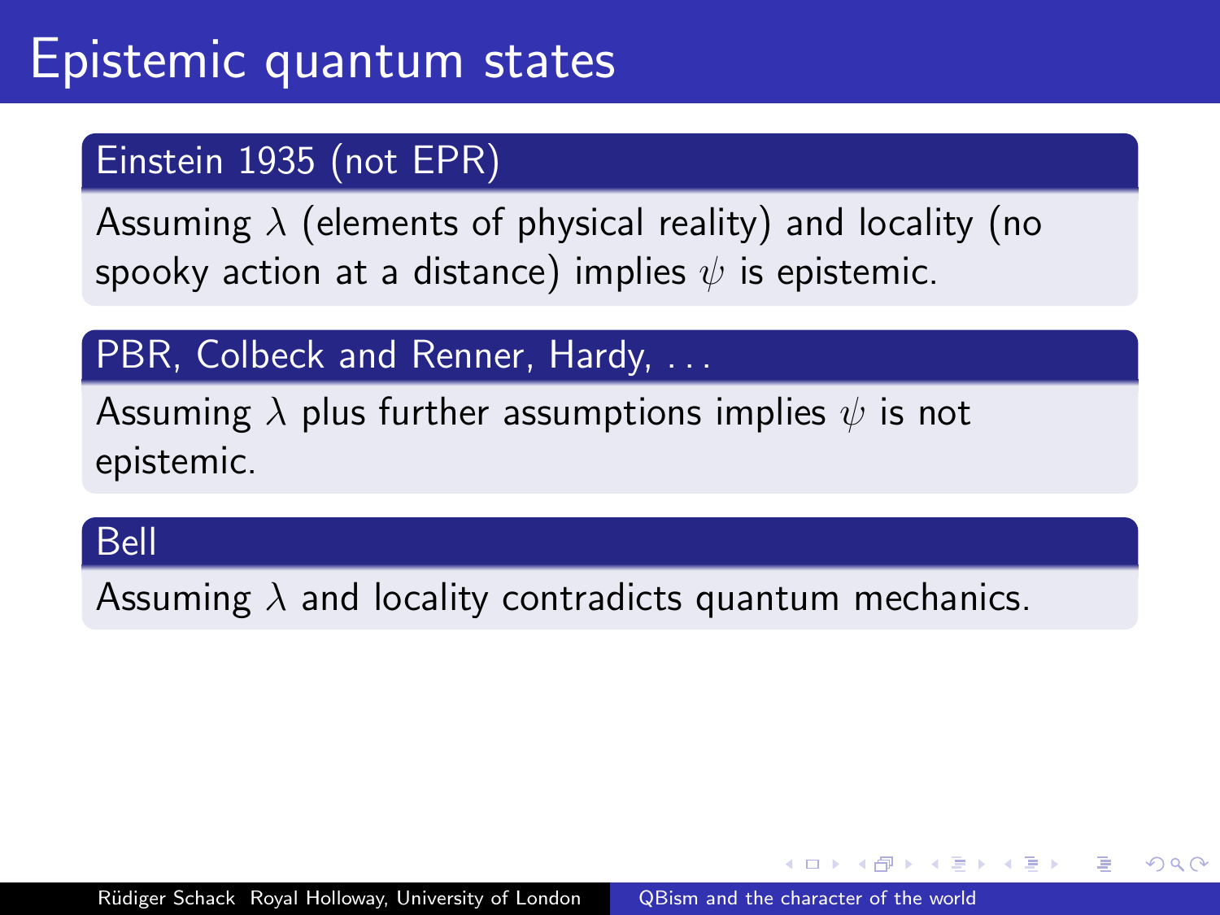# Epistemic quantum states

### Einstein 1935 (not EPR)

Assuming $\lambda$ (elements of physical reality) and locality (no spooky action at a distance) implies $\psi$ is epistemic.

### PBR, Colbeck and Renner, Hardy, ...

Assuming $\lambda$ plus further assumptions implies $\psi$ is not epistemic.

### Bell

Assuming $\lambda$ and locality contradicts quantum mechanics.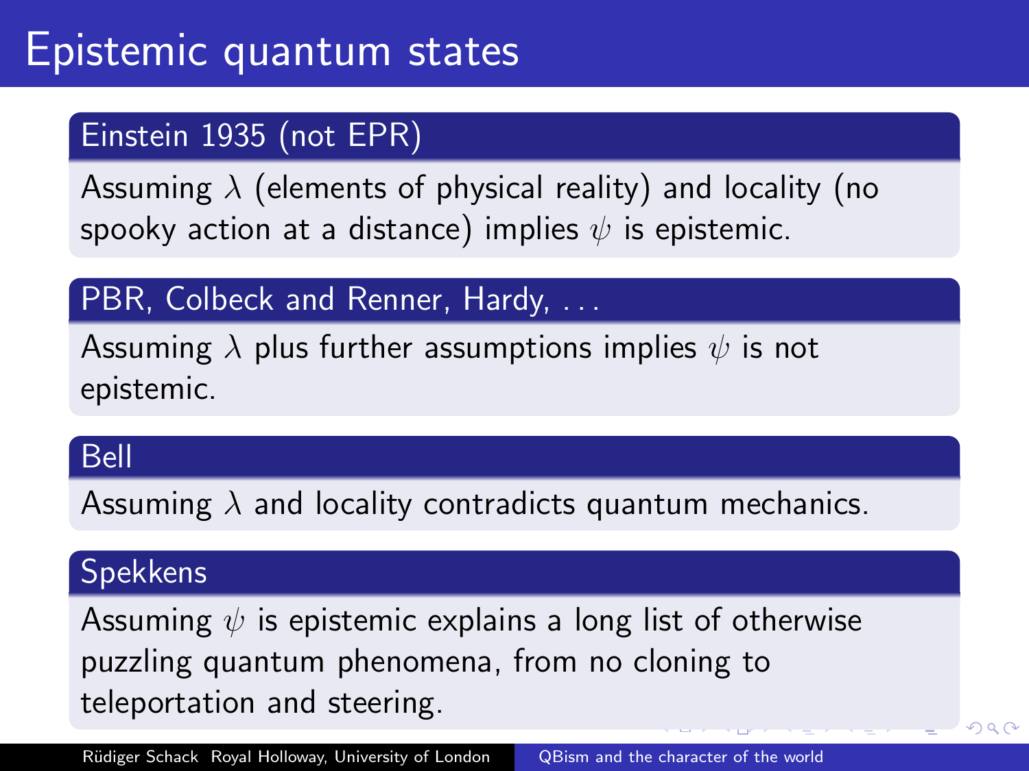# Epistemic quantum states

### Einstein 1935 (not EPR)

Assuming $\lambda$ (elements of physical reality) and locality (no spooky action at a distance) implies $\psi$ is epistemic.

### PBR, Colbeck and Renner, Hardy, . . .

Assuming $\lambda$ plus further assumptions implies $\psi$ is not epistemic.

### Bell

Assuming $\lambda$ and locality contradicts quantum mechanics.

### Spekkens

Assuming $\psi$ is epistemic explains a long list of otherwise puzzling quantum phenomena, from no cloning to teleportation and steering.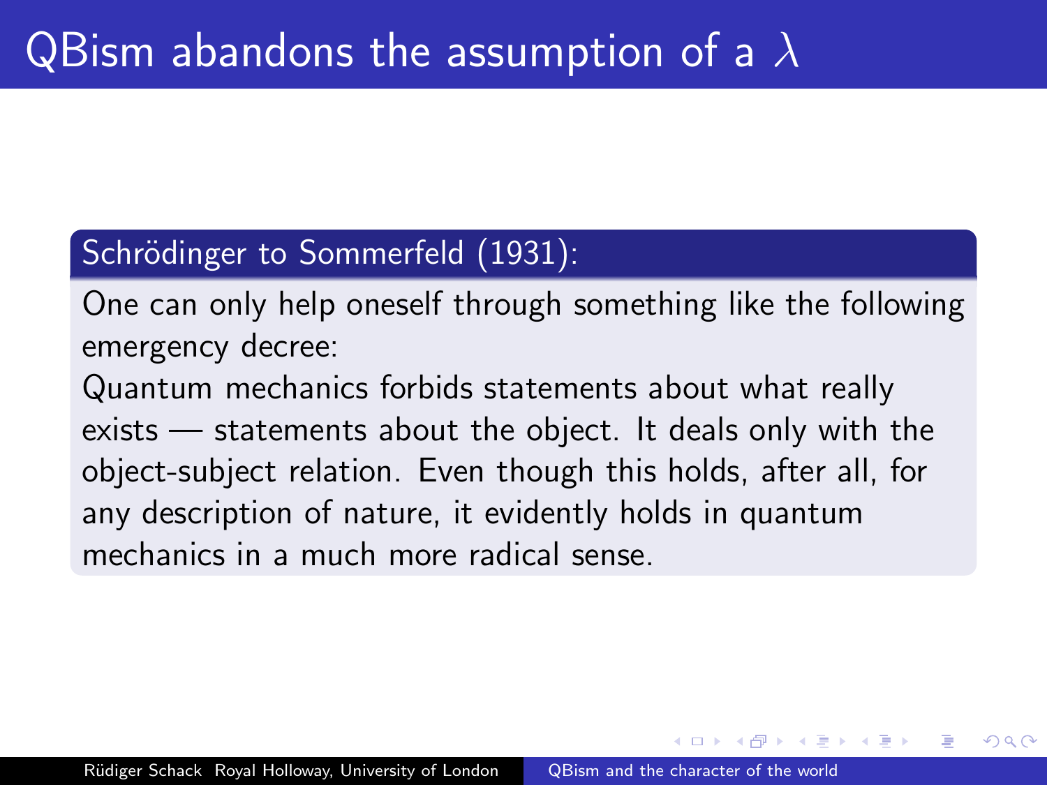# QBism abandons the assumption of a $\lambda$

**Schrödinger to Sommerfeld (1931):**

One can only help oneself through something like the following emergency decree:
Quantum mechanics forbids statements about what really exists — statements about the object. It deals only with the object-subject relation. Even though this holds, after all, for any description of nature, it evidently holds in quantum mechanics in a much more radical sense.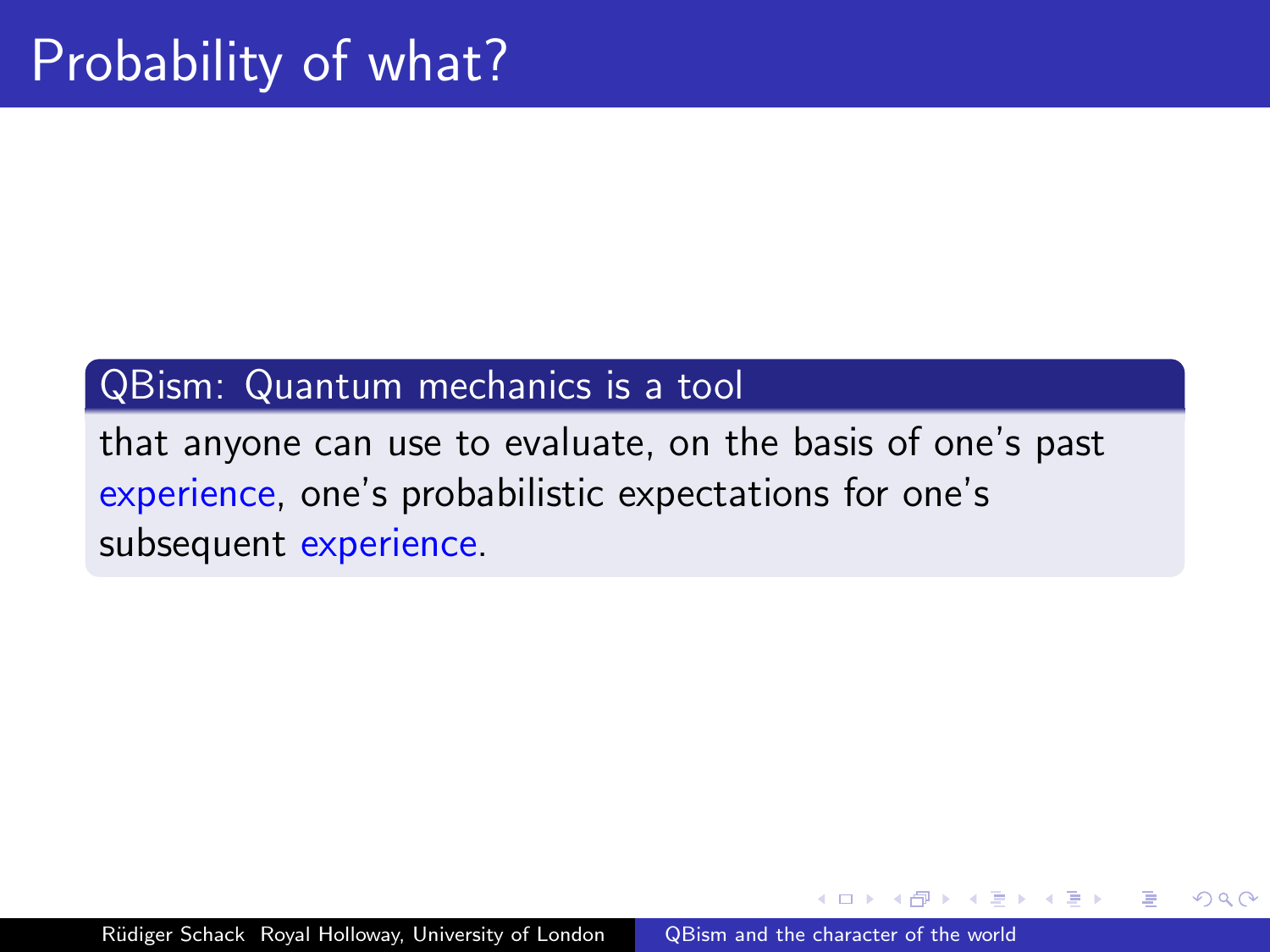# Probability of what?

**QBism: Quantum mechanics is a tool**

that anyone can use to evaluate, on the basis of one's past experience, one's probabilistic expectations for one's subsequent experience.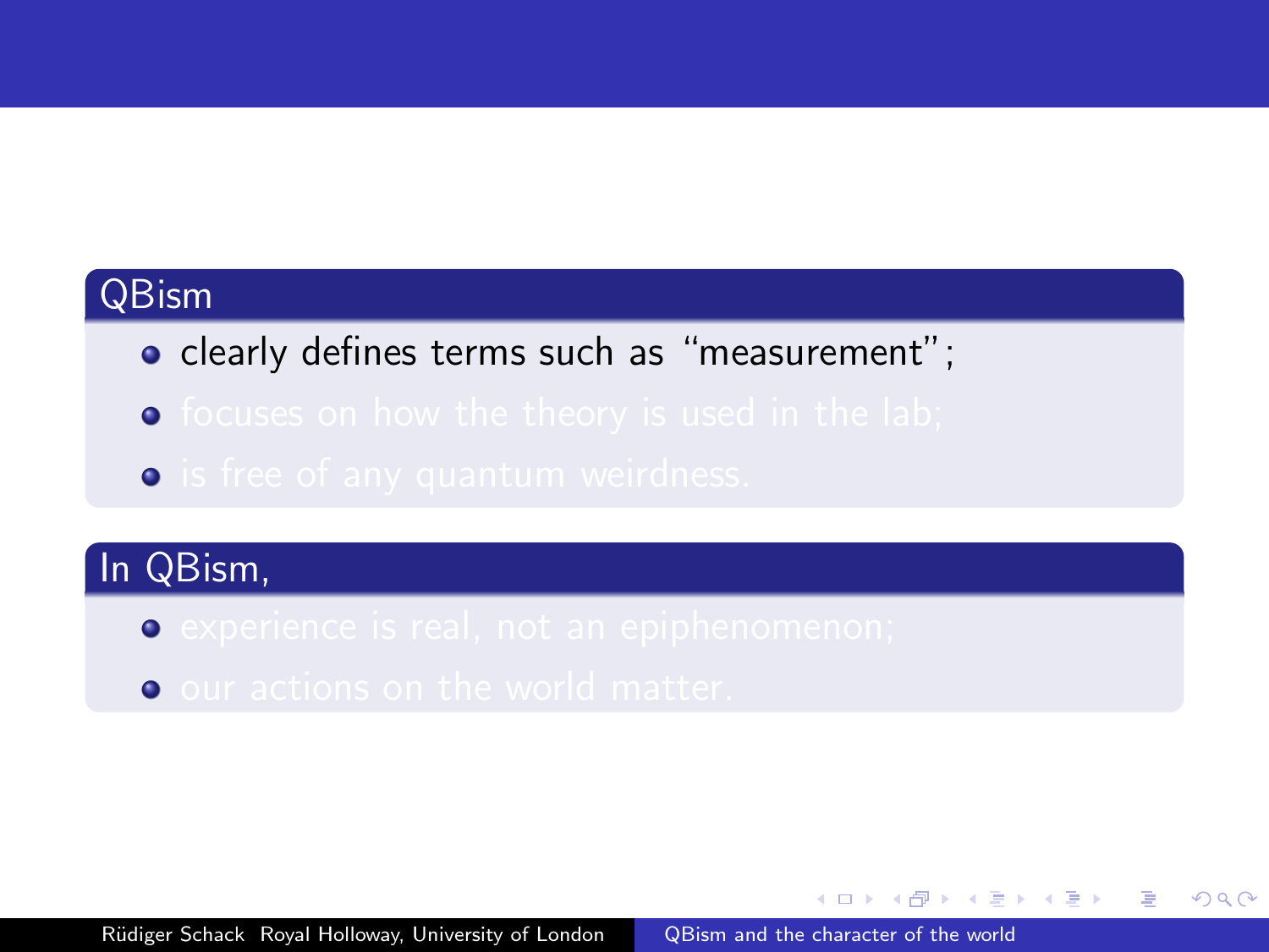### QBism

- clearly defines terms such as "measurement";
- focuses on how the theory is used in the lab;
- is free of any quantum weirdness.

### In QBism,

- experience is real, not an epiphenomenon;
- our actions on the world matter.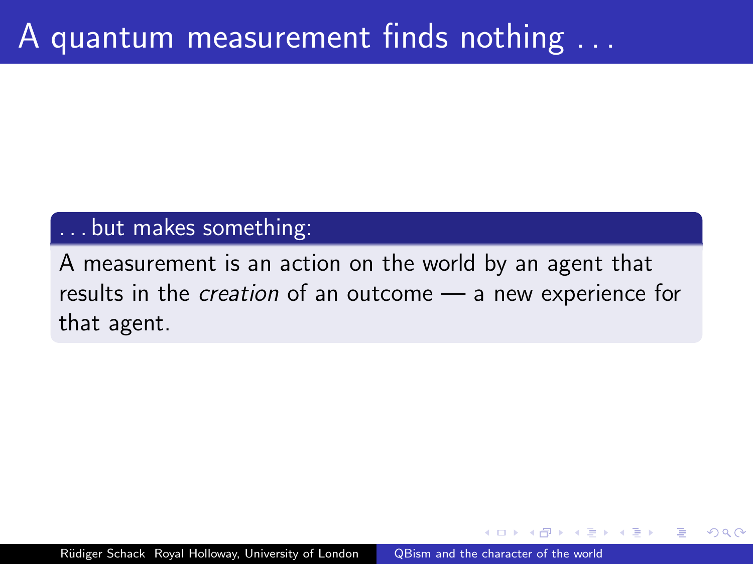# A quantum measurement finds nothing . . .

**. . . but makes something:**

A measurement is an action on the world by an agent that results in the *creation* of an outcome — a new experience for that agent.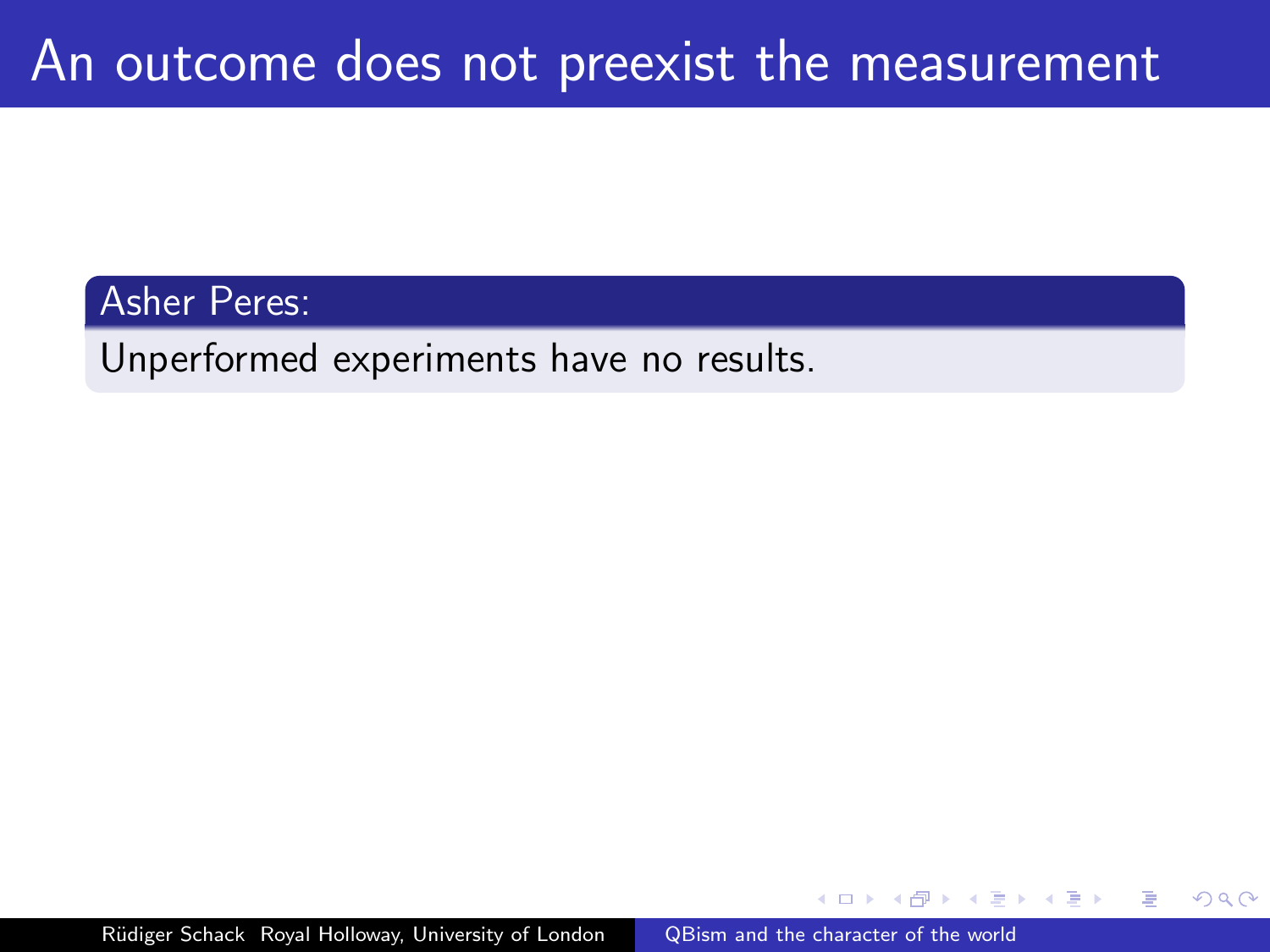# An outcome does not preexist the measurement

**Asher Peres:**

Unperformed experiments have no results.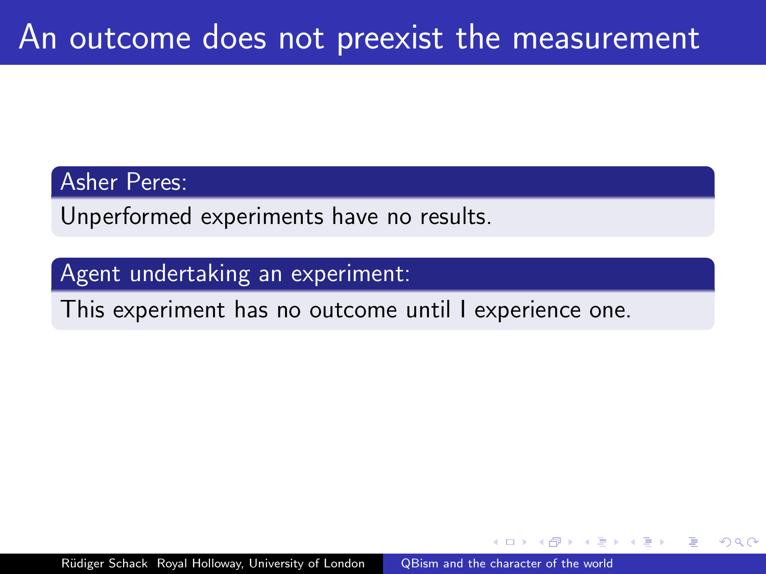# An outcome does not preexist the measurement

**Asher Peres:**

Unperformed experiments have no results.

**Agent undertaking an experiment:**

This experiment has no outcome until I experience one.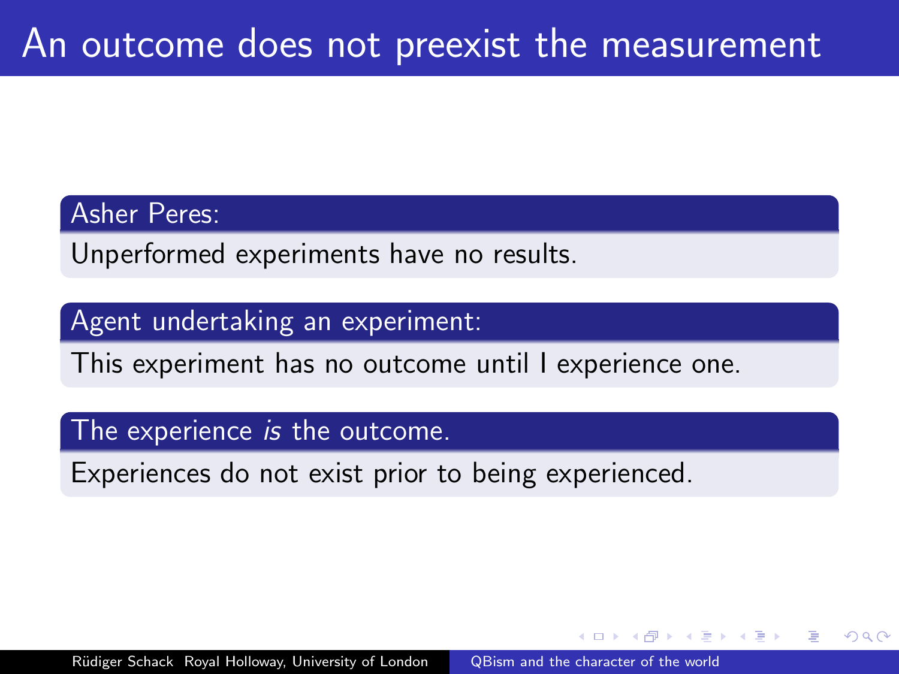# An outcome does not preexist the measurement

**Asher Peres:**

Unperformed experiments have no results.

**Agent undertaking an experiment:**

This experiment has no outcome until I experience one.

**The experience *is* the outcome.**

Experiences do not exist prior to being experienced.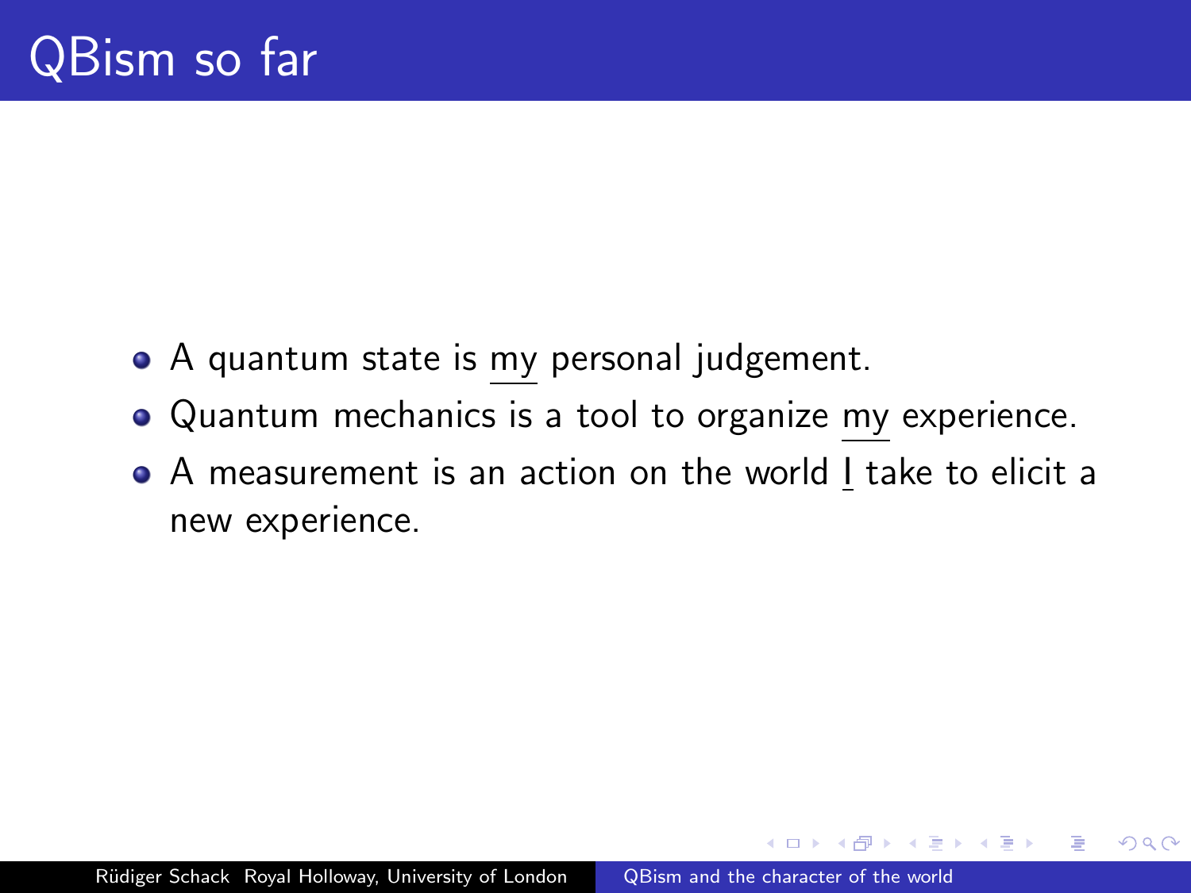# QBism so far

- A quantum state is <u>my</u> personal judgement.
- Quantum mechanics is a tool to organize <u>my</u> experience.
- A measurement is an action on the world <u>I</u> take to elicit a new experience.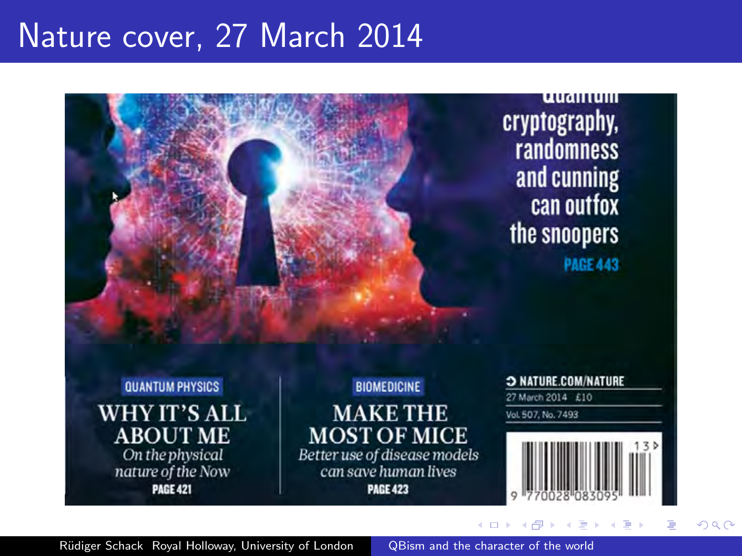# Nature cover, 27 March 2014

Quantum cryptography, randomness and cunning can outfox the snoopers

PAGE 443

QUANTUM PHYSICS

WHY IT'S ALL ABOUT ME

*On the physical nature of the Now*

PAGE 421

BIOMEDICINE

MAKE THE MOST OF MICE

*Better use of disease models can save human lives*

PAGE 423

NATURE.COM/NATURE

27 March 2014 £10

Vol. 507, No. 7493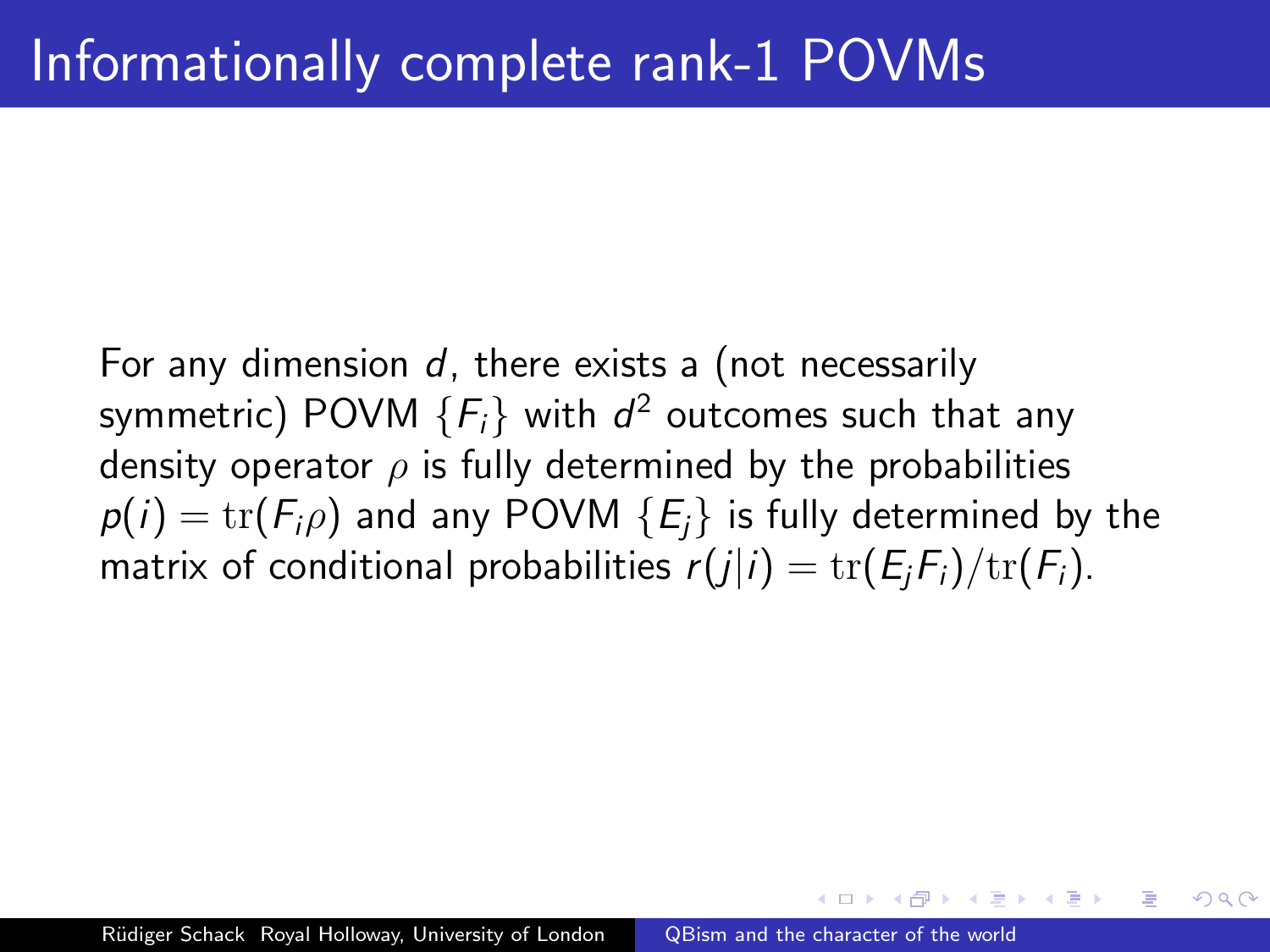# Informationally complete rank-1 POVMs

For any dimension $d$, there exists a (not necessarily symmetric) POVM $\{F_i\}$ with $d^2$ outcomes such that any density operator $\rho$ is fully determined by the probabilities $p(i) = \mathrm{tr}(F_i\rho)$ and any POVM $\{E_j\}$ is fully determined by the matrix of conditional probabilities $r(j|i) = \mathrm{tr}(E_jF_i)/\mathrm{tr}(F_i)$.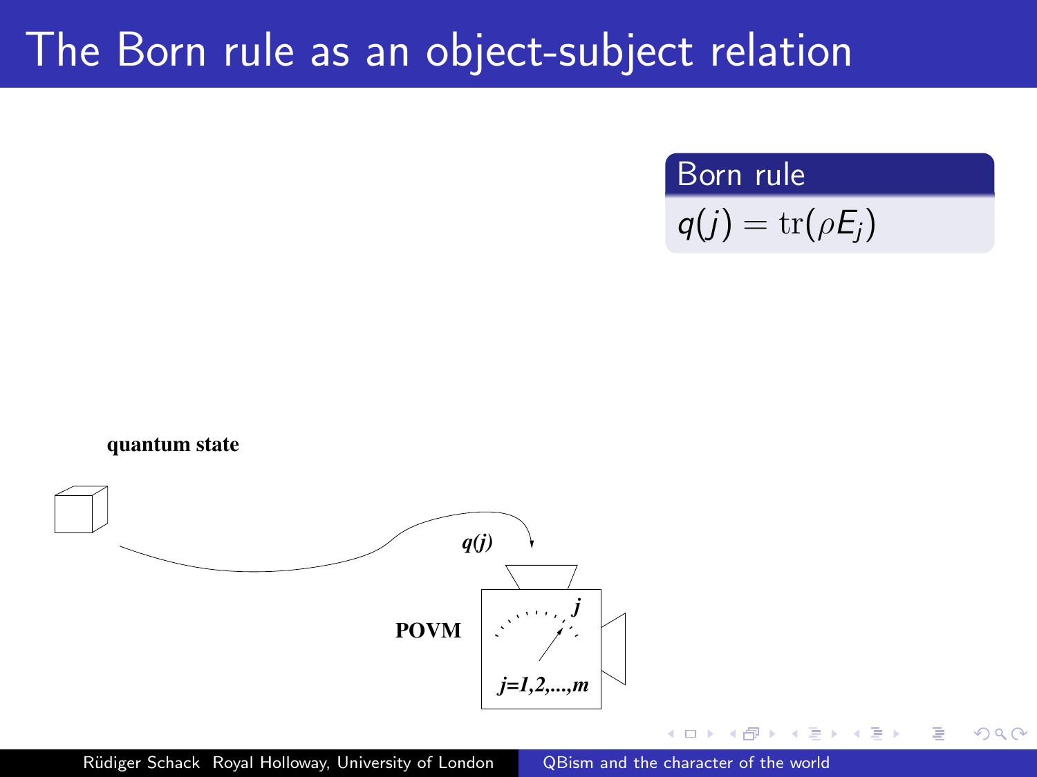# The Born rule as an object-subject relation

**Born rule**

$$q(j) = \mathrm{tr}(\rho E_j)$$

**quantum state**

$q(j)$

**POVM**

$j$

$j=1,2,\ldots,m$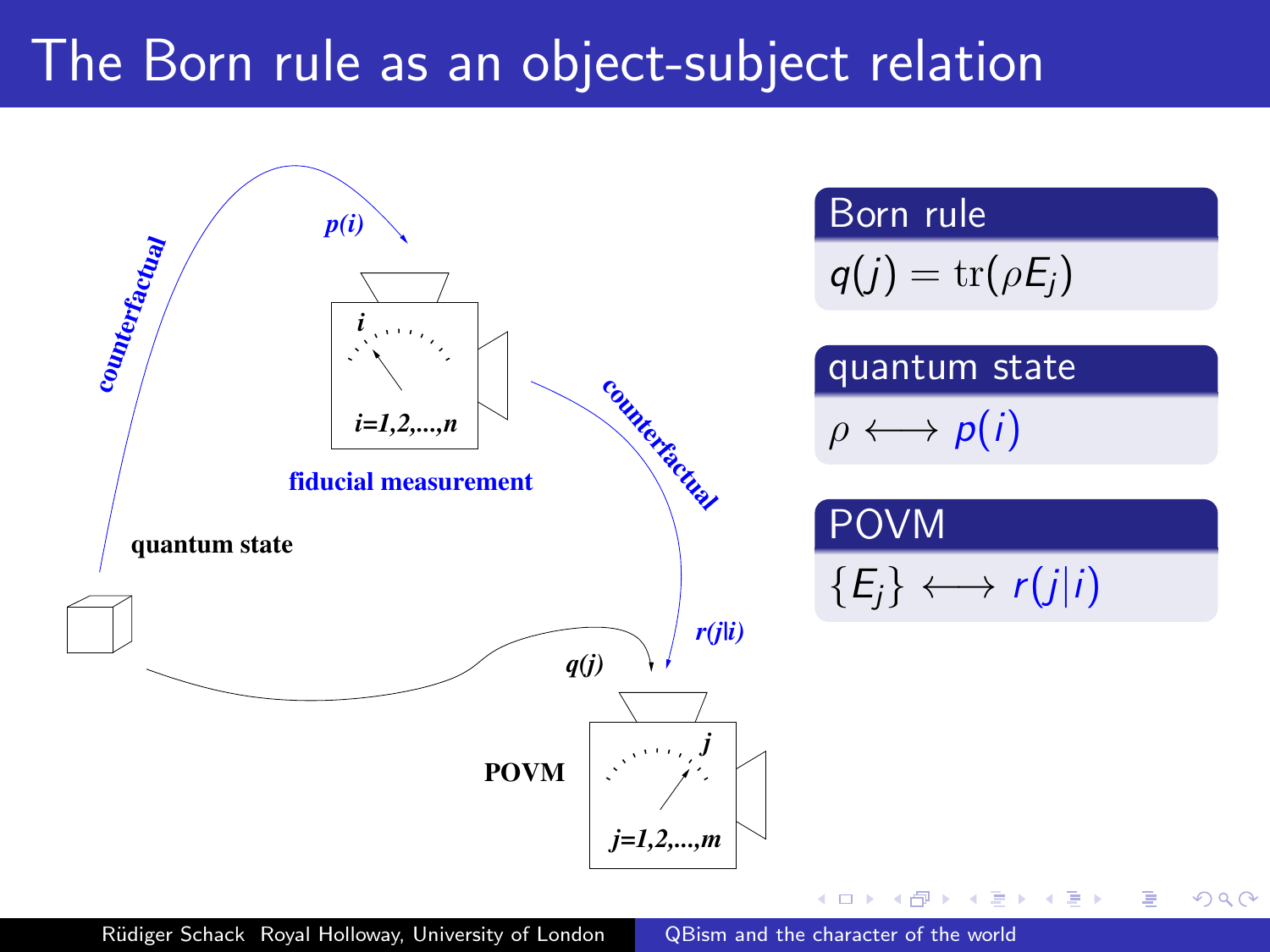# The Born rule as an object-subject relation

counterfactual

$p(i)$

$i$

$i=1,2,\ldots,n$

fiducial measurement

counterfactual

quantum state

$r(j|i)$

$q(j)$

$j$

POVM

$j=1,2,\ldots,m$

**Born rule**

$$q(j) = \mathrm{tr}(\rho E_j)$$

**quantum state**

$$\rho \longleftrightarrow p(i)$$

**POVM**

$$\{E_j\} \longleftrightarrow r(j|i)$$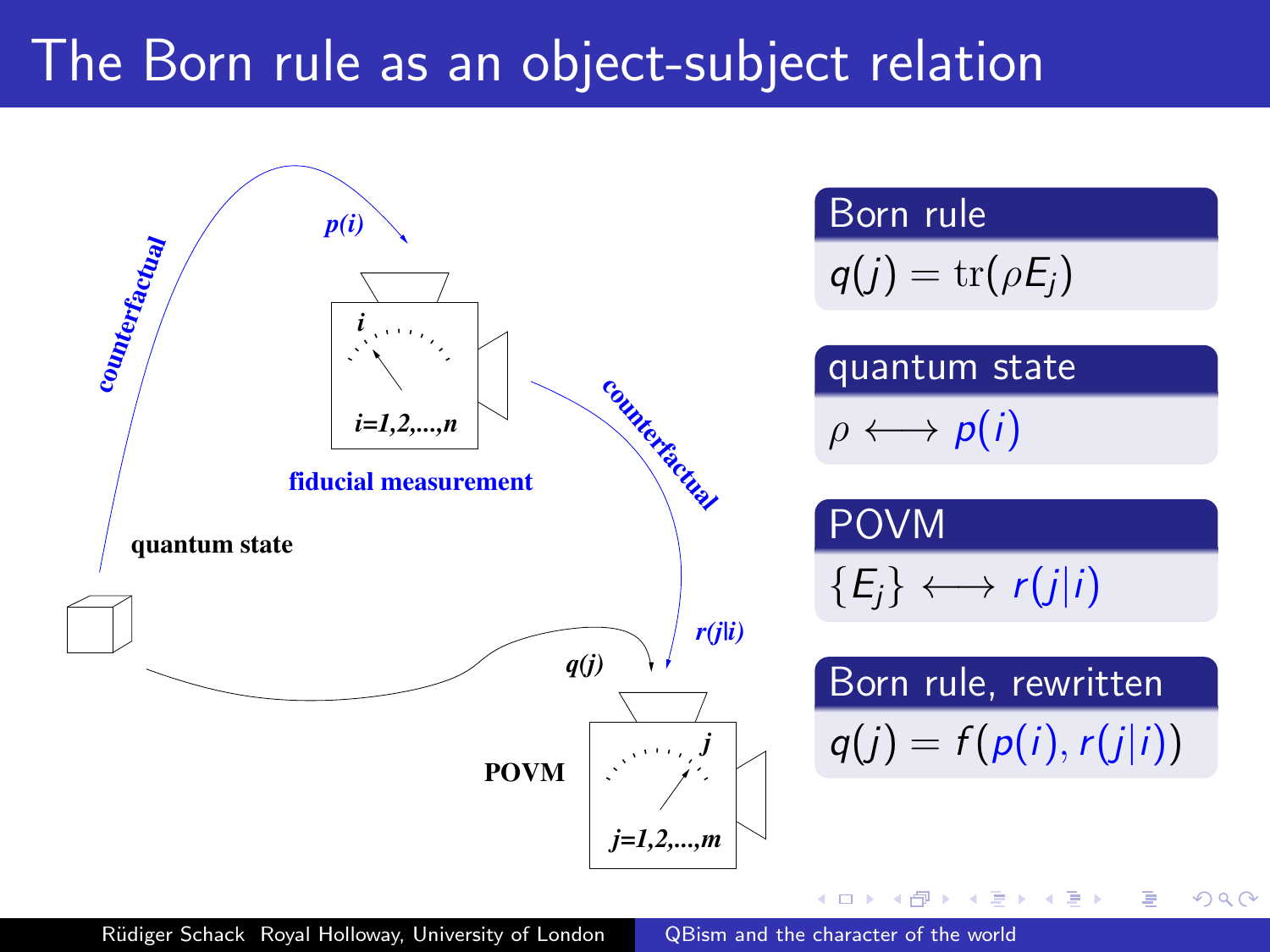# The Born rule as an object-subject relation

counterfactual

$p(i)$

$i$

$i=1,2,\ldots,n$

fiducial measurement

counterfactual

quantum state

$r(j|i)$

$q(j)$

POVM

$j$

$j=1,2,\ldots,m$

**Born rule**

$$q(j) = \mathrm{tr}(\rho E_j)$$

**quantum state**

$$\rho \longleftrightarrow p(i)$$

**POVM**

$$\{E_j\} \longleftrightarrow r(j|i)$$

**Born rule, rewritten**

$$q(j) = f\big(p(i), r(j|i)\big)$$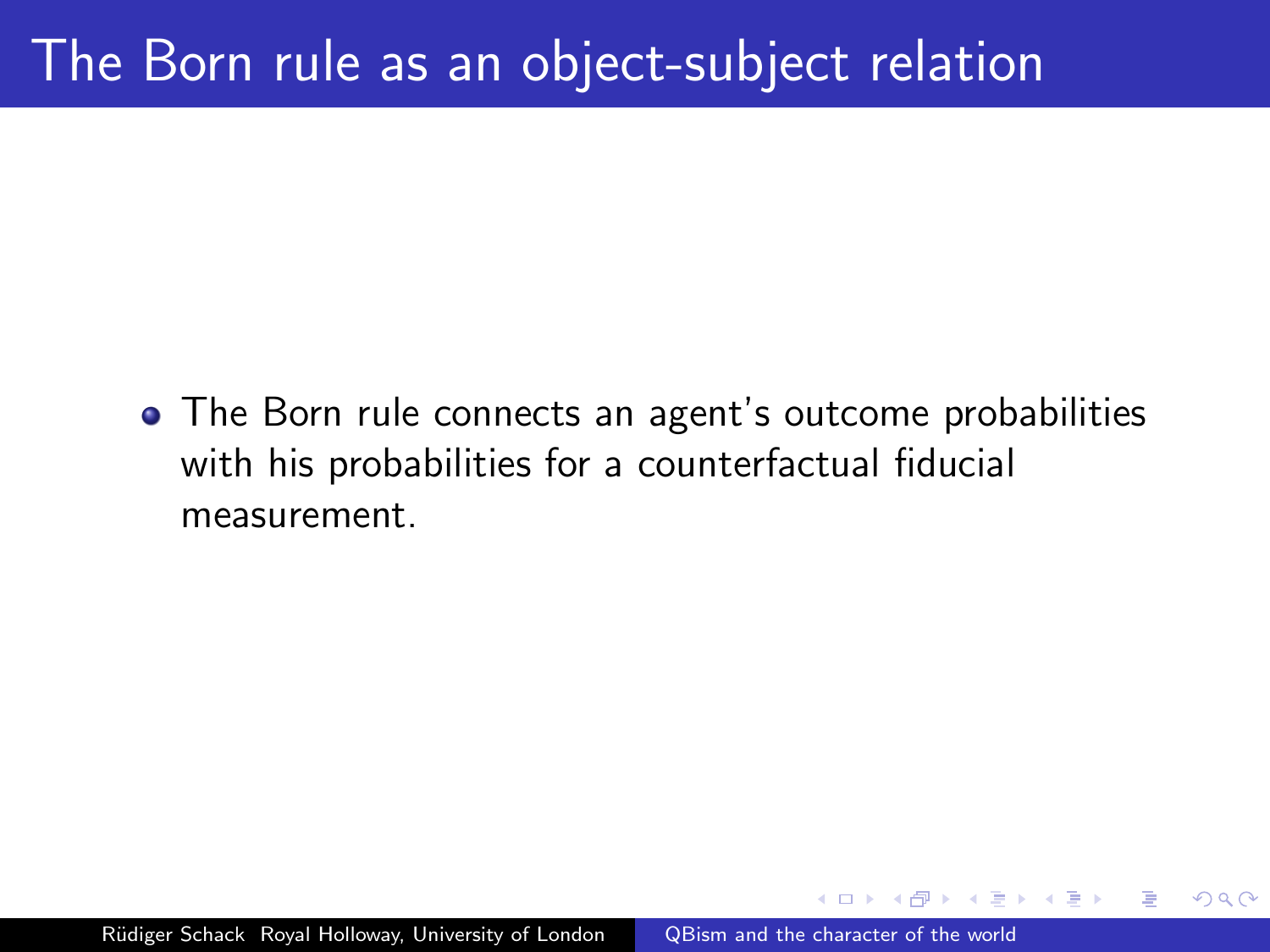# The Born rule as an object-subject relation

- The Born rule connects an agent's outcome probabilities with his probabilities for a counterfactual fiducial measurement.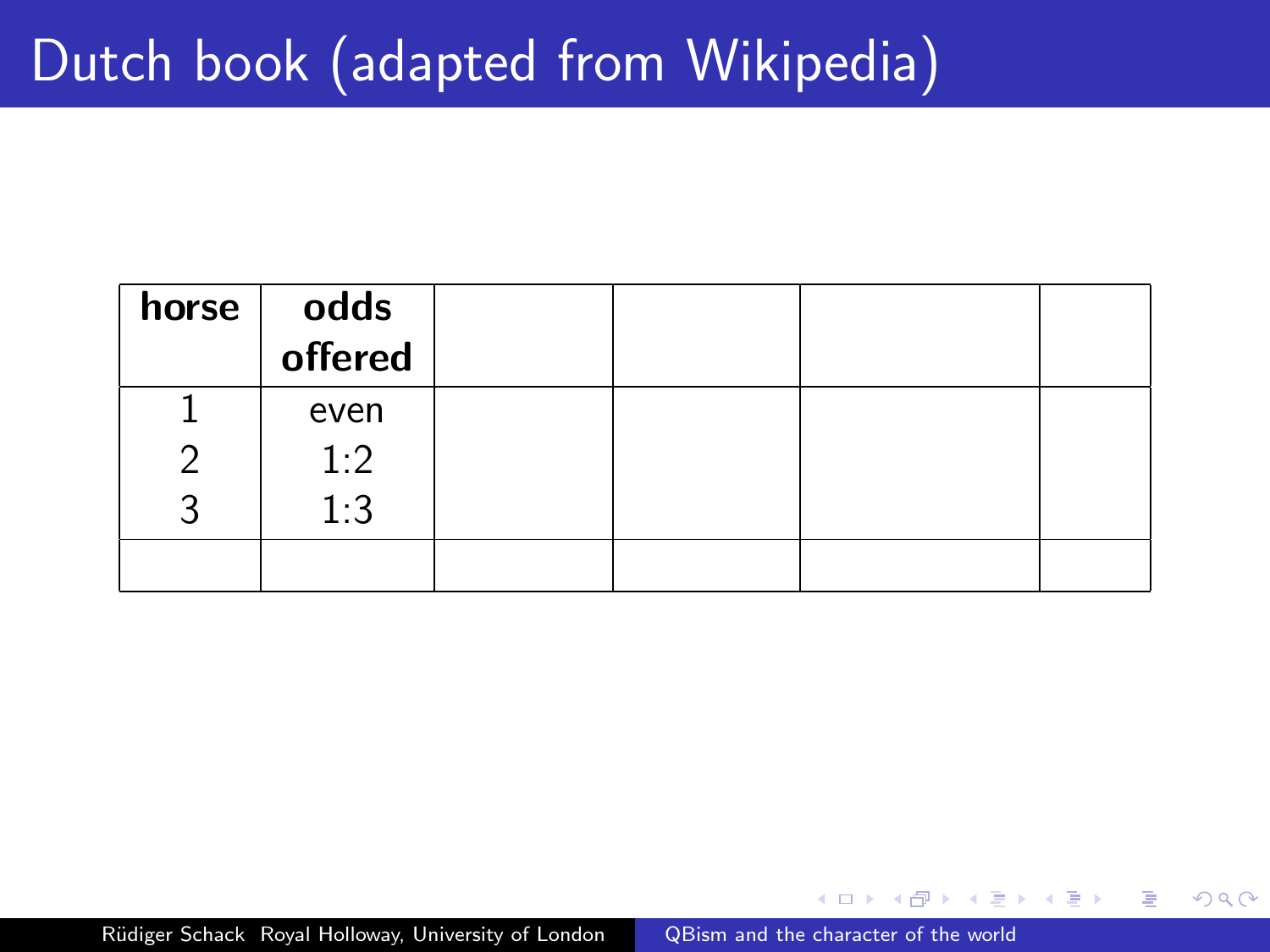# Dutch book (adapted from Wikipedia)

| horse | odds offered | | | | |
|---|---|---|---|---|---|
| 1<br>2<br>3 | even<br>1:2<br>1:3 | | | | |
| | | | | | |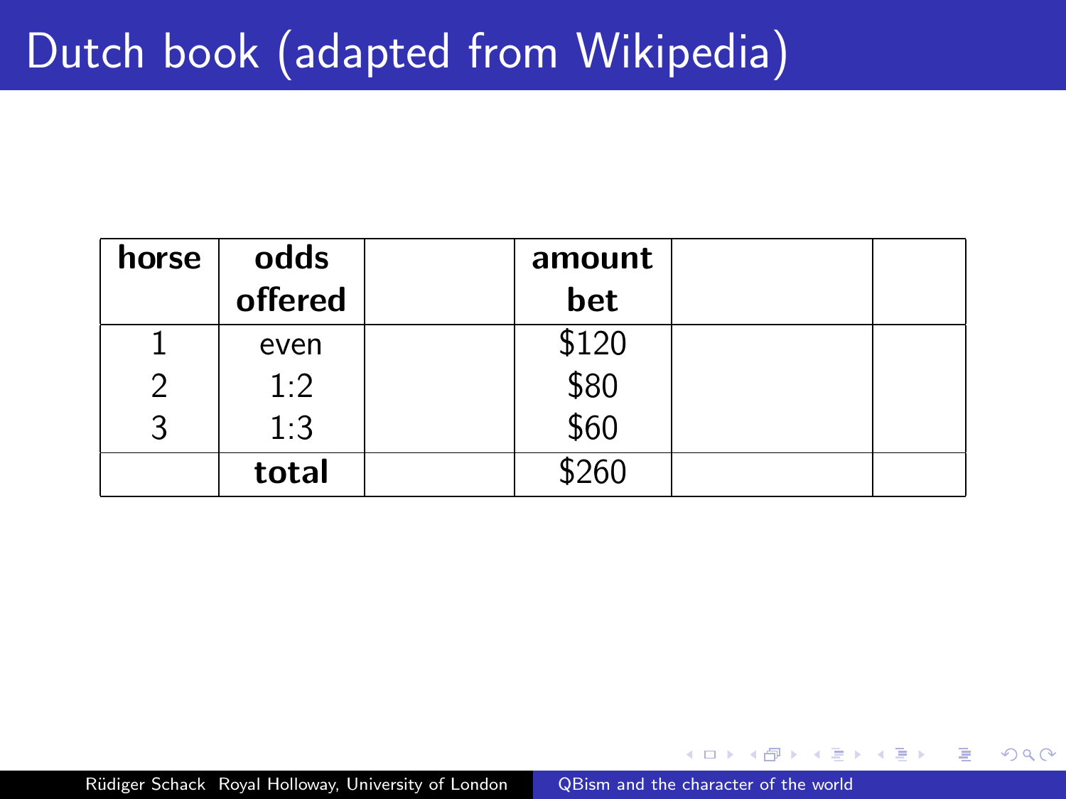# Dutch book (adapted from Wikipedia)

| horse | odds offered | | amount bet | | |
|---|---|---|---|---|---|
| 1 | even | | $120 | | |
| 2 | 1:2 | | $80 | | |
| 3 | 1:3 | | $60 | | |
| | **total** | | $260 | | |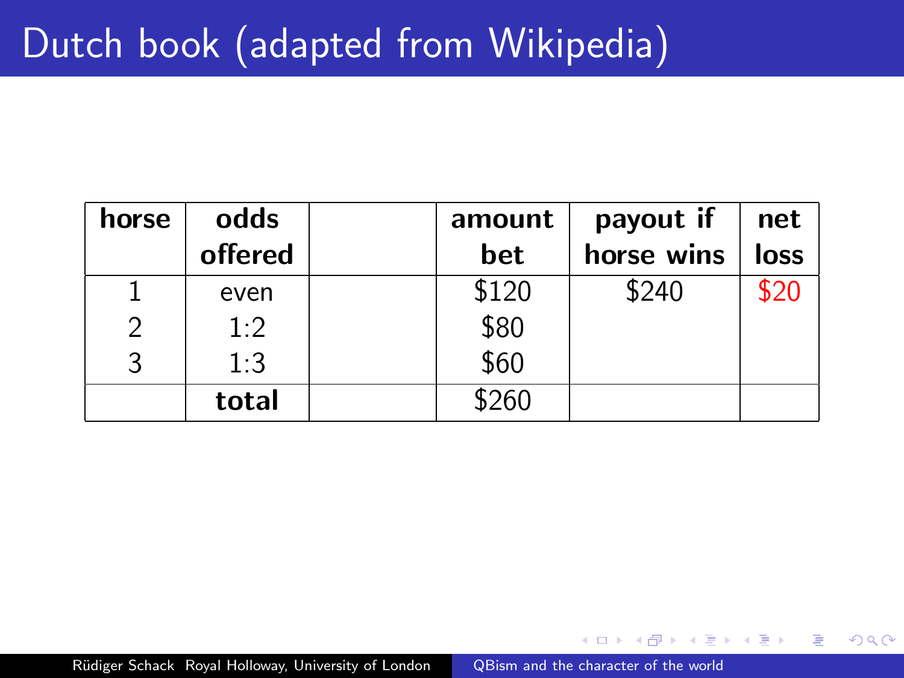# Dutch book (adapted from Wikipedia)

| horse | odds offered | | amount bet | payout if horse wins | net loss |
|---|---|---|---|---|---|
| 1 | even | | $120 | $240 | $20 |
| 2 | 1:2 | | $80 | | |
| 3 | 1:3 | | $60 | | |
| | **total** | | $260 | | |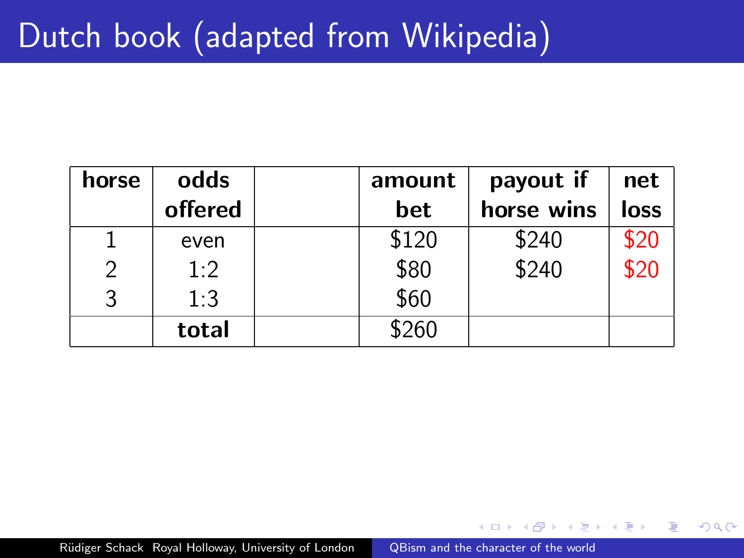# Dutch book (adapted from Wikipedia)

| horse | odds offered | | amount bet | payout if horse wins | net loss |
|---|---|---|---|---|---|
| 1 | even | | \$120 | \$240 | \$20 |
| 2 | 1:2 | | \$80 | \$240 | \$20 |
| 3 | 1:3 | | \$60 | | |
| | **total** | | \$260 | | |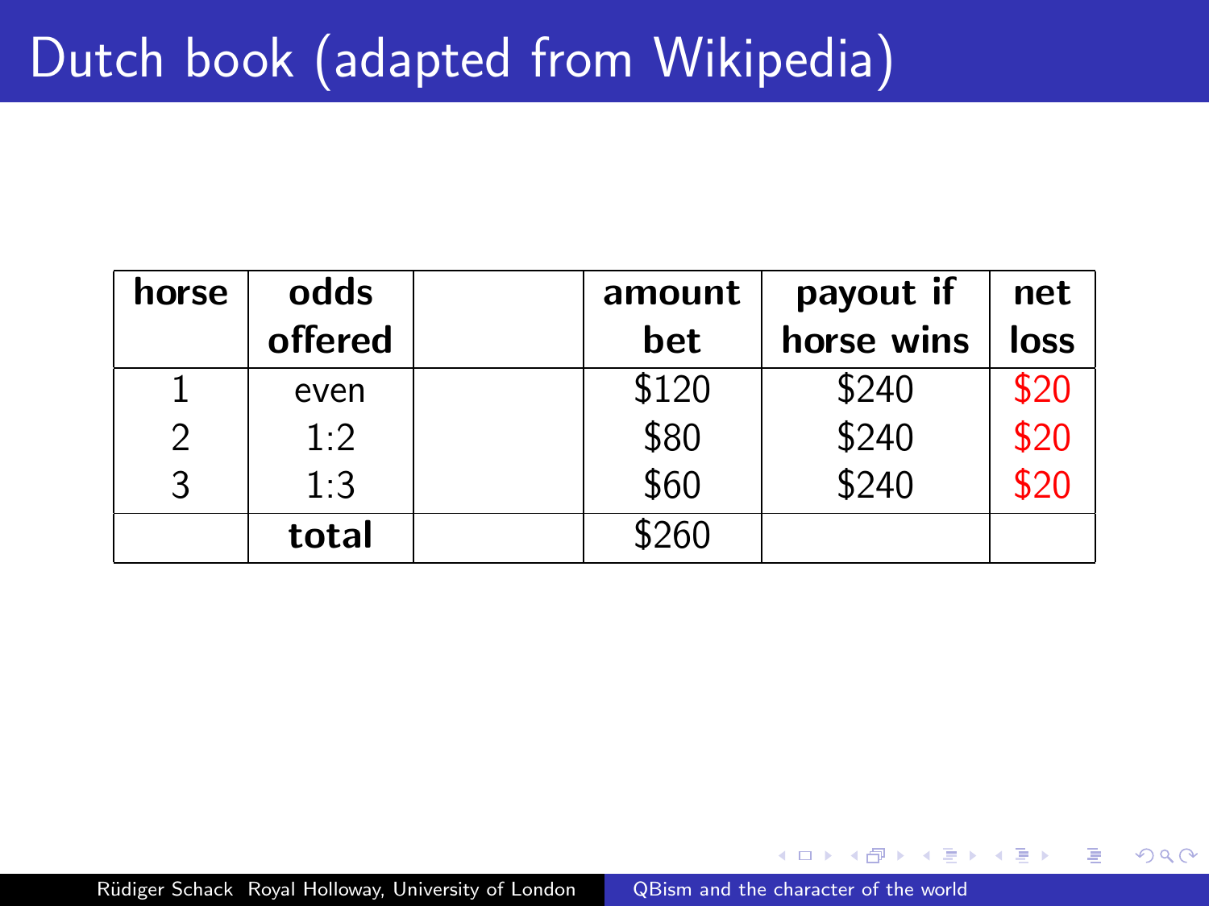# Dutch book (adapted from Wikipedia)

| horse | odds offered | | amount bet | payout if horse wins | net loss |
|---|---|---|---|---|---|
| 1 | even | | $120 | $240 | $20 |
| 2 | 1:2 | | $80 | $240 | $20 |
| 3 | 1:3 | | $60 | $240 | $20 |
| | **total** | | $260 | | |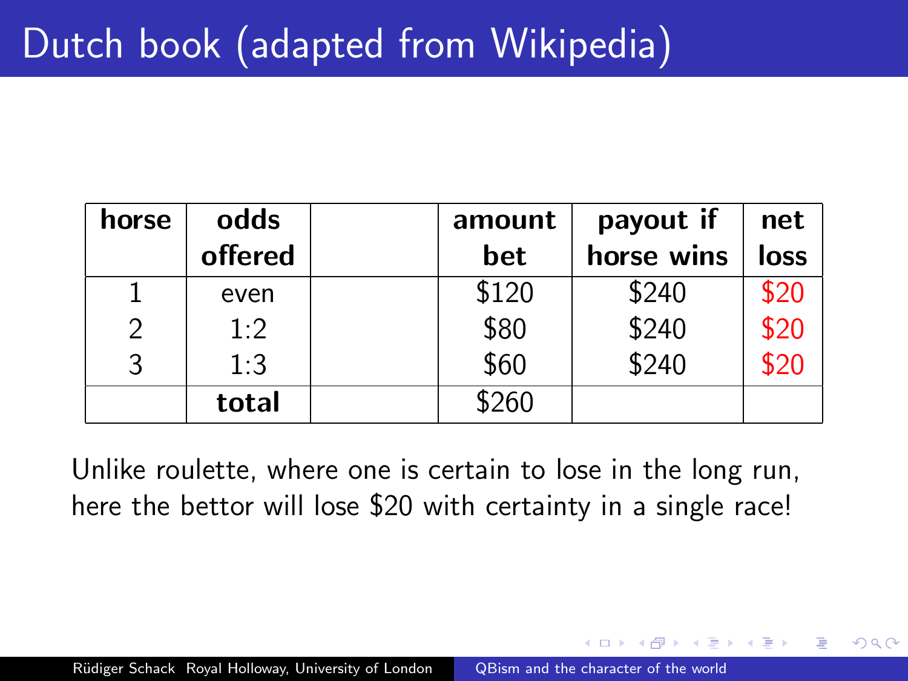# Dutch book (adapted from Wikipedia)

| horse | odds offered | | amount bet | payout if horse wins | net loss |
|---|---|---|---|---|---|
| 1 | even | | $120 | $240 | $20 |
| 2 | 1:2 | | $80 | $240 | $20 |
| 3 | 1:3 | | $60 | $240 | $20 |
| | **total** | | $260 | | |

Unlike roulette, where one is certain to lose in the long run, here the bettor will lose $20 with certainty in a single race!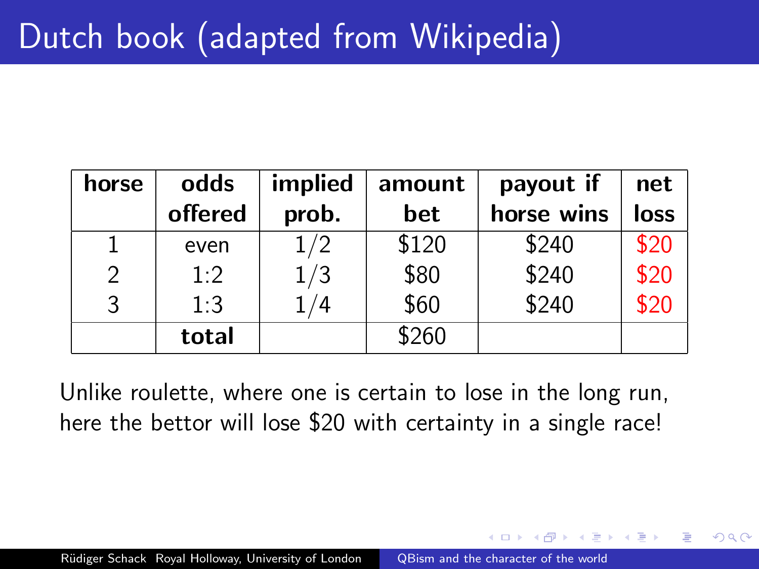# Dutch book (adapted from Wikipedia)

| horse | odds offered | implied prob. | amount bet | payout if horse wins | net loss |
|---|---|---|---|---|---|
| 1 | even | $1/2$ | $120 | $240 | $20 |
| 2 | 1:2 | $1/3$ | $80 | $240 | $20 |
| 3 | 1:3 | $1/4$ | $60 | $240 | $20 |
| | **total** | | $260 | | |

Unlike roulette, where one is certain to lose in the long run, here the bettor will lose $20 with certainty in a single race!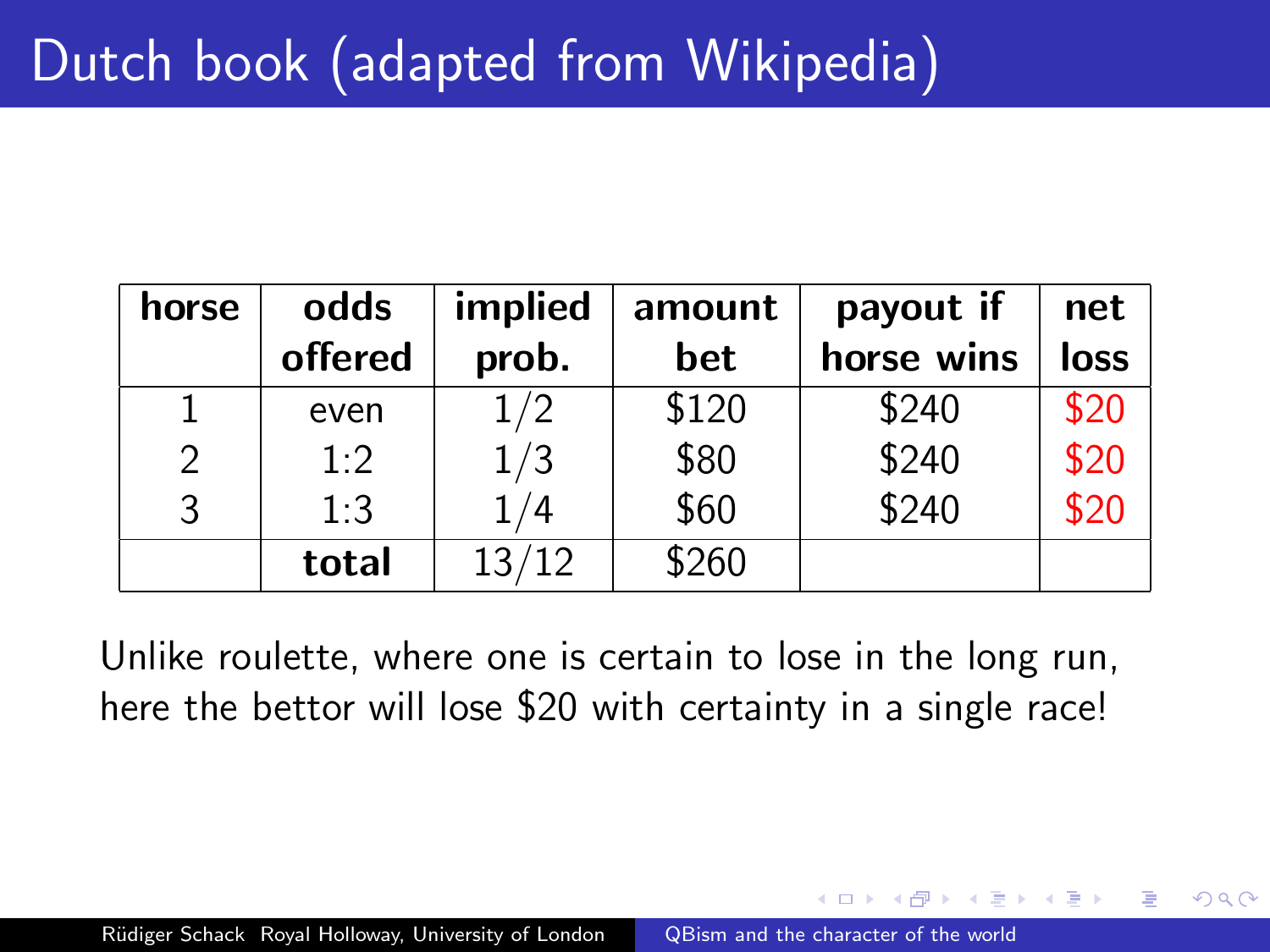# Dutch book (adapted from Wikipedia)

| horse | odds offered | implied prob. | amount bet | payout if horse wins | net loss |
|---|---|---|---|---|---|
| 1 | even | 1/2 | \$120 | \$240 | \$20 |
| 2 | 1:2 | 1/3 | \$80 | \$240 | \$20 |
| 3 | 1:3 | 1/4 | \$60 | \$240 | \$20 |
| | **total** | 13/12 | \$260 | | |

Unlike roulette, where one is certain to lose in the long run, here the bettor will lose \$20 with certainty in a single race!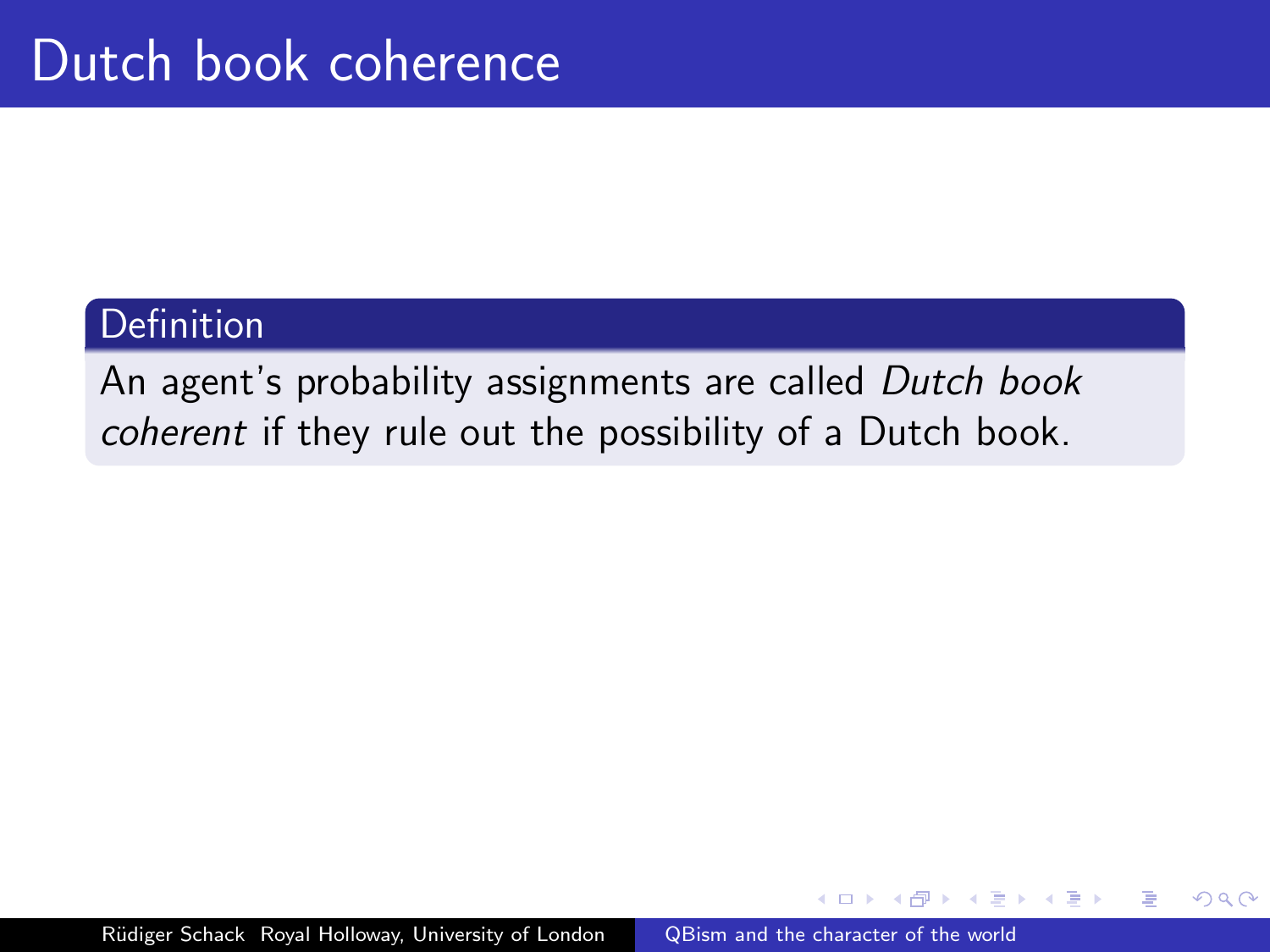# Dutch book coherence

**Definition**

An agent's probability assignments are called *Dutch book coherent* if they rule out the possibility of a Dutch book.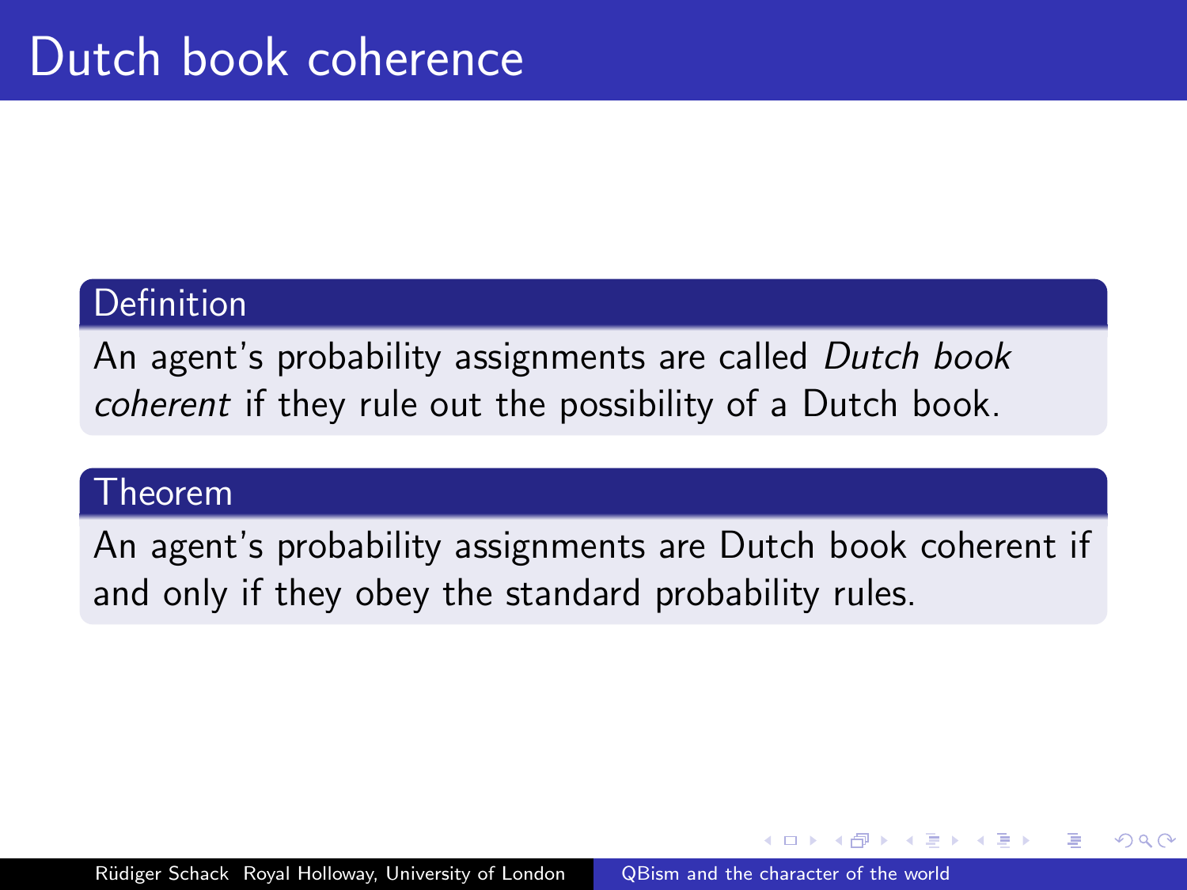# Dutch book coherence

**Definition**

An agent's probability assignments are called *Dutch book coherent* if they rule out the possibility of a Dutch book.

**Theorem**

An agent's probability assignments are Dutch book coherent if and only if they obey the standard probability rules.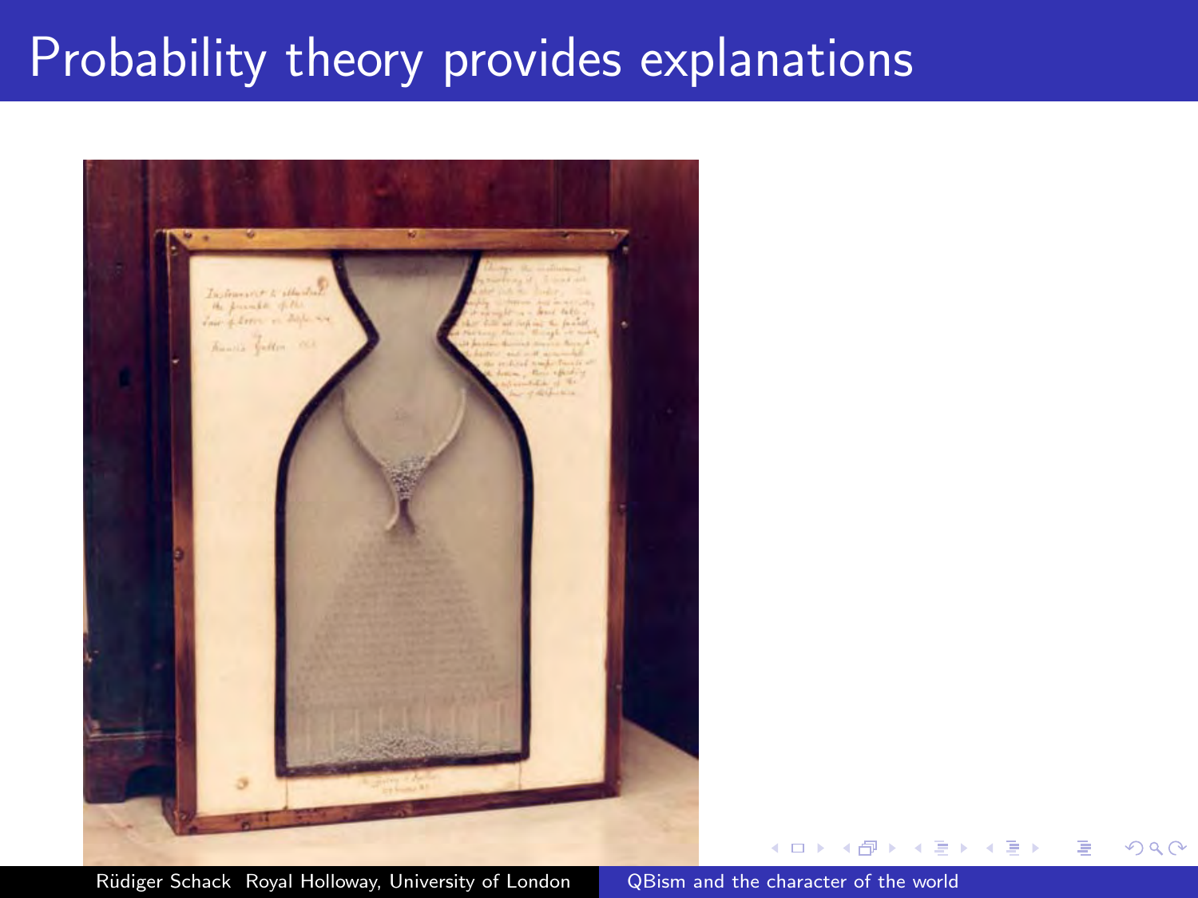# Probability theory provides explanations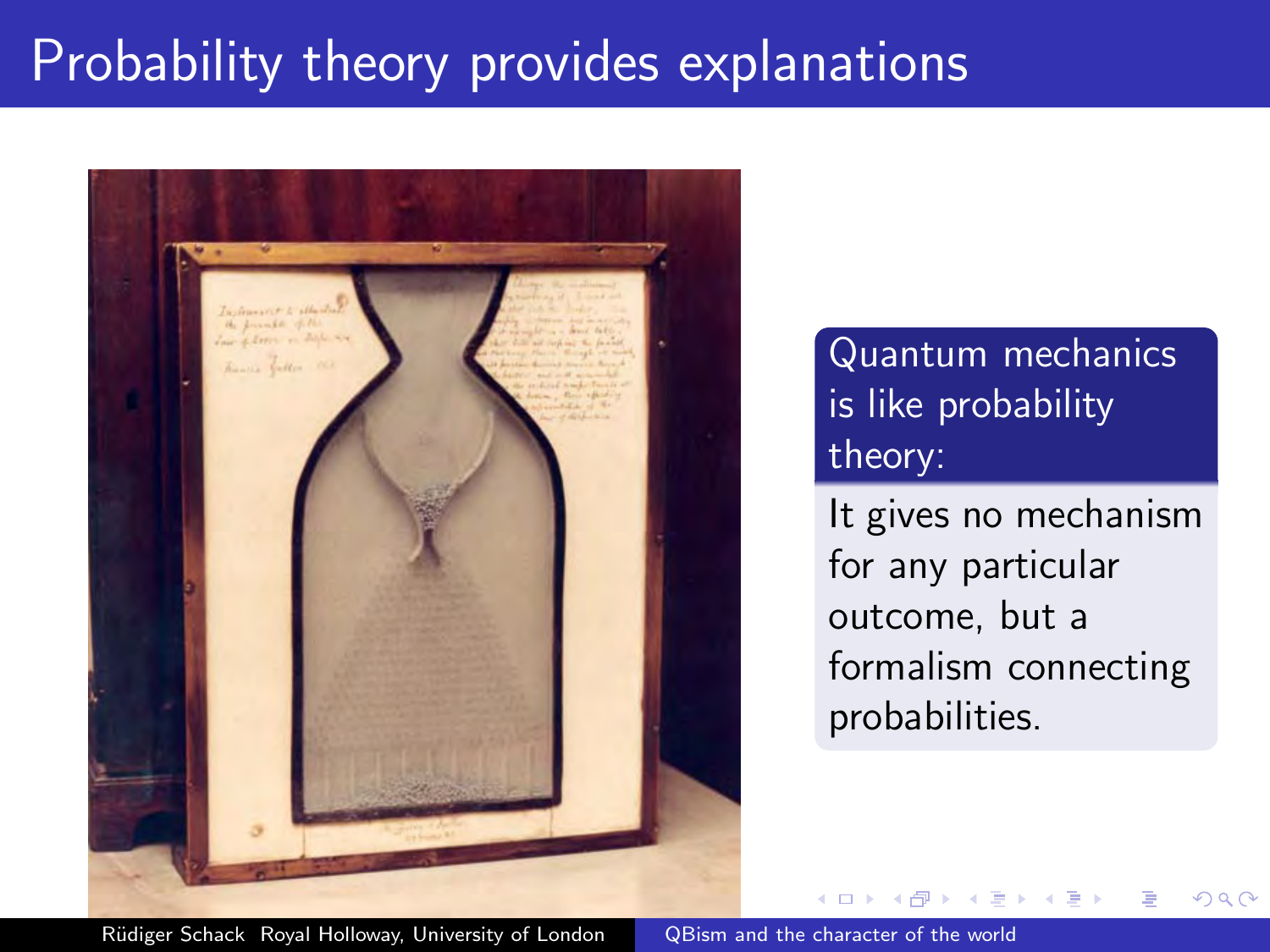# Probability theory provides explanations

**Quantum mechanics is like probability theory:**

It gives no mechanism for any particular outcome, but a formalism connecting probabilities.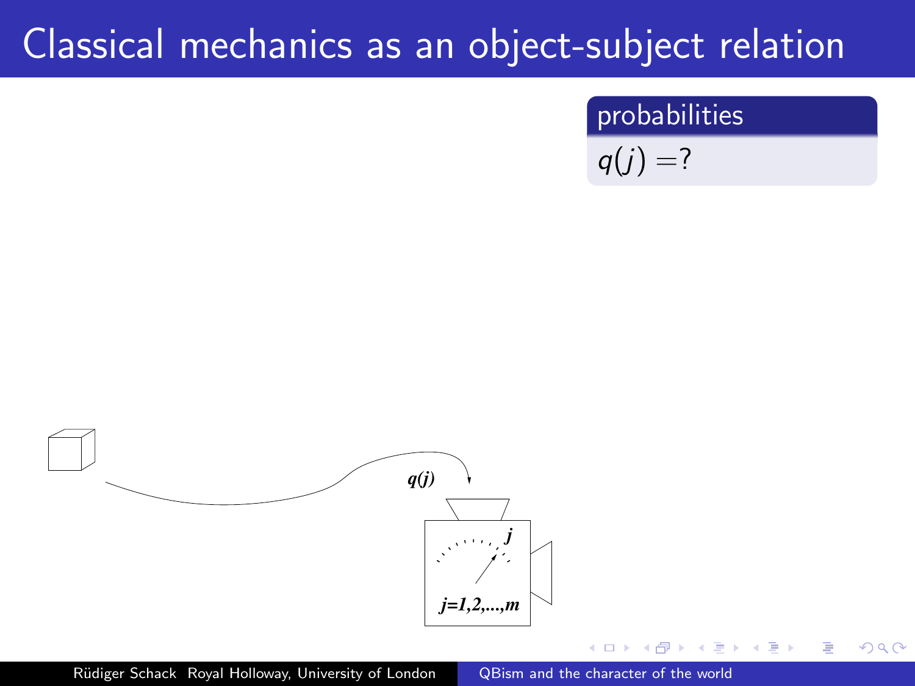# Classical mechanics as an object-subject relation

**probabilities**

$q(j) = ?$

$q(j)$

$j$

$j=1,2,...,m$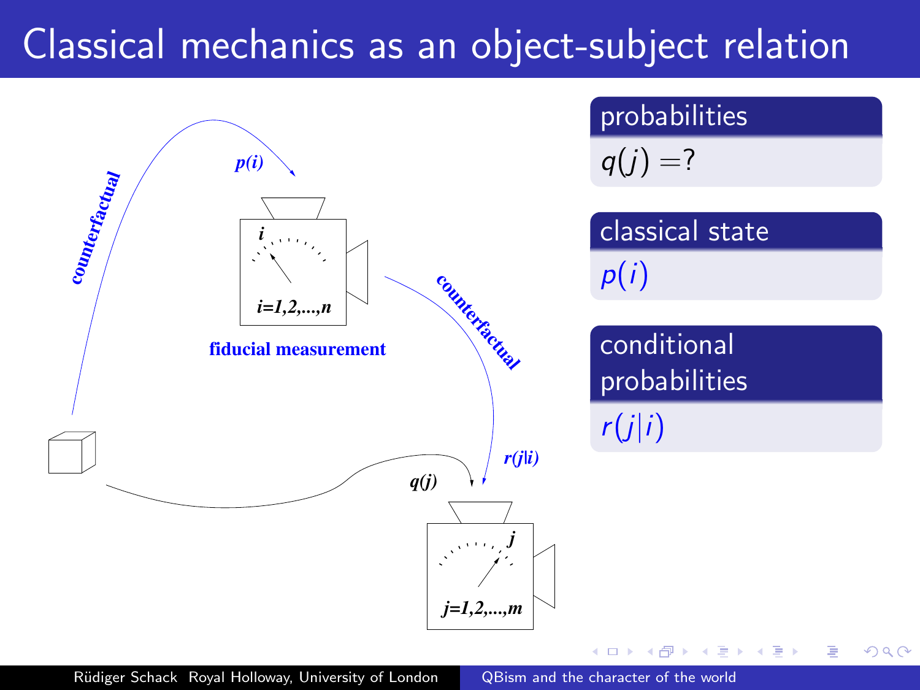# Classical mechanics as an object-subject relation

counterfactual

$p(i)$

$i$

$i=1,2,...,n$

fiducial measurement

counterfactual

$r(j|i)$

$q(j)$

$j$

$j=1,2,...,m$

**probabilities**

$q(j) = ?$

**classical state**

$p(i)$

**conditional probabilities**

$r(j|i)$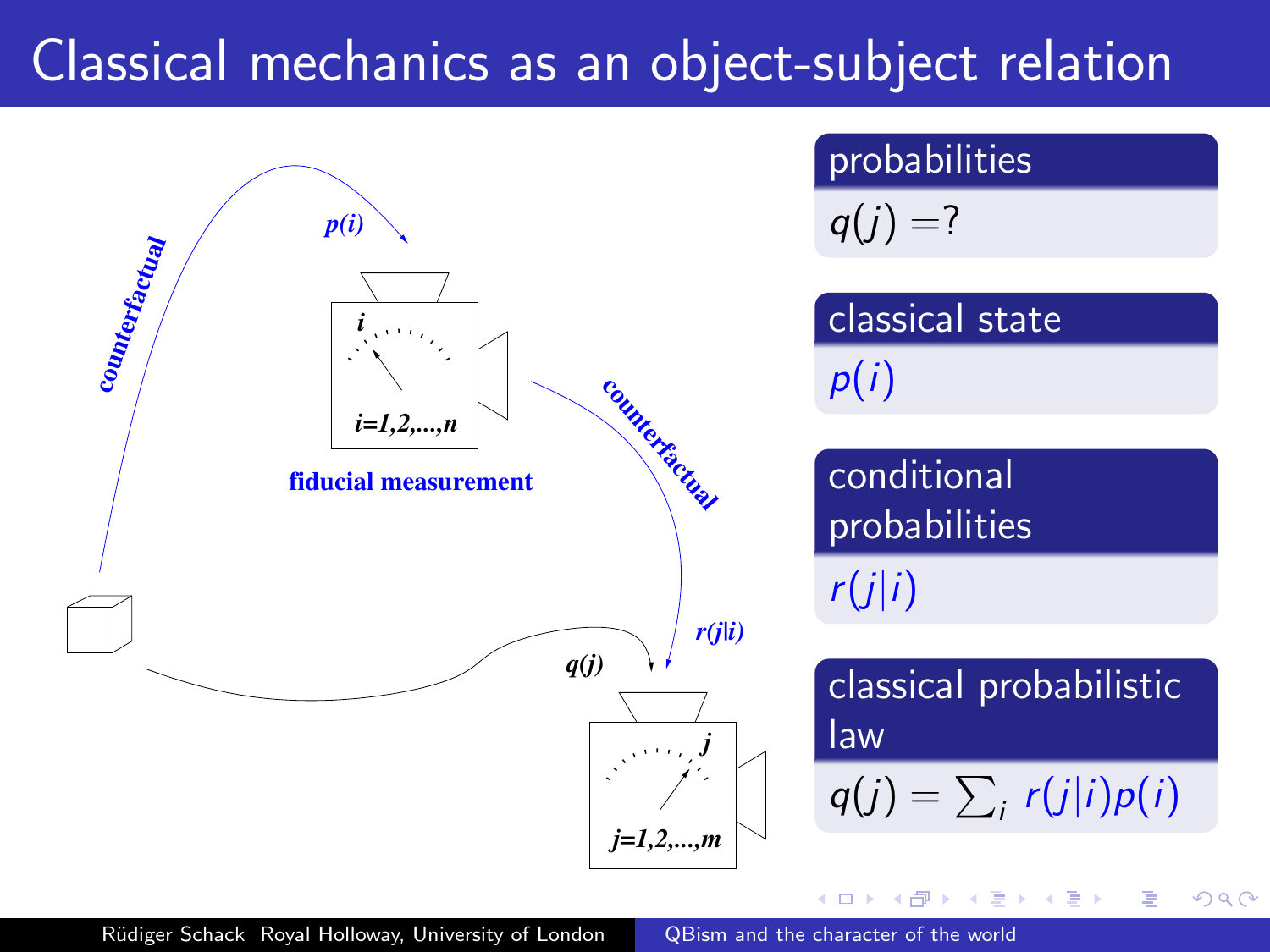# Classical mechanics as an object-subject relation

counterfactual

$p(i)$

$i$

$i=1,2,\dots,n$

fiducial measurement

counterfactual

$r(j|i)$

$q(j)$

$j$

$j=1,2,\dots,m$

**probabilities**

$q(j) = ?$

**classical state**

$p(i)$

**conditional probabilities**

$r(j|i)$

**classical probabilistic law**

$q(j) = \sum_i r(j|i)p(i)$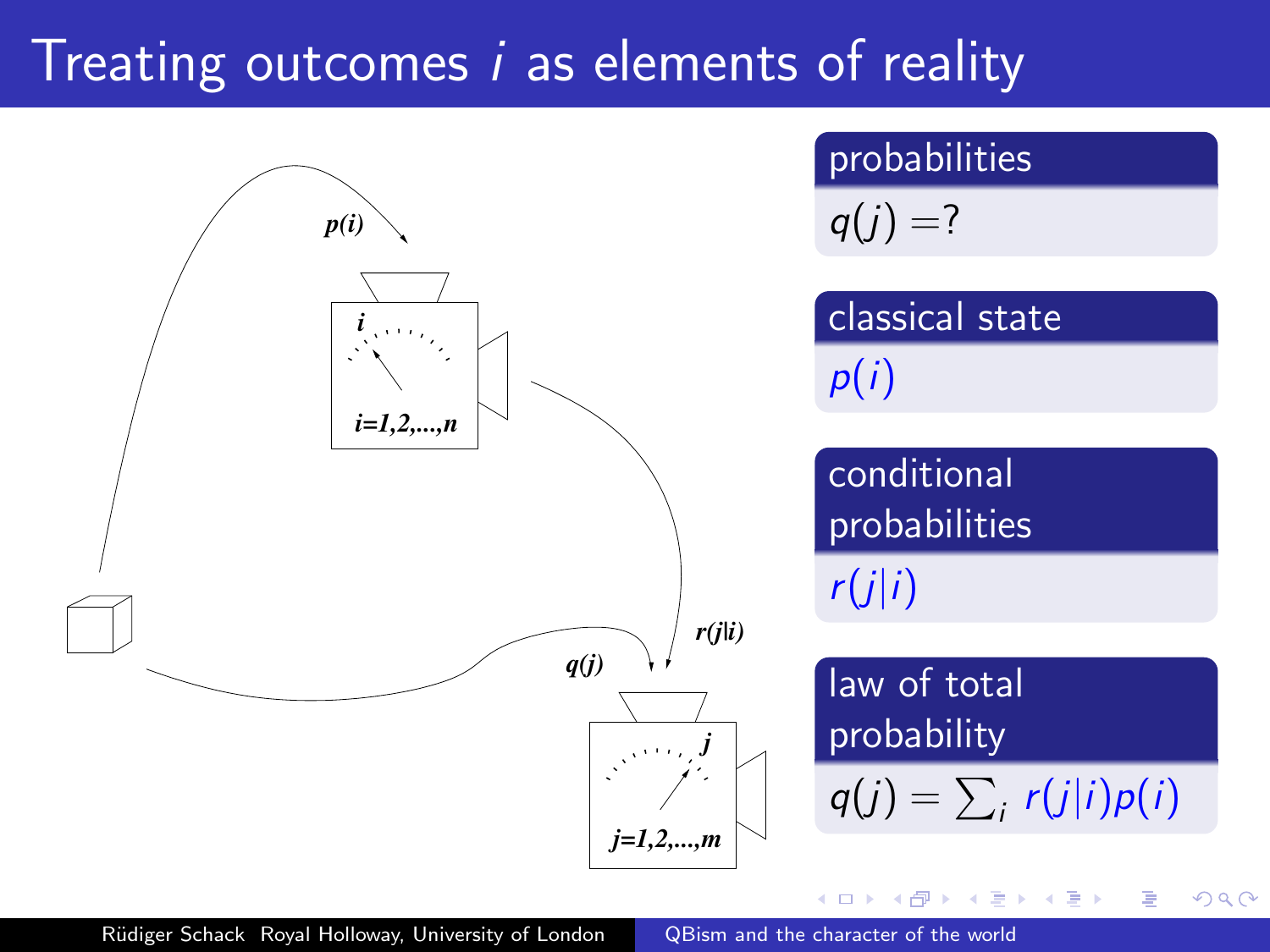# Treating outcomes $i$ as elements of reality

$p(i)$

$i$

$i=1,2,\ldots,n$

$r(j|i)$

$q(j)$

$j$

$j=1,2,\ldots,m$

**probabilities**

$q(j) = ?$

**classical state**

$p(i)$

**conditional probabilities**

$r(j|i)$

**law of total probability**

$$q(j) = \sum_i r(j|i)p(i)$$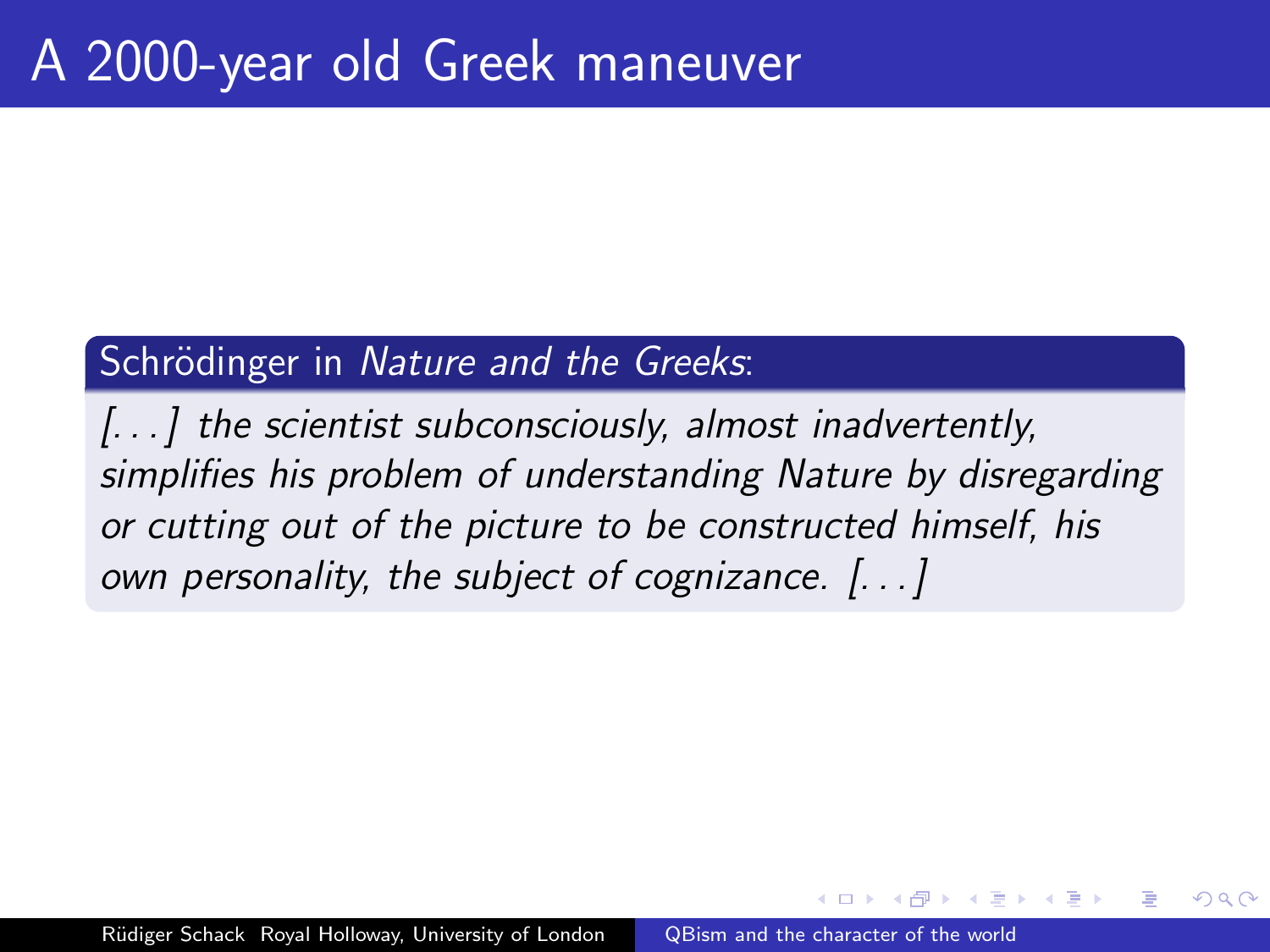# A 2000-year old Greek maneuver

**Schrödinger in *Nature and the Greeks*:**

*[...] the scientist subconsciously, almost inadvertently, simplifies his problem of understanding Nature by disregarding or cutting out of the picture to be constructed himself, his own personality, the subject of cognizance. [...]*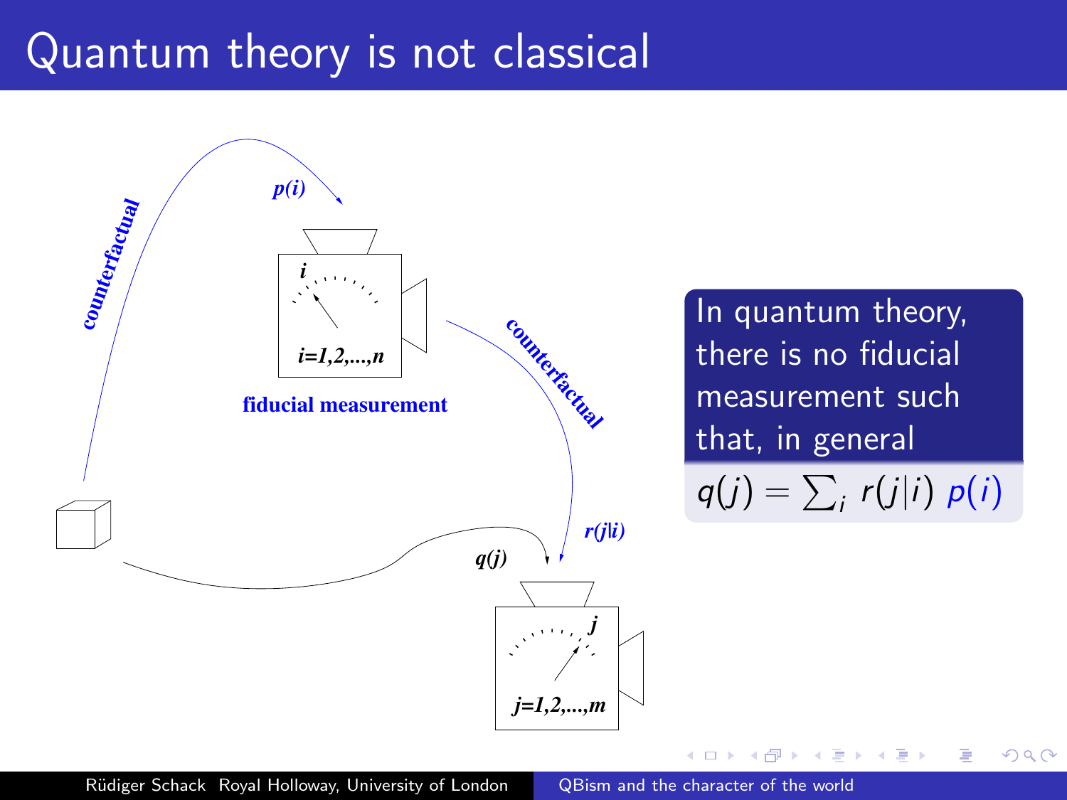# Quantum theory is not classical

counterfactual

$p(i)$

$i$

$i=1,2,\ldots,n$

**fiducial measurement**

counterfactual

$r(j|i)$

$q(j)$

$j$

$j=1,2,\ldots,m$

In quantum theory, there is no fiducial measurement such that, in general

$$q(j) = \sum_i r(j|i)\, p(i)$$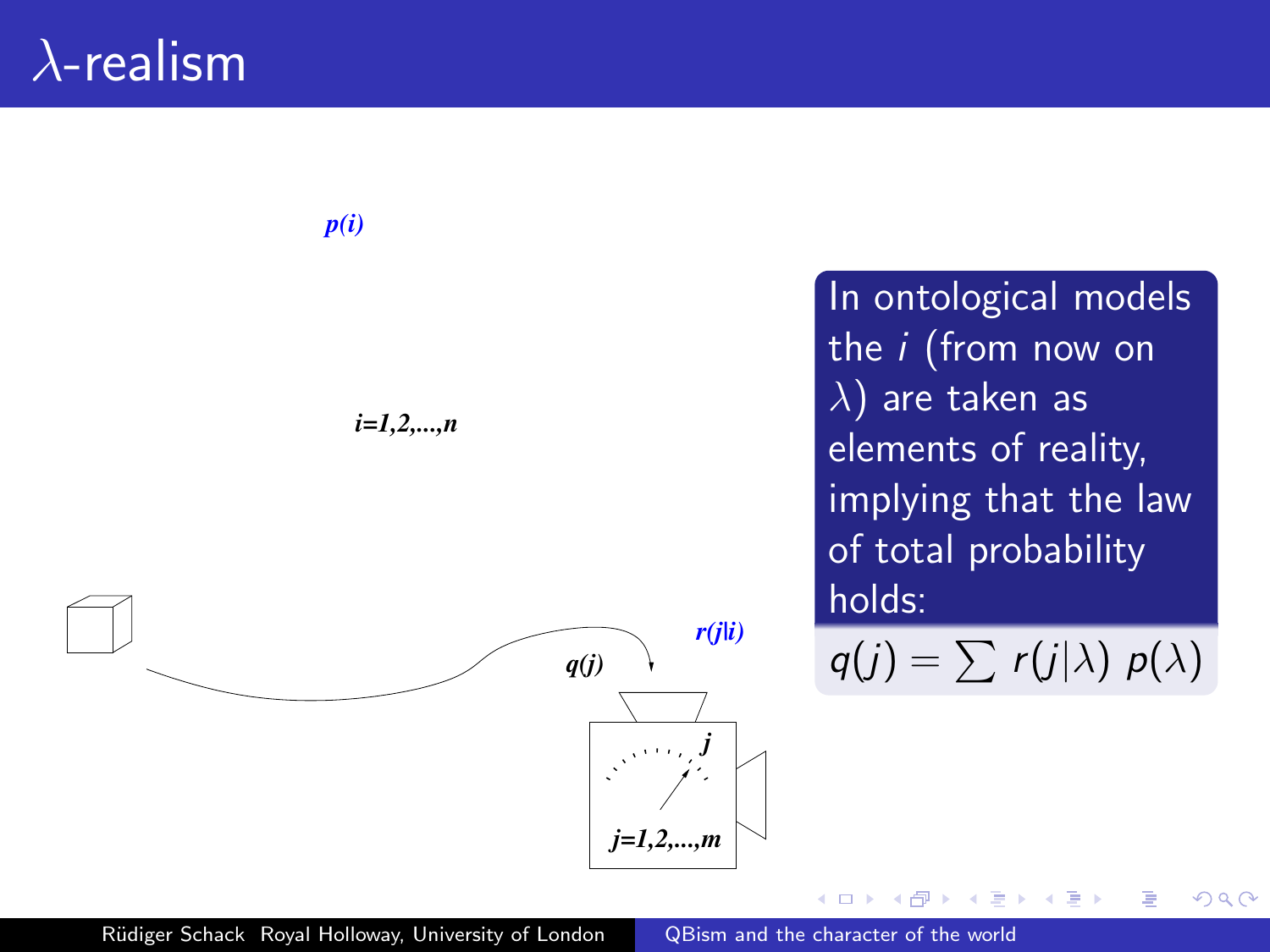# $\lambda$-realism

$p(i)$

$i=1,2,...,n$

$r(j|i)$

$q(j)$

$j$

$j=1,2,...,m$

In ontological models the $i$ (from now on $\lambda$) are taken as elements of reality, implying that the law of total probability holds:

$$q(j) = \sum r(j|\lambda)\, p(\lambda)$$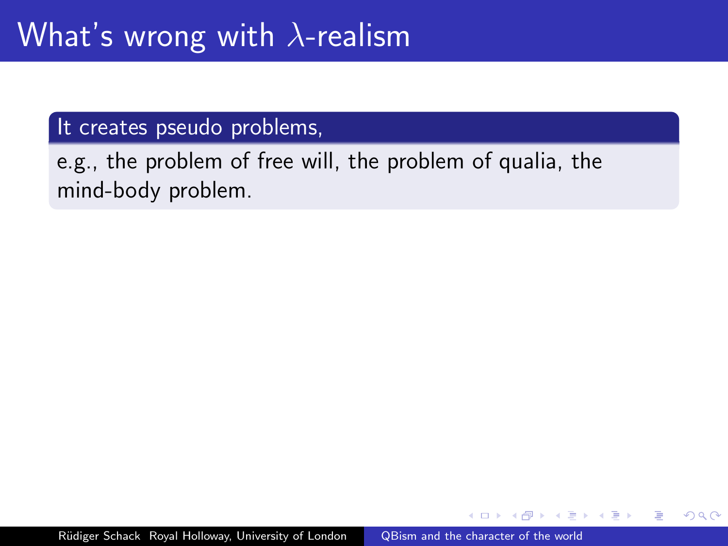# What's wrong with $\lambda$-realism

**It creates pseudo problems,**

e.g., the problem of free will, the problem of qualia, the mind-body problem.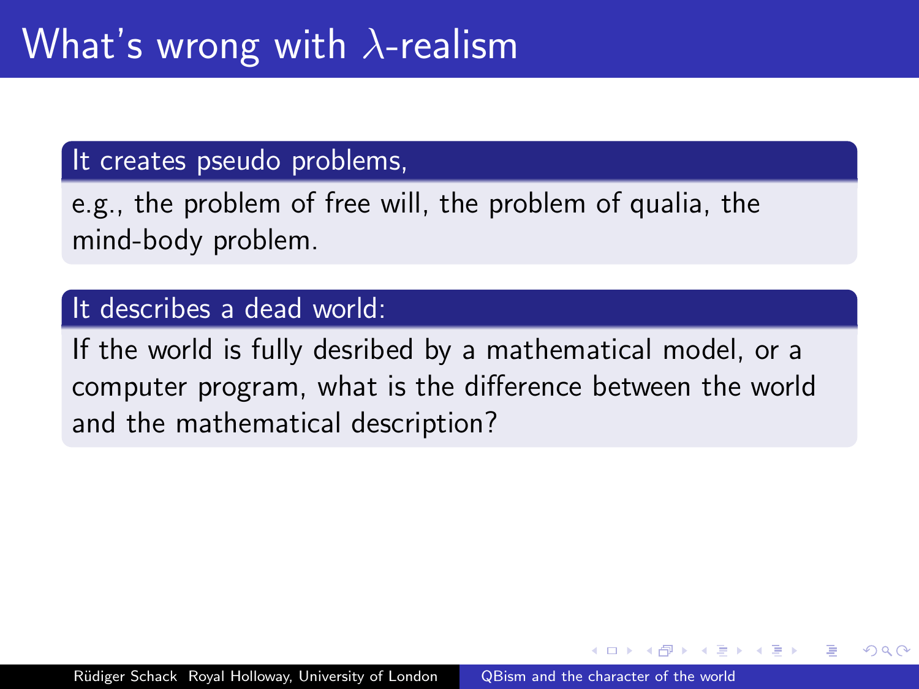# What's wrong with $\lambda$-realism

**It creates pseudo problems,**

e.g., the problem of free will, the problem of qualia, the mind-body problem.

**It describes a dead world:**

If the world is fully desribed by a mathematical model, or a computer program, what is the difference between the world and the mathematical description?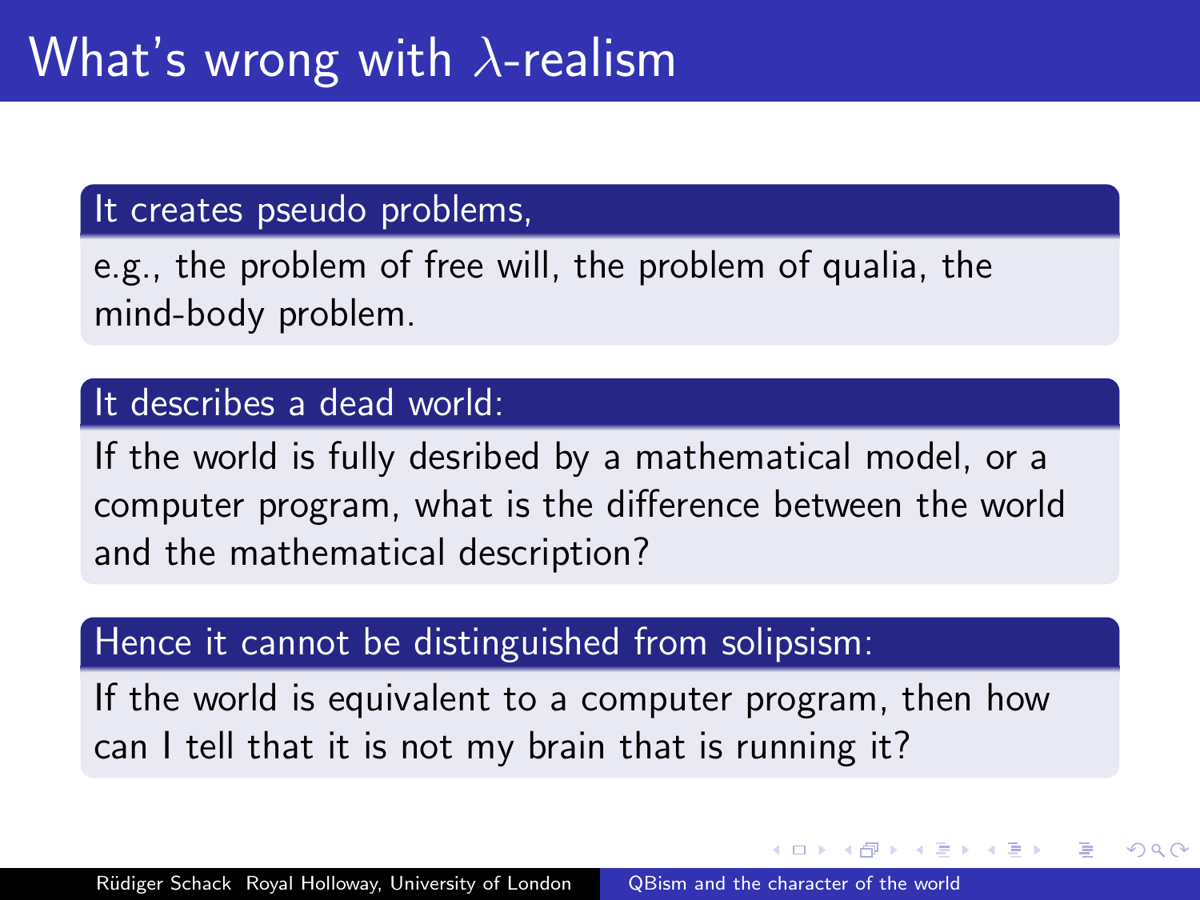# What's wrong with $\lambda$-realism

### It creates pseudo problems,

e.g., the problem of free will, the problem of qualia, the mind-body problem.

### It describes a dead world:

If the world is fully desribed by a mathematical model, or a computer program, what is the difference between the world and the mathematical description?

### Hence it cannot be distinguished from solipsism:

If the world is equivalent to a computer program, then how can I tell that it is not my brain that is running it?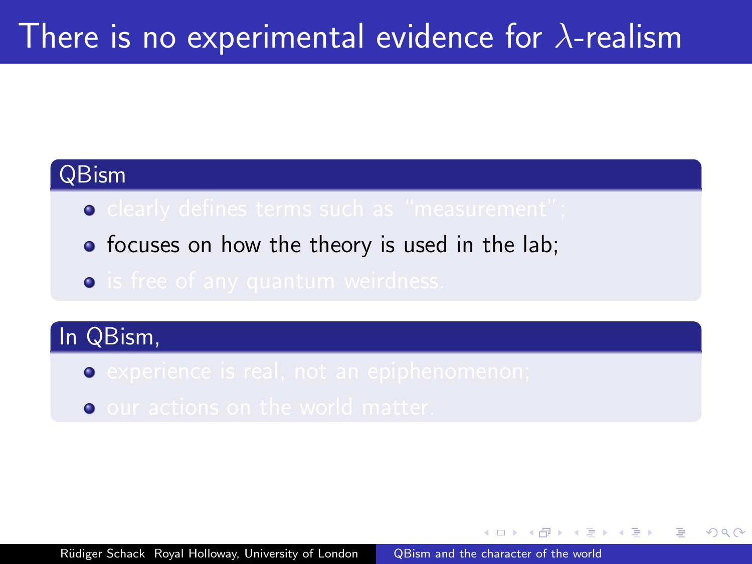# There is no experimental evidence for $\lambda$-realism

## QBism

- clearly defines terms such as "measurement";
- focuses on how the theory is used in the lab;
- is free of any quantum weirdness.

## In QBism,

- experience is real, not an epiphenomenon;
- our actions on the world matter.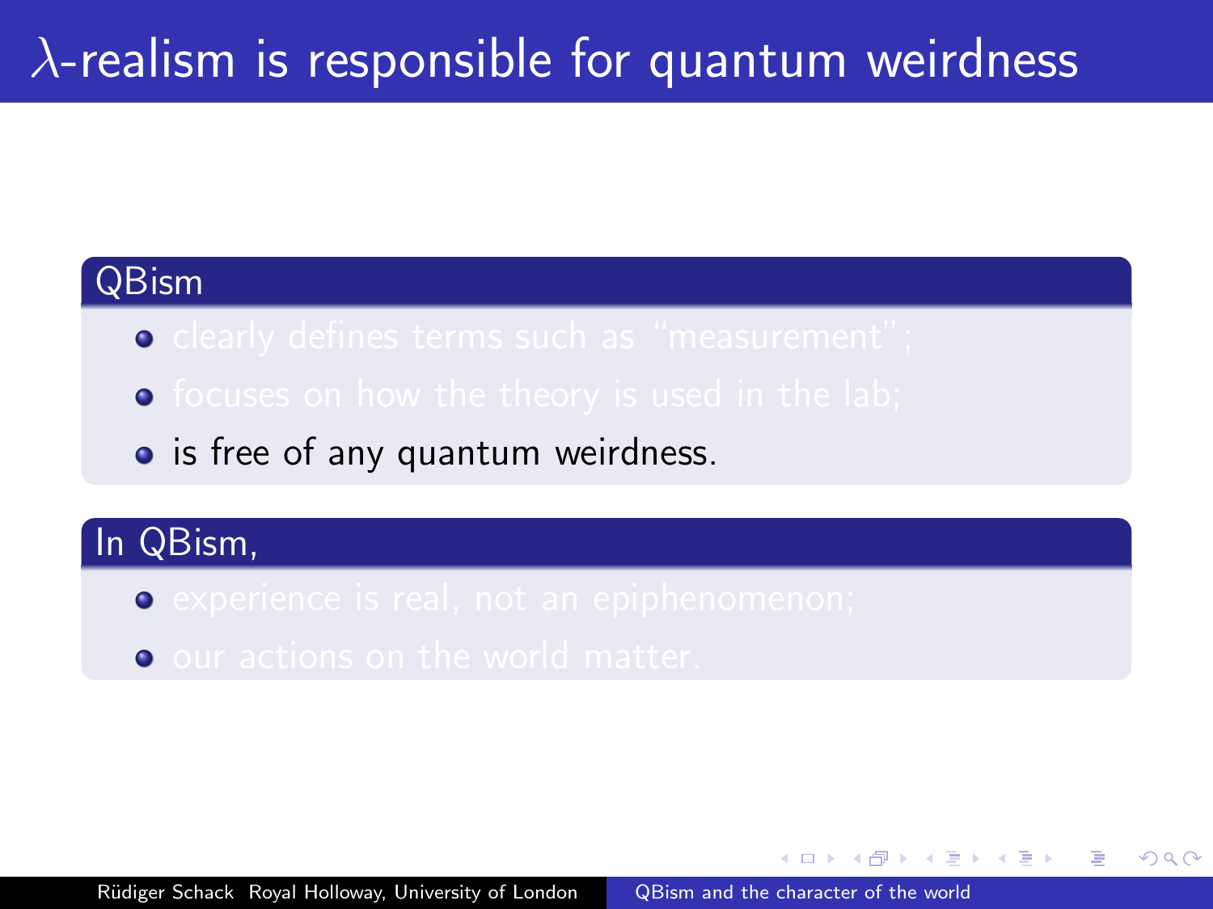# $\lambda$-realism is responsible for quantum weirdness

**QBism**

- clearly defines terms such as "measurement";
- focuses on how the theory is used in the lab;
- is free of any quantum weirdness.

**In QBism,**

- experience is real, not an epiphenomenon;
- our actions on the world matter.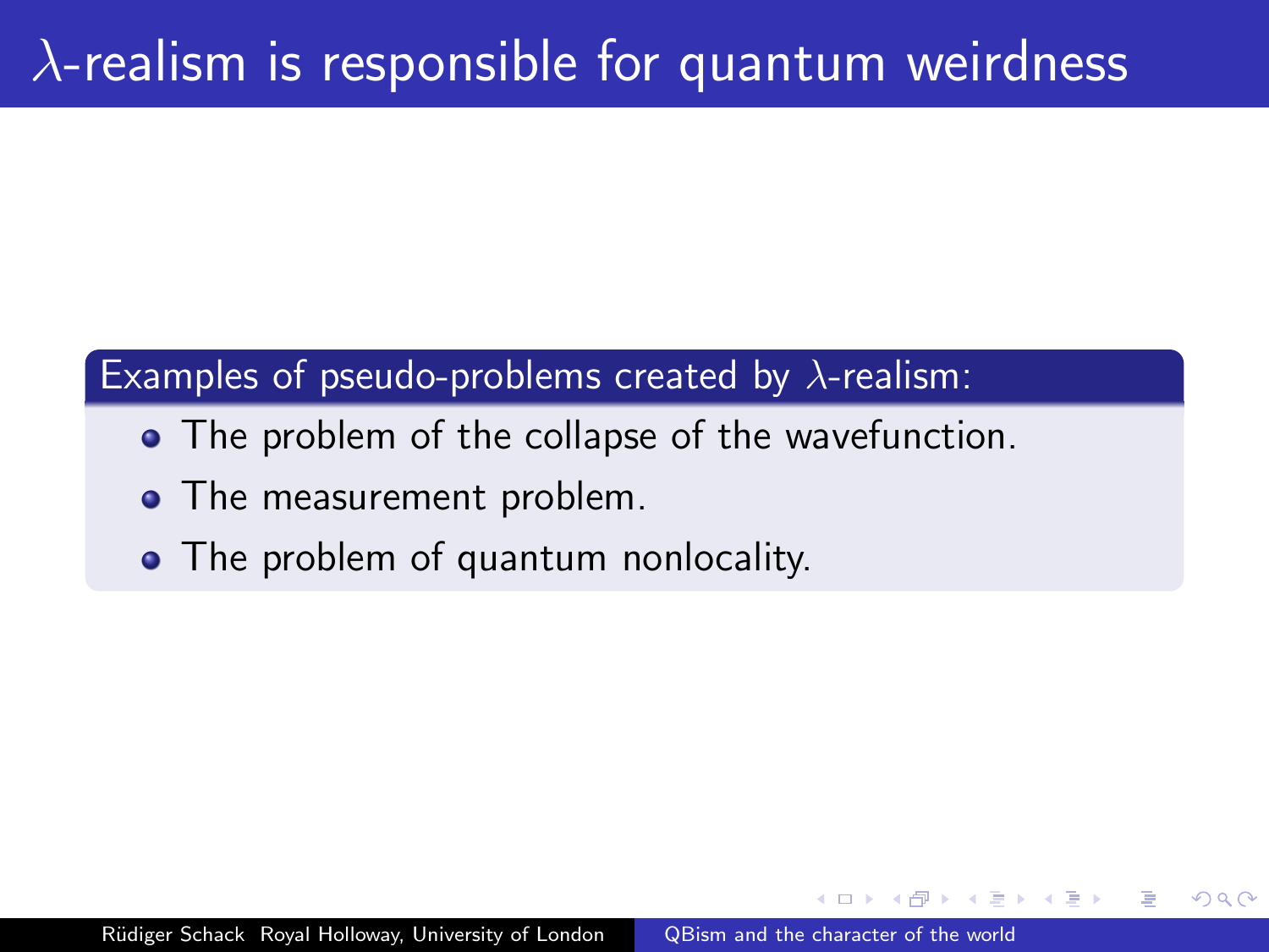# $\lambda$-realism is responsible for quantum weirdness

**Examples of pseudo-problems created by $\lambda$-realism:**

- The problem of the collapse of the wavefunction.
- The measurement problem.
- The problem of quantum nonlocality.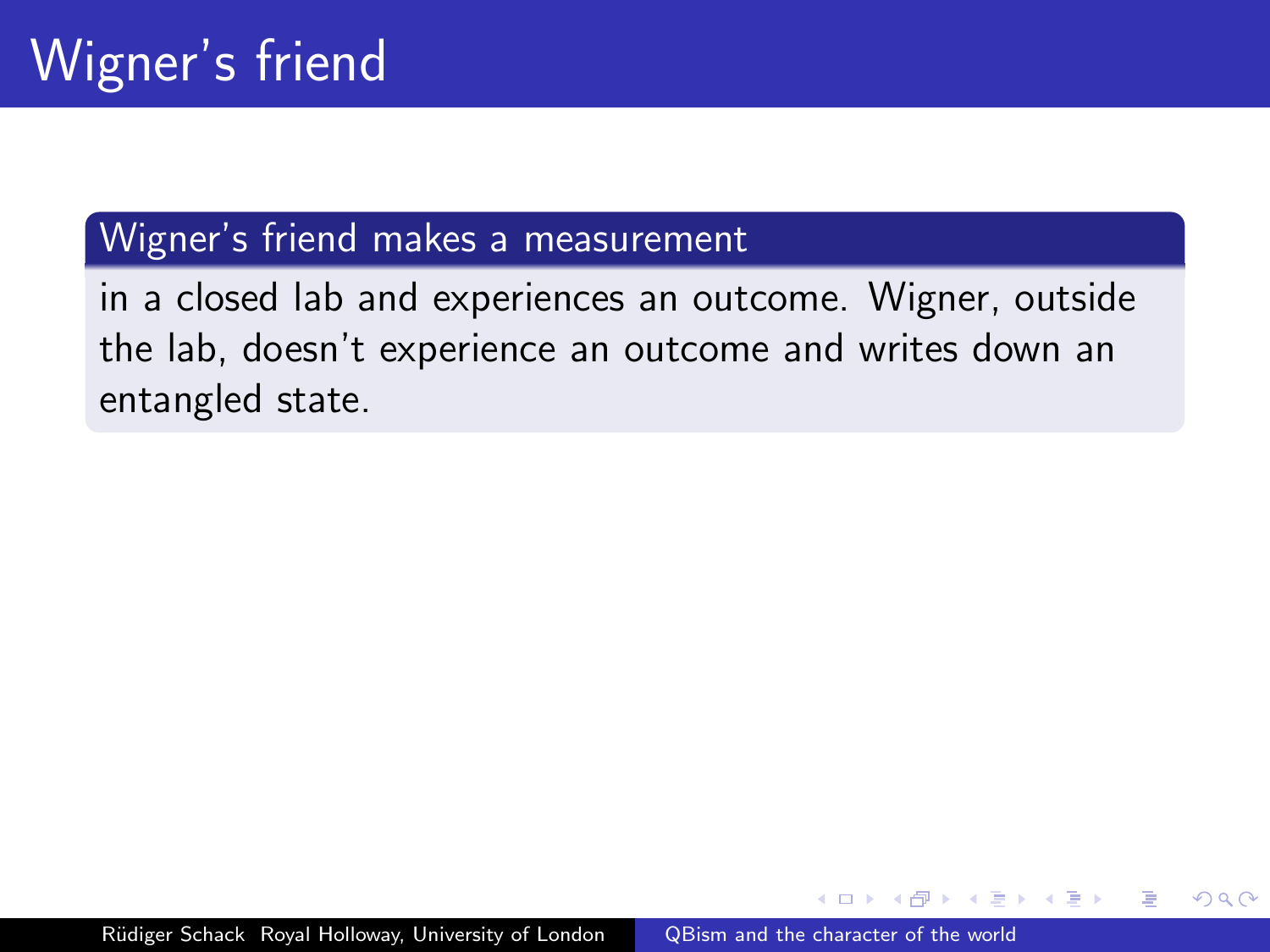# Wigner's friend

### Wigner's friend makes a measurement

in a closed lab and experiences an outcome. Wigner, outside the lab, doesn't experience an outcome and writes down an entangled state.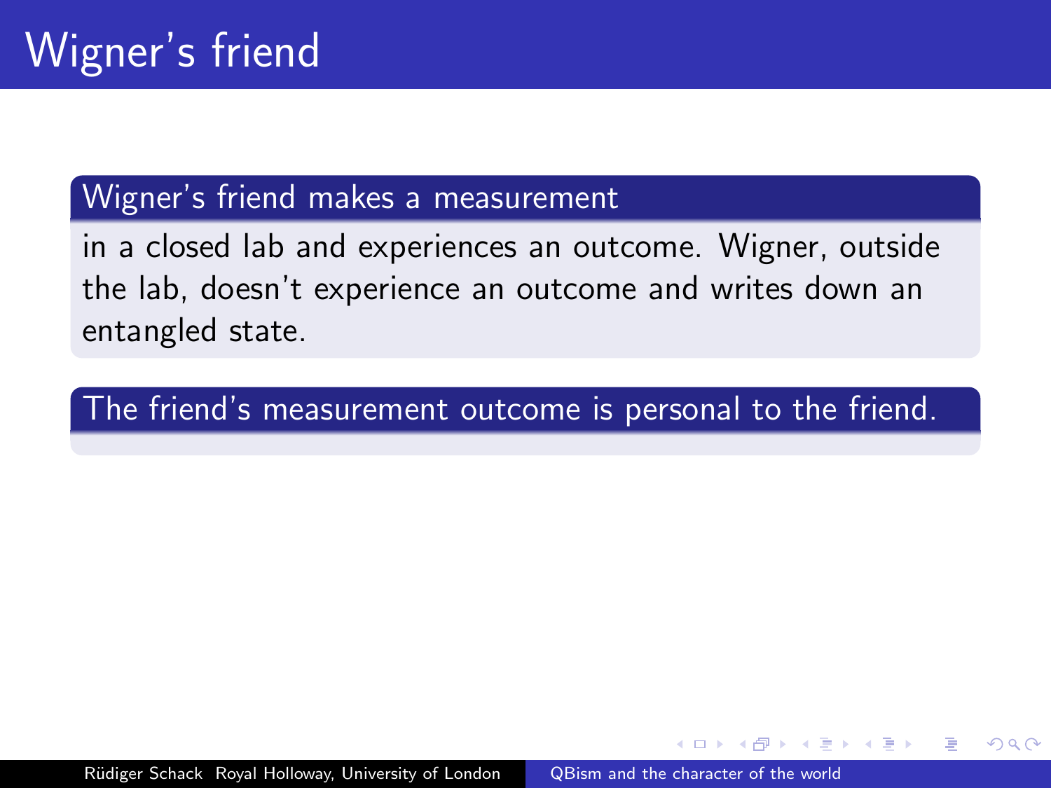# Wigner's friend

### Wigner's friend makes a measurement

in a closed lab and experiences an outcome. Wigner, outside the lab, doesn't experience an outcome and writes down an entangled state.

### The friend's measurement outcome is personal to the friend.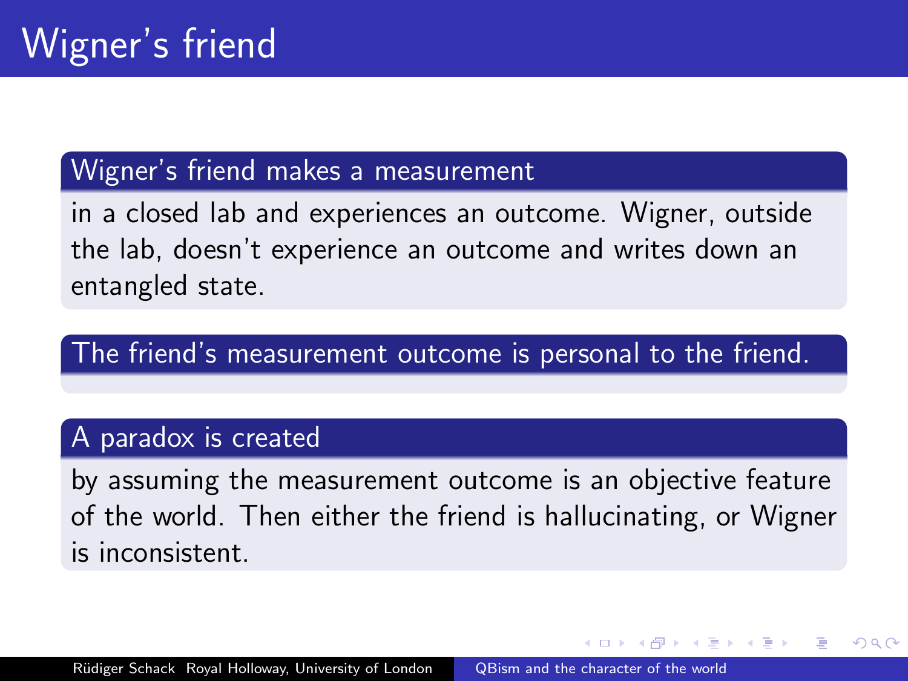# Wigner's friend

### Wigner's friend makes a measurement

in a closed lab and experiences an outcome. Wigner, outside the lab, doesn't experience an outcome and writes down an entangled state.

### The friend's measurement outcome is personal to the friend.

### A paradox is created

by assuming the measurement outcome is an objective feature of the world. Then either the friend is hallucinating, or Wigner is inconsistent.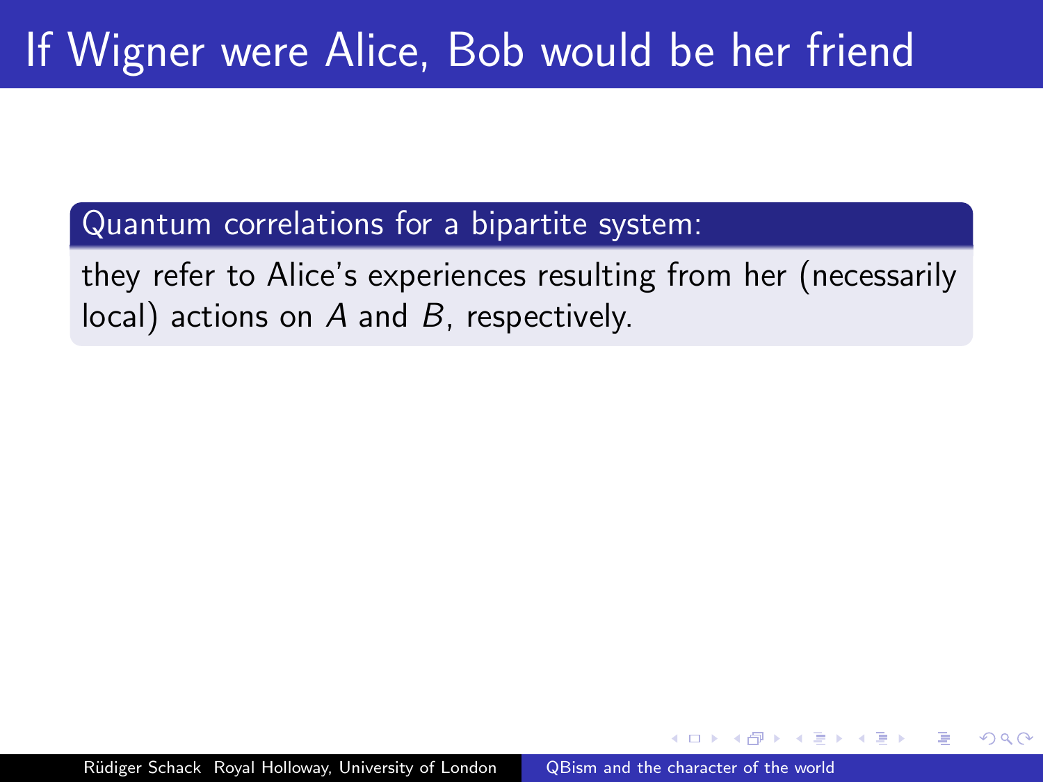# If Wigner were Alice, Bob would be her friend

**Quantum correlations for a bipartite system:**

they refer to Alice's experiences resulting from her (necessarily local) actions on $A$ and $B$, respectively.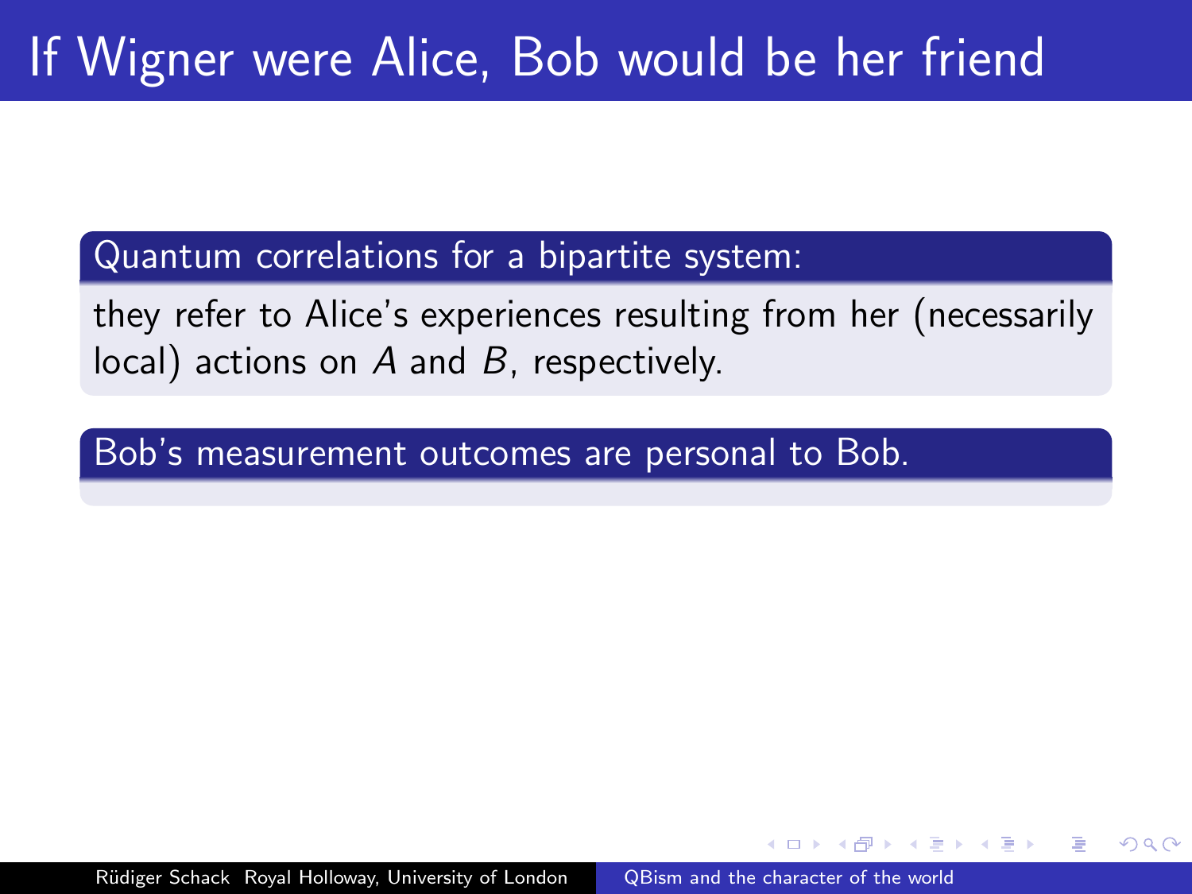# If Wigner were Alice, Bob would be her friend

**Quantum correlations for a bipartite system:**

they refer to Alice's experiences resulting from her (necessarily local) actions on $A$ and $B$, respectively.

**Bob's measurement outcomes are personal to Bob.**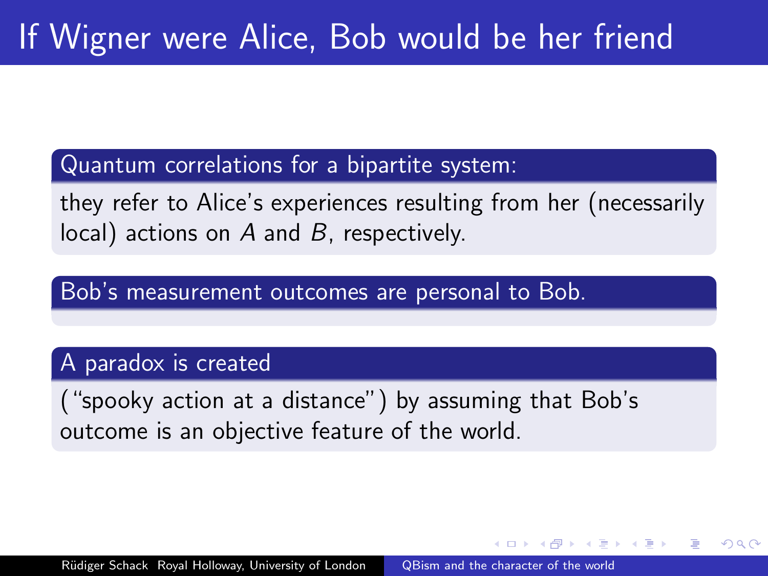# If Wigner were Alice, Bob would be her friend

**Quantum correlations for a bipartite system:**

they refer to Alice's experiences resulting from her (necessarily local) actions on $A$ and $B$, respectively.

**Bob's measurement outcomes are personal to Bob.**

**A paradox is created**

("spooky action at a distance") by assuming that Bob's outcome is an objective feature of the world.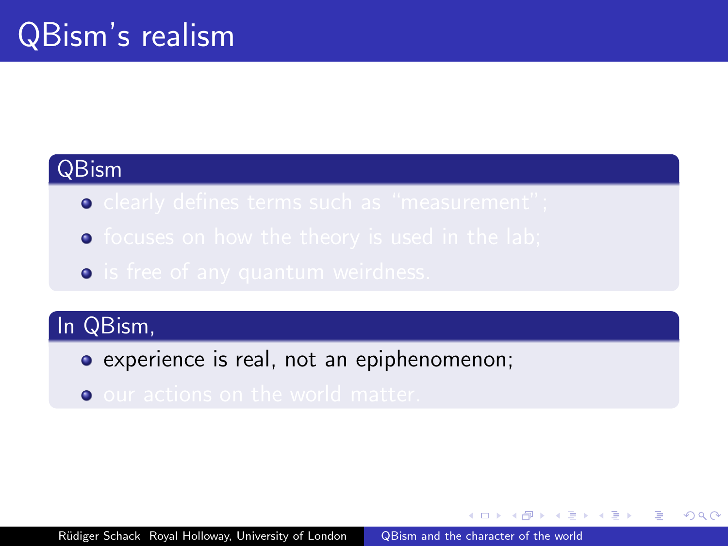# QBism's realism

**QBism**

- clearly defines terms such as "measurement";
- focuses on how the theory is used in the lab;
- is free of any quantum weirdness.

**In QBism,**

- experience is real, not an epiphenomenon;
- our actions on the world matter.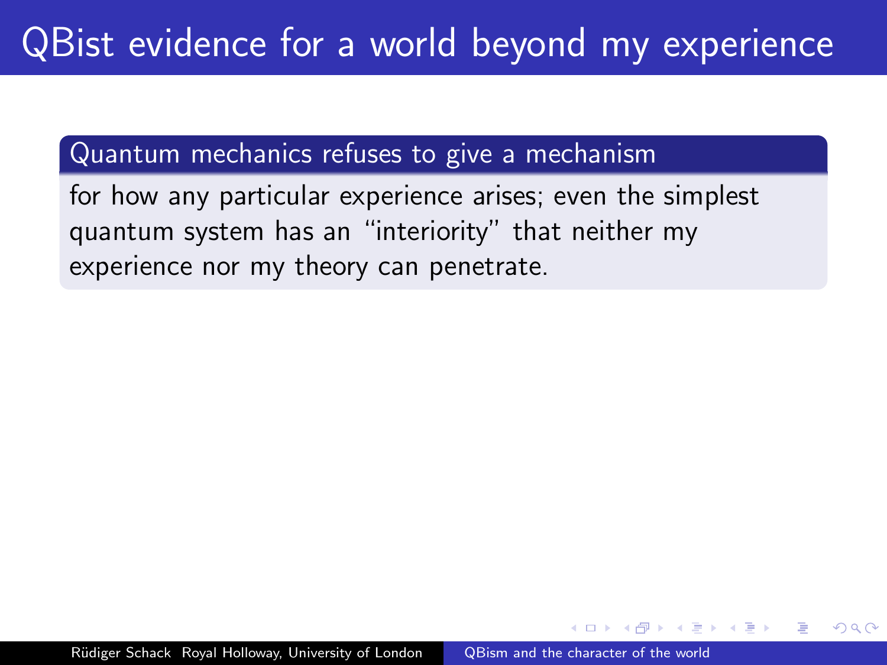# QBist evidence for a world beyond my experience

### Quantum mechanics refuses to give a mechanism

for how any particular experience arises; even the simplest quantum system has an "interiority" that neither my experience nor my theory can penetrate.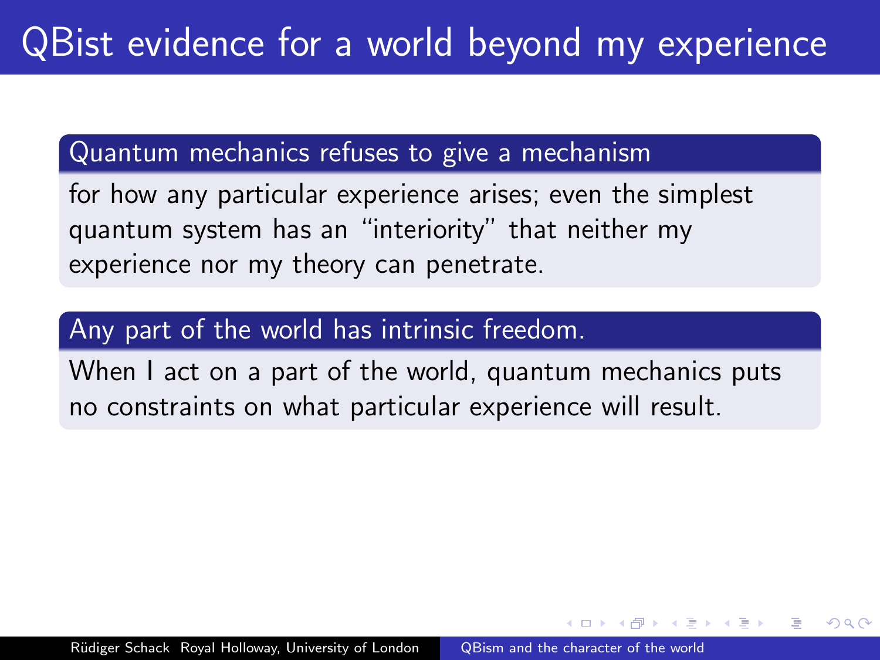# QBist evidence for a world beyond my experience

### Quantum mechanics refuses to give a mechanism

for how any particular experience arises; even the simplest quantum system has an "interiority" that neither my experience nor my theory can penetrate.

### Any part of the world has intrinsic freedom.

When I act on a part of the world, quantum mechanics puts no constraints on what particular experience will result.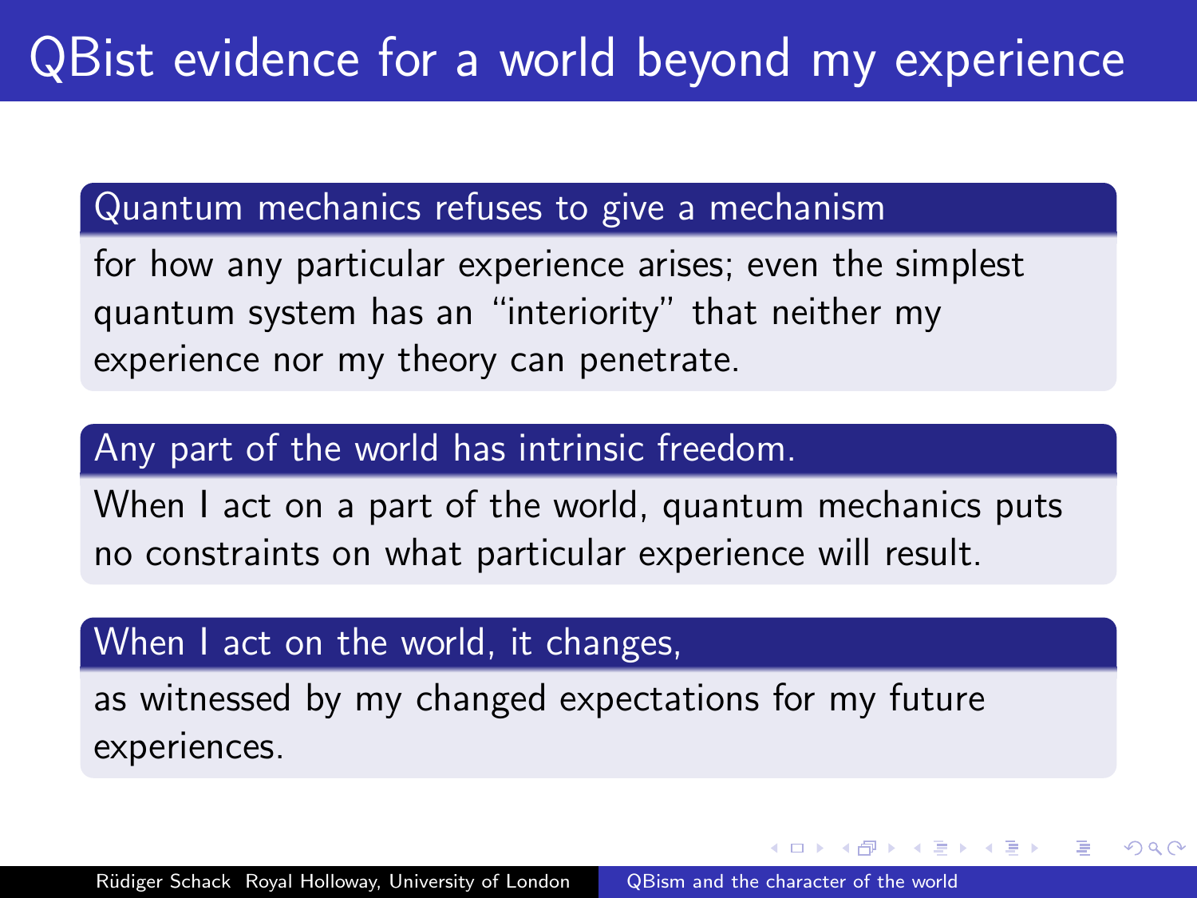# QBist evidence for a world beyond my experience

### Quantum mechanics refuses to give a mechanism

for how any particular experience arises; even the simplest quantum system has an "interiority" that neither my experience nor my theory can penetrate.

### Any part of the world has intrinsic freedom.

When I act on a part of the world, quantum mechanics puts no constraints on what particular experience will result.

### When I act on the world, it changes,

as witnessed by my changed expectations for my future experiences.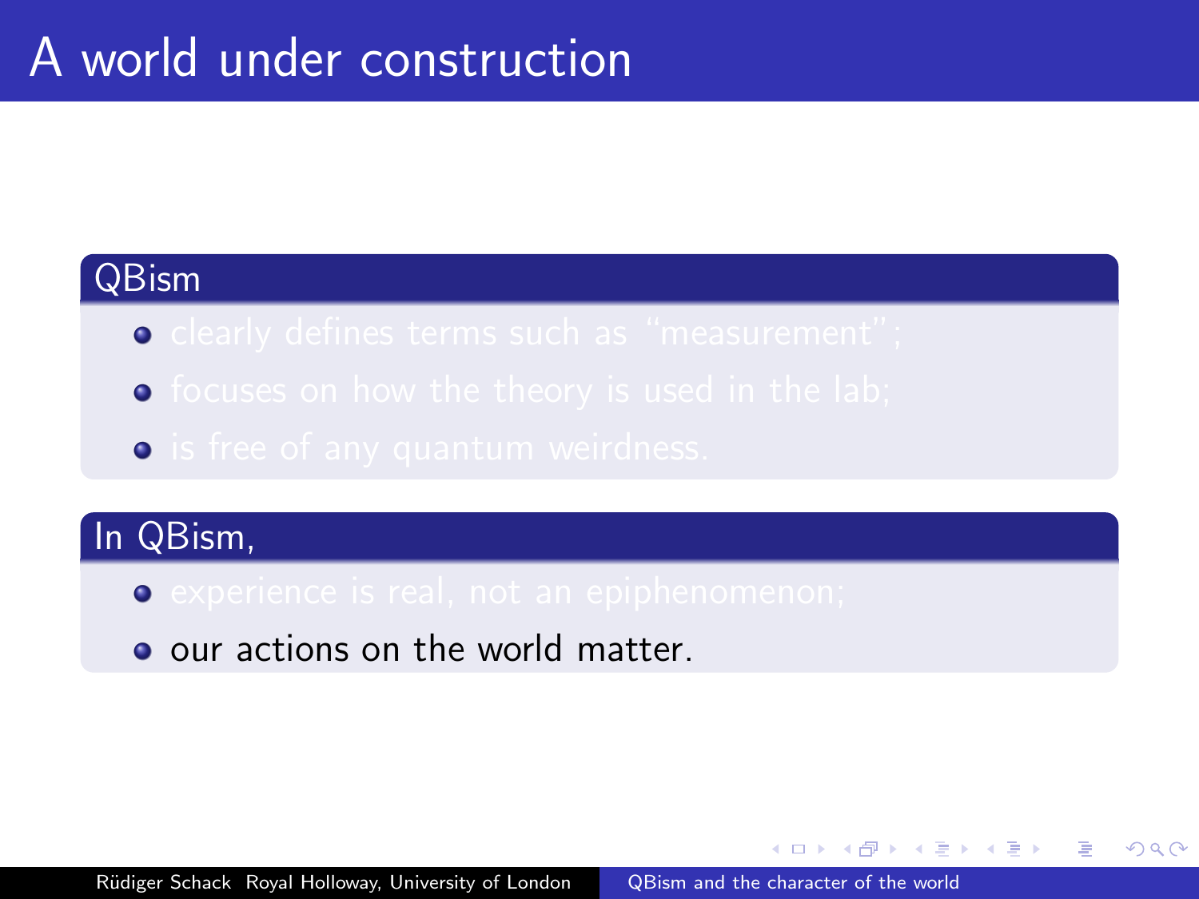# A world under construction

## QBism

- clearly defines terms such as "measurement";
- focuses on how the theory is used in the lab;
- is free of any quantum weirdness.

## In QBism,

- experience is real, not an epiphenomenon;
- our actions on the world matter.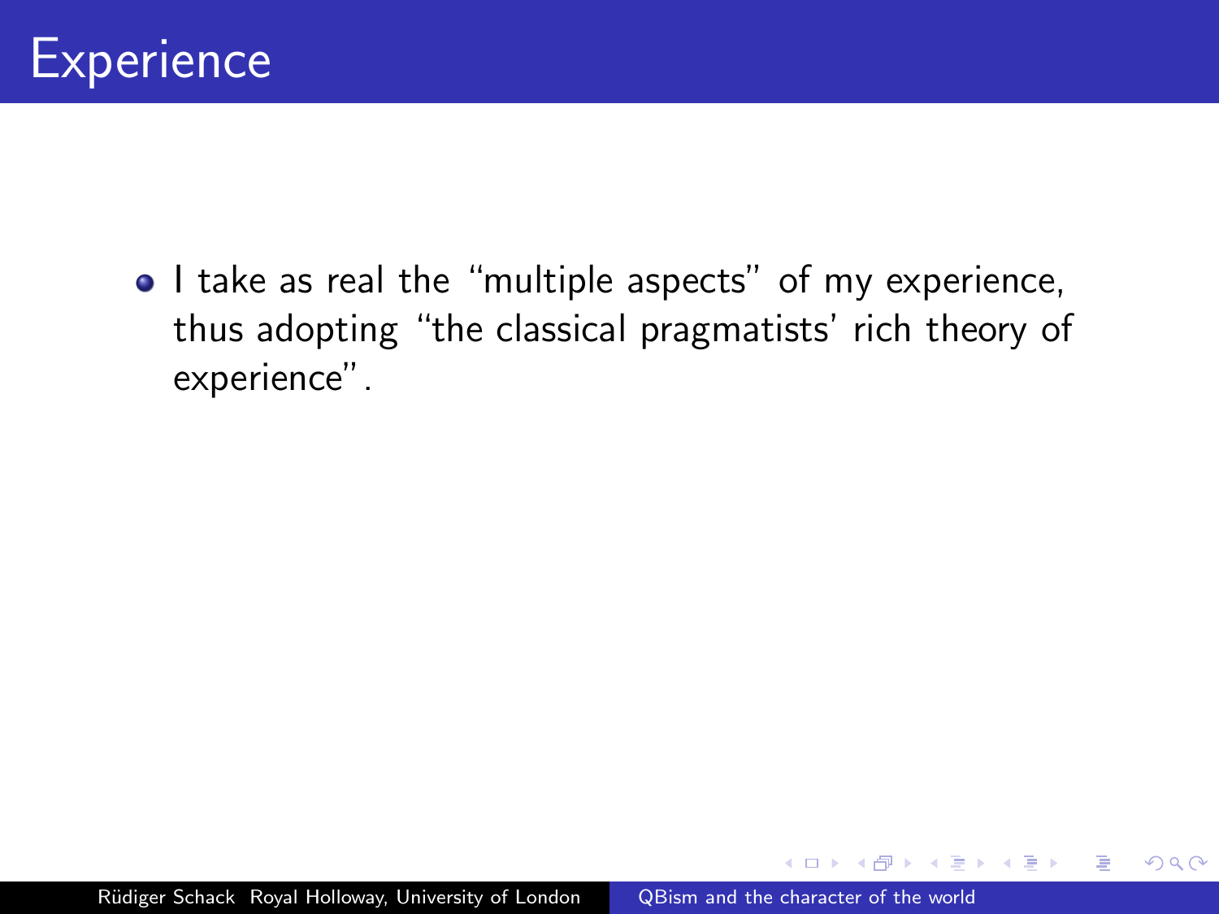# Experience

- I take as real the “multiple aspects” of my experience, thus adopting “the classical pragmatists’ rich theory of experience”.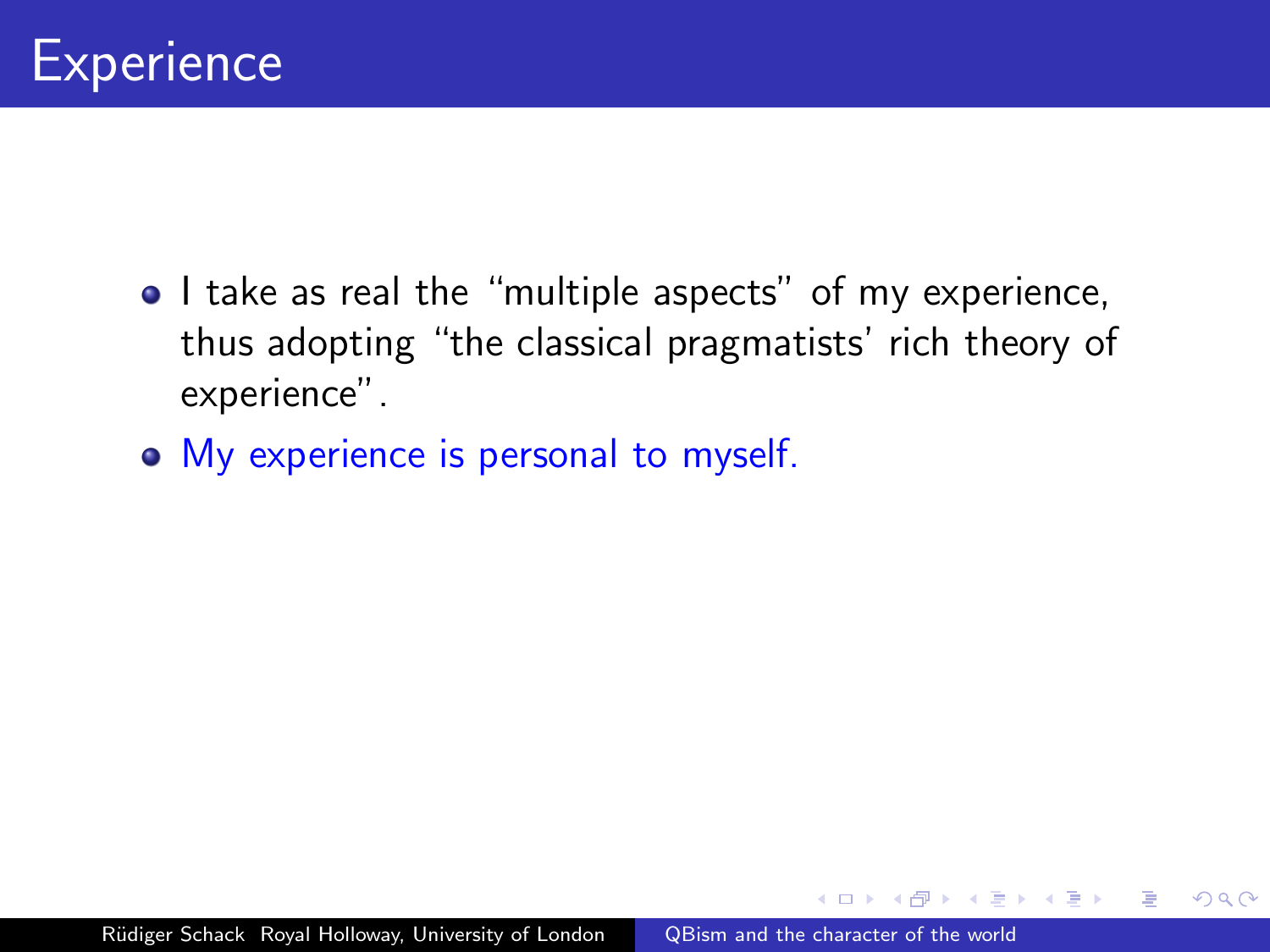# Experience

- I take as real the “multiple aspects” of my experience, thus adopting “the classical pragmatists’ rich theory of experience”.
- My experience is personal to myself.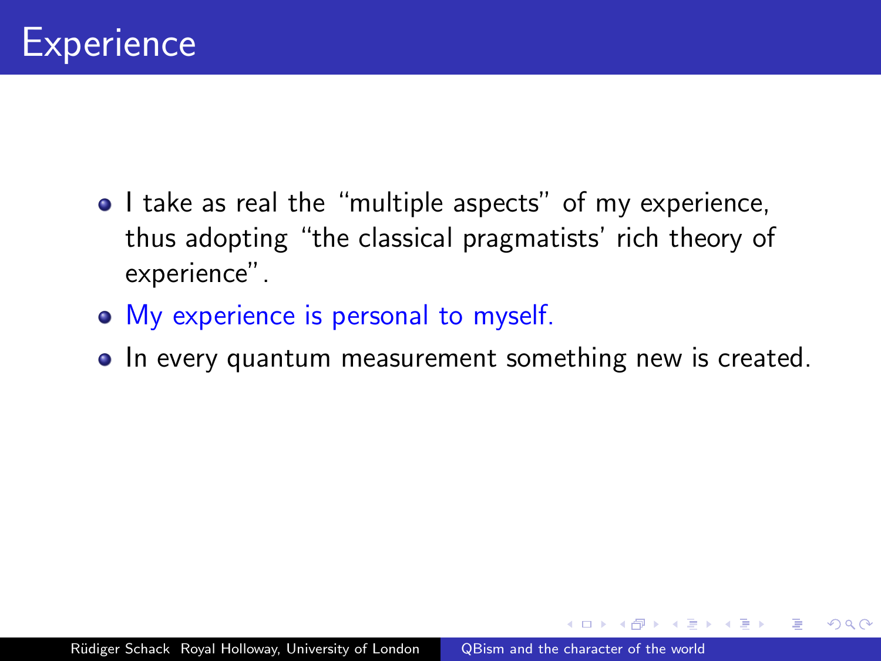# Experience

- I take as real the "multiple aspects" of my experience, thus adopting "the classical pragmatists' rich theory of experience".
- My experience is personal to myself.
- In every quantum measurement something new is created.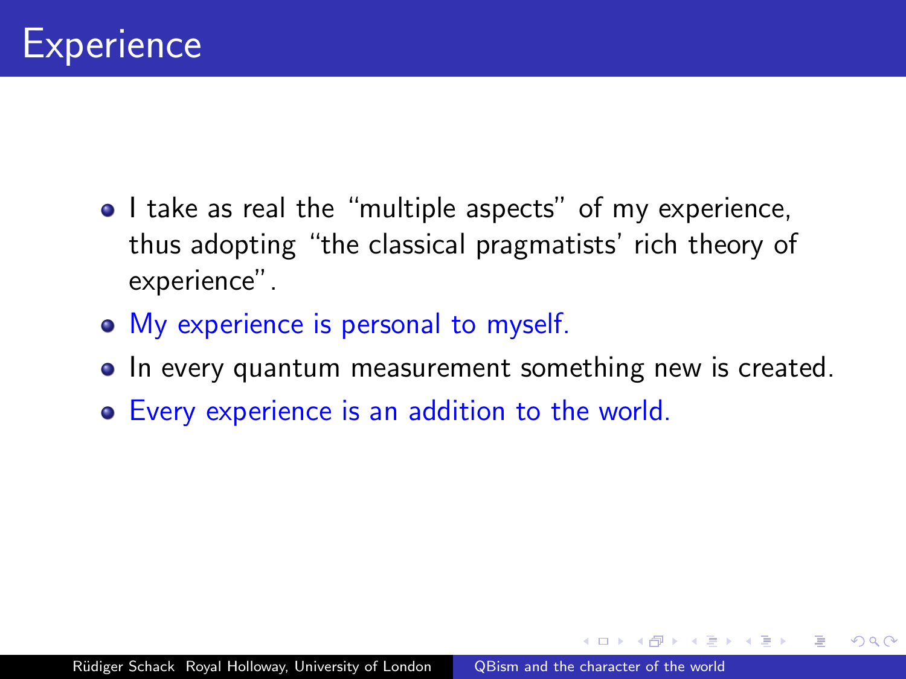# Experience

- I take as real the "multiple aspects" of my experience, thus adopting "the classical pragmatists' rich theory of experience".
- My experience is personal to myself.
- In every quantum measurement something new is created.
- Every experience is an addition to the world.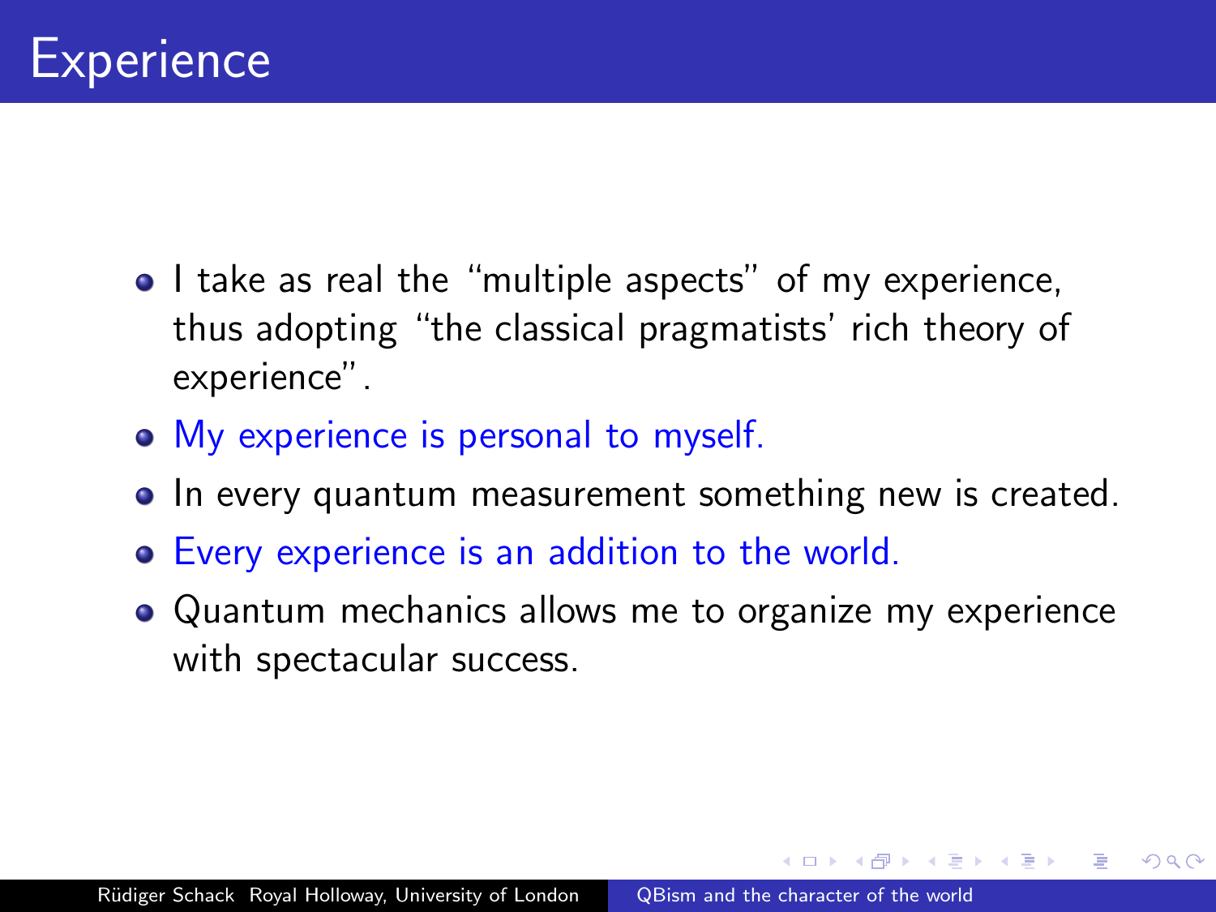# Experience

- I take as real the "multiple aspects" of my experience, thus adopting "the classical pragmatists' rich theory of experience".
- My experience is personal to myself.
- In every quantum measurement something new is created.
- Every experience is an addition to the world.
- Quantum mechanics allows me to organize my experience with spectacular success.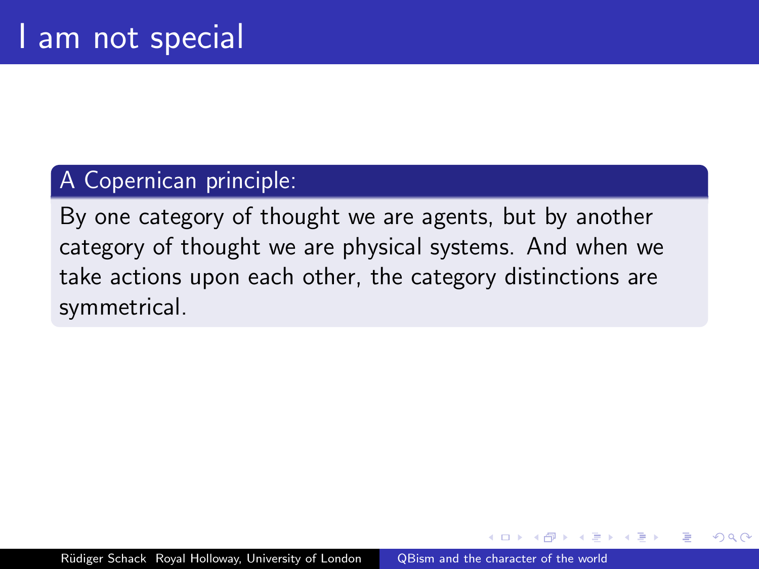# I am not special

**A Copernican principle:**

By one category of thought we are agents, but by another category of thought we are physical systems. And when we take actions upon each other, the category distinctions are symmetrical.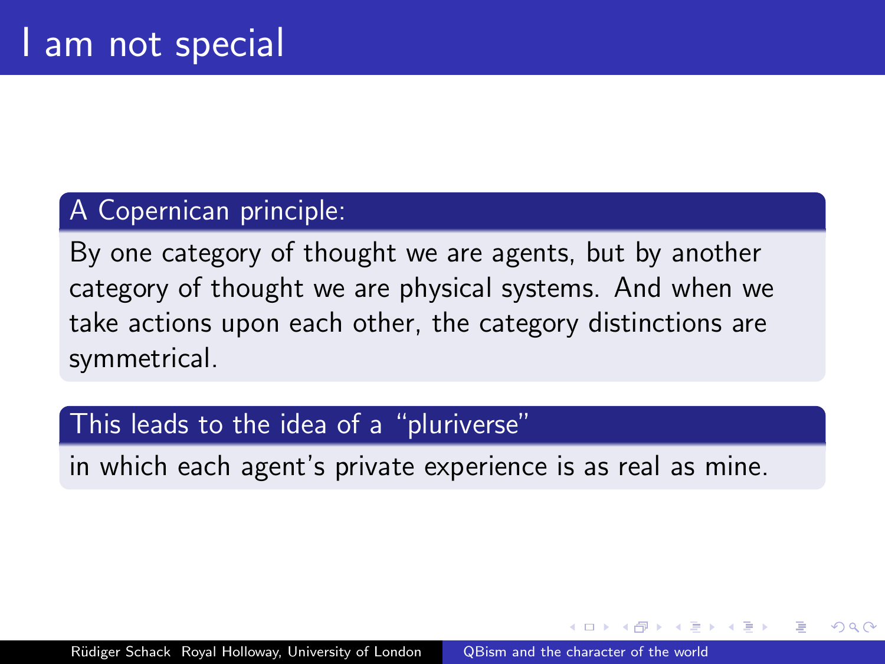# I am not special

**A Copernican principle:**

By one category of thought we are agents, but by another category of thought we are physical systems. And when we take actions upon each other, the category distinctions are symmetrical.

**This leads to the idea of a “pluriverse”**

in which each agent’s private experience is as real as mine.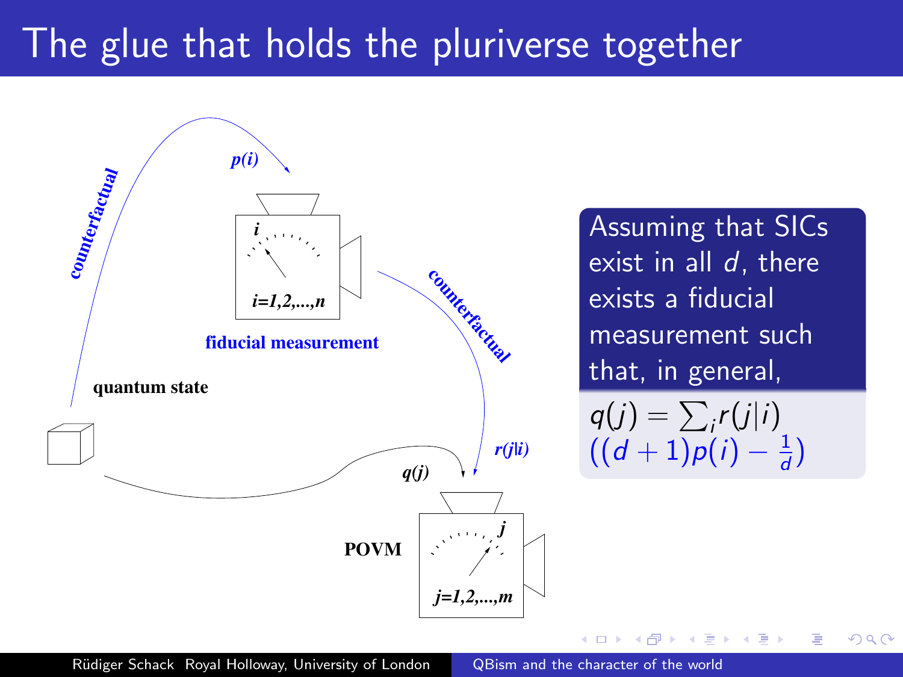# The glue that holds the pluriverse together

counterfactual

$p(i)$

$i$

$i=1,2,...,n$

fiducial measurement

counterfactual

quantum state

$r(j|i)$

$q(j)$

POVM

$j$

$j=1,2,...,m$

Assuming that SICs exist in all $d$, there exists a fiducial measurement such that, in general,

$$q(j) = \sum_i r(j|i) \left((d+1)p(i) - \frac{1}{d}\right)$$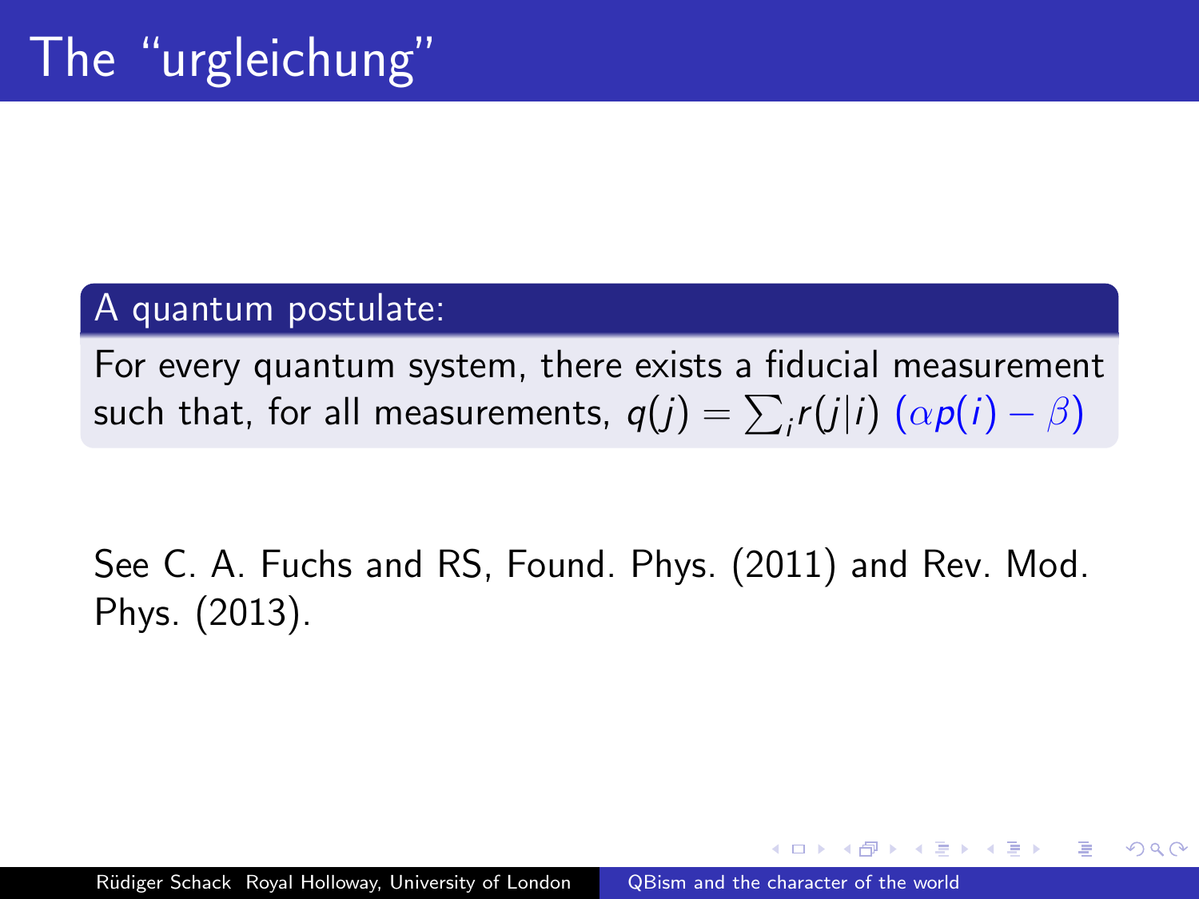# The “urgleichung”

**A quantum postulate:**

For every quantum system, there exists a fiducial measurement such that, for all measurements, $q(j) = \sum_i r(j|i)\ (\alpha p(i) - \beta)$

See C. A. Fuchs and RS, Found. Phys. (2011) and Rev. Mod. Phys. (2013).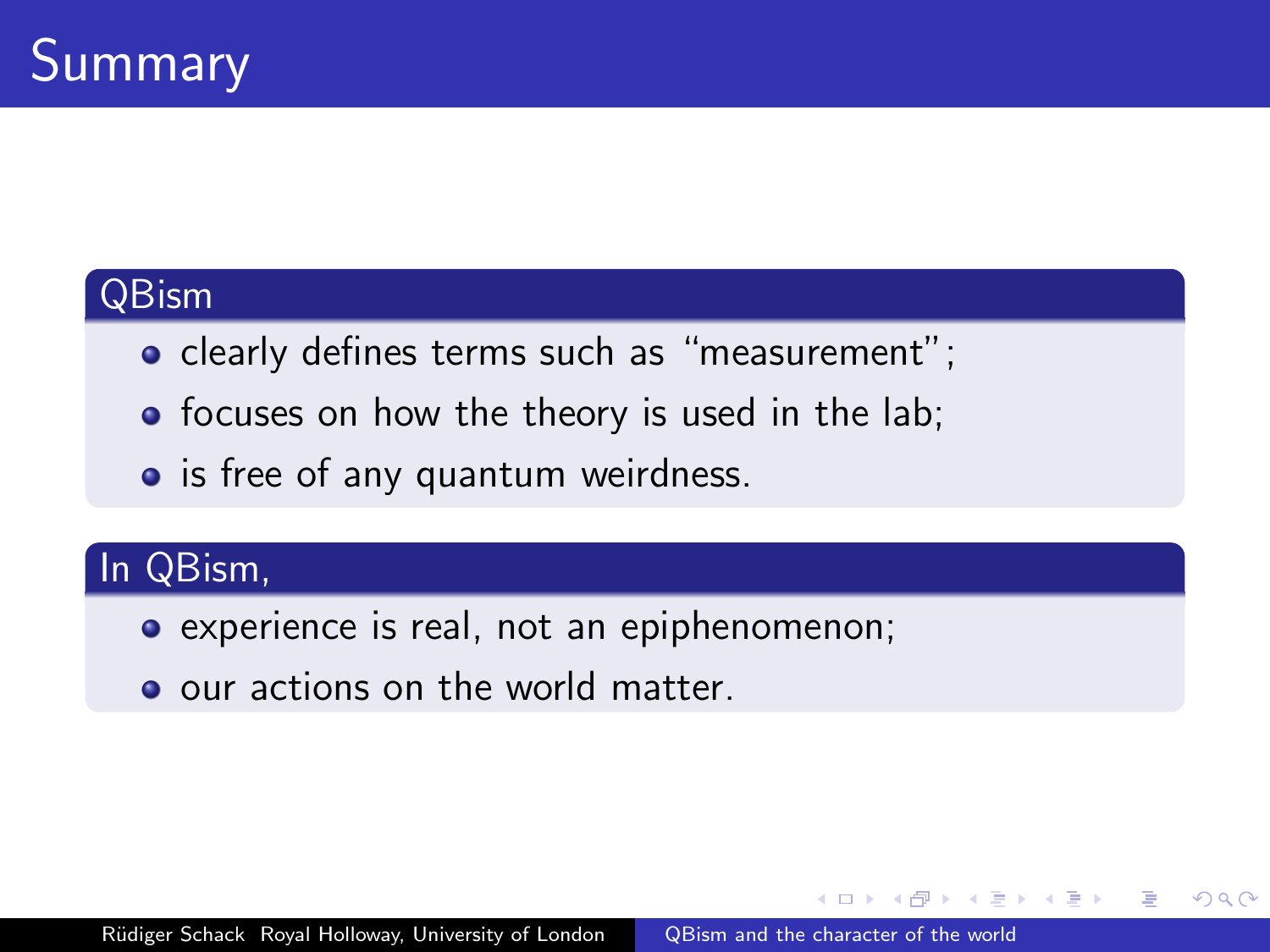# Summary

### QBism

- clearly defines terms such as "measurement";
- focuses on how the theory is used in the lab;
- is free of any quantum weirdness.

### In QBism,

- experience is real, not an epiphenomenon;
- our actions on the world matter.